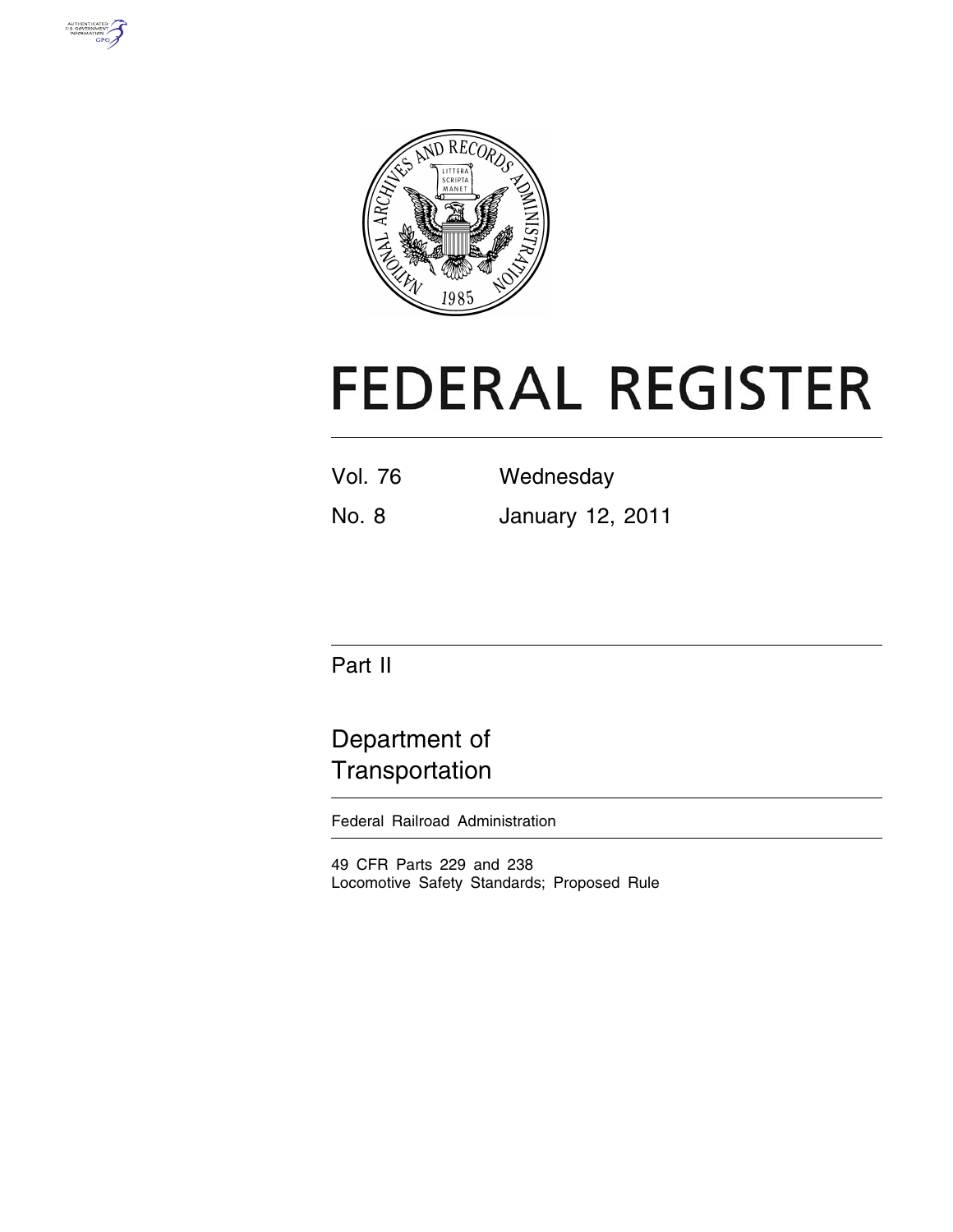# FEDERAL REGISTER

Vol. 76 Wednesday

No. 8 January 12, 2011

Part II

## Department of Transportation

Federal Railroad Administration

49 CFR Parts 229 and 238
Locomotive Safety Standards; Proposed Rule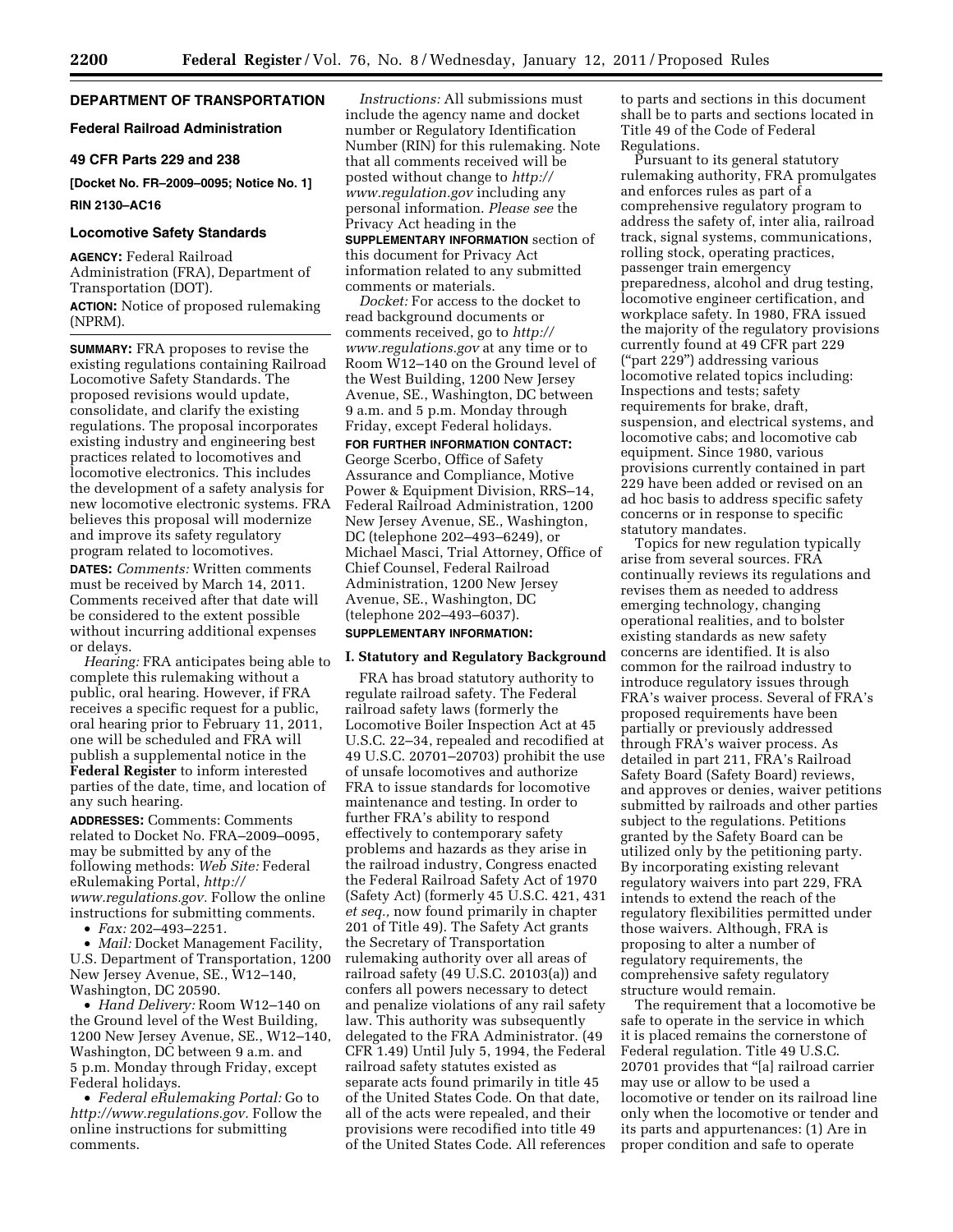# DEPARTMENT OF TRANSPORTATION

## Federal Railroad Administration

## 49 CFR Parts 229 and 238

**[Docket No. FR–2009–0095; Notice No. 1]**

**RIN 2130–AC16**

## Locomotive Safety Standards

**AGENCY:** Federal Railroad Administration (FRA), Department of Transportation (DOT).

**ACTION:** Notice of proposed rulemaking (NPRM).

**SUMMARY:** FRA proposes to revise the existing regulations containing Railroad Locomotive Safety Standards. The proposed revisions would update, consolidate, and clarify the existing regulations. The proposal incorporates existing industry and engineering best practices related to locomotives and locomotive electronics. This includes the development of a safety analysis for new locomotive electronic systems. FRA believes this proposal will modernize and improve its safety regulatory program related to locomotives.

**DATES:** *Comments:* Written comments must be received by March 14, 2011. Comments received after that date will be considered to the extent possible without incurring additional expenses or delays.

*Hearing:* FRA anticipates being able to complete this rulemaking without a public, oral hearing. However, if FRA receives a specific request for a public, oral hearing prior to February 11, 2011, one will be scheduled and FRA will publish a supplemental notice in the **Federal Register** to inform interested parties of the date, time, and location of any such hearing.

**ADDRESSES:** Comments: Comments related to Docket No. FRA–2009–0095, may be submitted by any of the following methods: *Web Site:* Federal eRulemaking Portal, *http://www.regulations.gov.* Follow the online instructions for submitting comments.

- *Fax:* 202–493–2251.
- *Mail:* Docket Management Facility, U.S. Department of Transportation, 1200 New Jersey Avenue, SE., W12–140, Washington, DC 20590.
- *Hand Delivery:* Room W12–140 on the Ground level of the West Building, 1200 New Jersey Avenue, SE., W12–140, Washington, DC between 9 a.m. and 5 p.m. Monday through Friday, except Federal holidays.
- *Federal eRulemaking Portal:* Go to *http://www.regulations.gov.* Follow the online instructions for submitting comments.

*Instructions:* All submissions must include the agency name and docket number or Regulatory Identification Number (RIN) for this rulemaking. Note that all comments received will be posted without change to *http://www.regulation.gov* including any personal information. *Please see* the Privacy Act heading in the **SUPPLEMENTARY INFORMATION** section of this document for Privacy Act information related to any submitted comments or materials.

*Docket:* For access to the docket to read background documents or comments received, go to *http://www.regulations.gov* at any time or to Room W12–140 on the Ground level of the West Building, 1200 New Jersey Avenue, SE., Washington, DC between 9 a.m. and 5 p.m. Monday through Friday, except Federal holidays.

**FOR FURTHER INFORMATION CONTACT:** George Scerbo, Office of Safety Assurance and Compliance, Motive Power & Equipment Division, RRS–14, Federal Railroad Administration, 1200 New Jersey Avenue, SE., Washington, DC (telephone 202–493–6249), or Michael Masci, Trial Attorney, Office of Chief Counsel, Federal Railroad Administration, 1200 New Jersey Avenue, SE., Washington, DC (telephone 202–493–6037).

**SUPPLEMENTARY INFORMATION:**

### I. Statutory and Regulatory Background

FRA has broad statutory authority to regulate railroad safety. The Federal railroad safety laws (formerly the Locomotive Boiler Inspection Act at 45 U.S.C. 22–34, repealed and recodified at 49 U.S.C. 20701–20703) prohibit the use of unsafe locomotives and authorize FRA to issue standards for locomotive maintenance and testing. In order to further FRA's ability to respond effectively to contemporary safety problems and hazards as they arise in the railroad industry, Congress enacted the Federal Railroad Safety Act of 1970 (Safety Act) (formerly 45 U.S.C. 421, 431 *et seq.,* now found primarily in chapter 201 of Title 49). The Safety Act grants the Secretary of Transportation rulemaking authority over all areas of railroad safety (49 U.S.C. 20103(a)) and confers all powers necessary to detect and penalize violations of any rail safety law. This authority was subsequently delegated to the FRA Administrator. (49 CFR 1.49) Until July 5, 1994, the Federal railroad safety statutes existed as separate acts found primarily in title 45 of the United States Code. On that date, all of the acts were repealed, and their provisions were recodified into title 49 of the United States Code. All references to parts and sections in this document shall be to parts and sections located in Title 49 of the Code of Federal Regulations.

Pursuant to its general statutory rulemaking authority, FRA promulgates and enforces rules as part of a comprehensive regulatory program to address the safety of, inter alia, railroad track, signal systems, communications, rolling stock, operating practices, passenger train emergency preparedness, alcohol and drug testing, locomotive engineer certification, and workplace safety. In 1980, FRA issued the majority of the regulatory provisions currently found at 49 CFR part 229 ("part 229") addressing various locomotive related topics including: Inspections and tests; safety requirements for brake, draft, suspension, and electrical systems, and locomotive cabs; and locomotive cab equipment. Since 1980, various provisions currently contained in part 229 have been added or revised on an ad hoc basis to address specific safety concerns or in response to specific statutory mandates.

Topics for new regulation typically arise from several sources. FRA continually reviews its regulations and revises them as needed to address emerging technology, changing operational realities, and to bolster existing standards as new safety concerns are identified. It is also common for the railroad industry to introduce regulatory issues through FRA's waiver process. Several of FRA's proposed requirements have been partially or previously addressed through FRA's waiver process. As detailed in part 211, FRA's Railroad Safety Board (Safety Board) reviews, and approves or denies, waiver petitions submitted by railroads and other parties subject to the regulations. Petitions granted by the Safety Board can be utilized only by the petitioning party. By incorporating existing relevant regulatory waivers into part 229, FRA intends to extend the reach of the regulatory flexibilities permitted under those waivers. Although, FRA is proposing to alter a number of regulatory requirements, the comprehensive safety regulatory structure would remain.

The requirement that a locomotive be safe to operate in the service in which it is placed remains the cornerstone of Federal regulation. Title 49 U.S.C. 20701 provides that "[a] railroad carrier may use or allow to be used a locomotive or tender on its railroad line only when the locomotive or tender and its parts and appurtenances: (1) Are in proper condition and safe to operate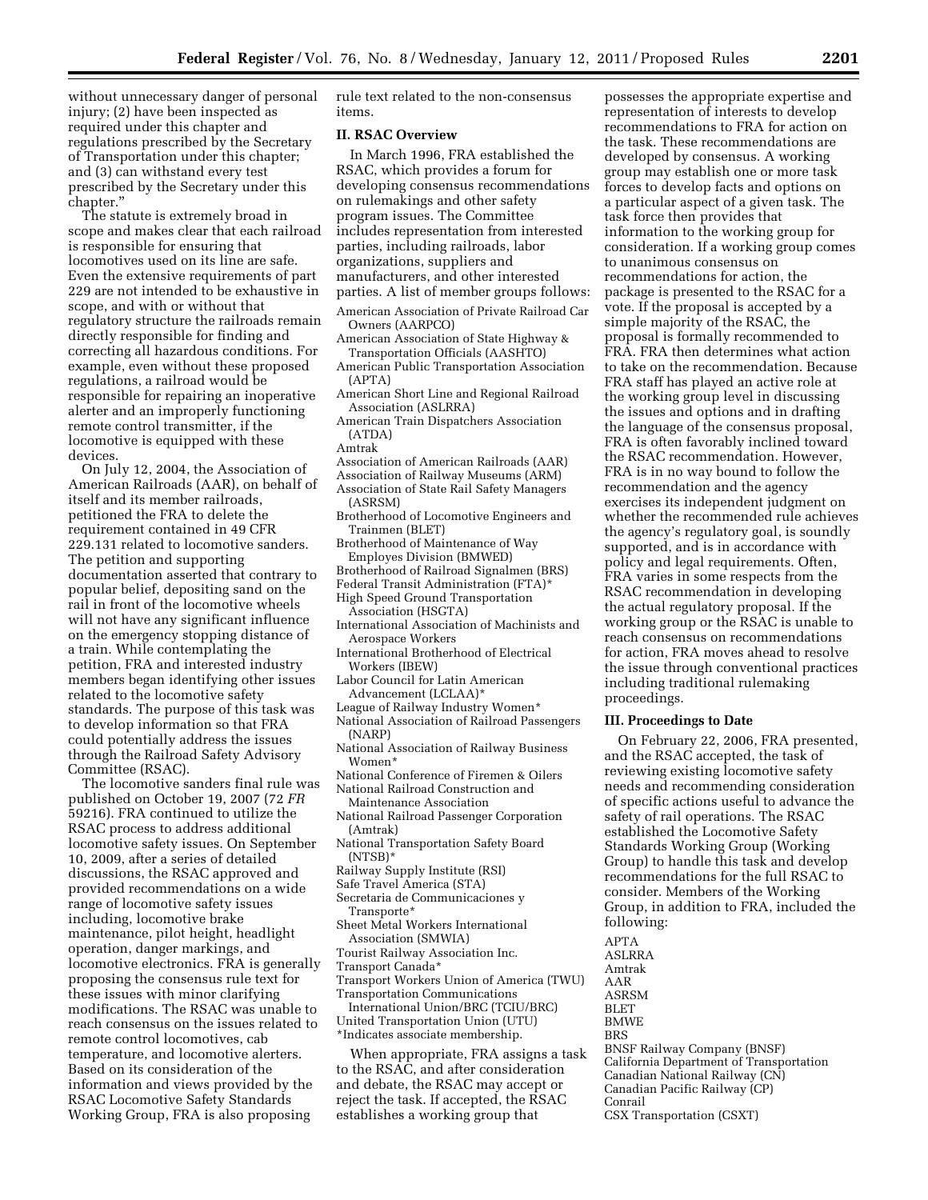without unnecessary danger of personal injury; (2) have been inspected as required under this chapter and regulations prescribed by the Secretary of Transportation under this chapter; and (3) can withstand every test prescribed by the Secretary under this chapter."

The statute is extremely broad in scope and makes clear that each railroad is responsible for ensuring that locomotives used on its line are safe. Even the extensive requirements of part 229 are not intended to be exhaustive in scope, and with or without that regulatory structure the railroads remain directly responsible for finding and correcting all hazardous conditions. For example, even without these proposed regulations, a railroad would be responsible for repairing an inoperative alerter and an improperly functioning remote control transmitter, if the locomotive is equipped with these devices.

On July 12, 2004, the Association of American Railroads (AAR), on behalf of itself and its member railroads, petitioned the FRA to delete the requirement contained in 49 CFR 229.131 related to locomotive sanders. The petition and supporting documentation asserted that contrary to popular belief, depositing sand on the rail in front of the locomotive wheels will not have any significant influence on the emergency stopping distance of a train. While contemplating the petition, FRA and interested industry members began identifying other issues related to the locomotive safety standards. The purpose of this task was to develop information so that FRA could potentially address the issues through the Railroad Safety Advisory Committee (RSAC).

The locomotive sanders final rule was published on October 19, 2007 (72 *FR* 59216). FRA continued to utilize the RSAC process to address additional locomotive safety issues. On September 10, 2009, after a series of detailed discussions, the RSAC approved and provided recommendations on a wide range of locomotive safety issues including, locomotive brake maintenance, pilot height, headlight operation, danger markings, and locomotive electronics. FRA is generally proposing the consensus rule text for these issues with minor clarifying modifications. The RSAC was unable to reach consensus on the issues related to remote control locomotives, cab temperature, and locomotive alerters. Based on its consideration of the information and views provided by the RSAC Locomotive Safety Standards Working Group, FRA is also proposing rule text related to the non-consensus items.

## II. RSAC Overview

In March 1996, FRA established the RSAC, which provides a forum for developing consensus recommendations on rulemakings and other safety program issues. The Committee includes representation from interested parties, including railroads, labor organizations, suppliers and manufacturers, and other interested parties. A list of member groups follows:

- American Association of Private Railroad Car Owners (AARPCO)
- American Association of State Highway & Transportation Officials (AASHTO)
- American Public Transportation Association (APTA)
- American Short Line and Regional Railroad Association (ASLRRA)
- American Train Dispatchers Association (ATDA)
- Amtrak
- Association of American Railroads (AAR)
- Association of Railway Museums (ARM)
- Association of State Rail Safety Managers (ASRSM)
- Brotherhood of Locomotive Engineers and Trainmen (BLET)
- Brotherhood of Maintenance of Way Employes Division (BMWED)
- Brotherhood of Railroad Signalmen (BRS)
- Federal Transit Administration (FTA)*
- High Speed Ground Transportation Association (HSGTA)
- International Association of Machinists and Aerospace Workers
- International Brotherhood of Electrical Workers (IBEW)
- Labor Council for Latin American Advancement (LCLAA)*
- League of Railway Industry Women*
- National Association of Railroad Passengers (NARP)
- National Association of Railway Business Women*
- National Conference of Firemen & Oilers
- National Railroad Construction and Maintenance Association
- National Railroad Passenger Corporation (Amtrak)
- National Transportation Safety Board (NTSB)*
- Railway Supply Institute (RSI)
- Safe Travel America (STA)
- Secretaria de Communicaciones y Transporte*
- Sheet Metal Workers International Association (SMWIA)
- Tourist Railway Association Inc.
- Transport Canada*
- Transport Workers Union of America (TWU)
- Transportation Communications International Union/BRC (TCIU/BRC)
- United Transportation Union (UTU)

*Indicates associate membership.

When appropriate, FRA assigns a task to the RSAC, and after consideration and debate, the RSAC may accept or reject the task. If accepted, the RSAC establishes a working group that possesses the appropriate expertise and representation of interests to develop recommendations to FRA for action on the task. These recommendations are developed by consensus. A working group may establish one or more task forces to develop facts and options on a particular aspect of a given task. The task force then provides that information to the working group for consideration. If a working group comes to unanimous consensus on recommendations for action, the package is presented to the RSAC for a vote. If the proposal is accepted by a simple majority of the RSAC, the proposal is formally recommended to FRA. FRA then determines what action to take on the recommendation. Because FRA staff has played an active role at the working group level in discussing the issues and options and in drafting the language of the consensus proposal, FRA is often favorably inclined toward the RSAC recommendation. However, FRA is in no way bound to follow the recommendation and the agency exercises its independent judgment on whether the recommended rule achieves the agency's regulatory goal, is soundly supported, and is in accordance with policy and legal requirements. Often, FRA varies in some respects from the RSAC recommendation in developing the actual regulatory proposal. If the working group or the RSAC is unable to reach consensus on recommendations for action, FRA moves ahead to resolve the issue through conventional practices including traditional rulemaking proceedings.

## III. Proceedings to Date

On February 22, 2006, FRA presented, and the RSAC accepted, the task of reviewing existing locomotive safety needs and recommending consideration of specific actions useful to advance the safety of rail operations. The RSAC established the Locomotive Safety Standards Working Group (Working Group) to handle this task and develop recommendations for the full RSAC to consider. Members of the Working Group, in addition to FRA, included the following:

- APTA
- ASLRRA
- Amtrak
- AAR
- ASRSM
- BLET
- BMWE
- BRS
- BNSF Railway Company (BNSF)
- California Department of Transportation
- Canadian National Railway (CN)
- Canadian Pacific Railway (CP)
- Conrail
- CSX Transportation (CSXT)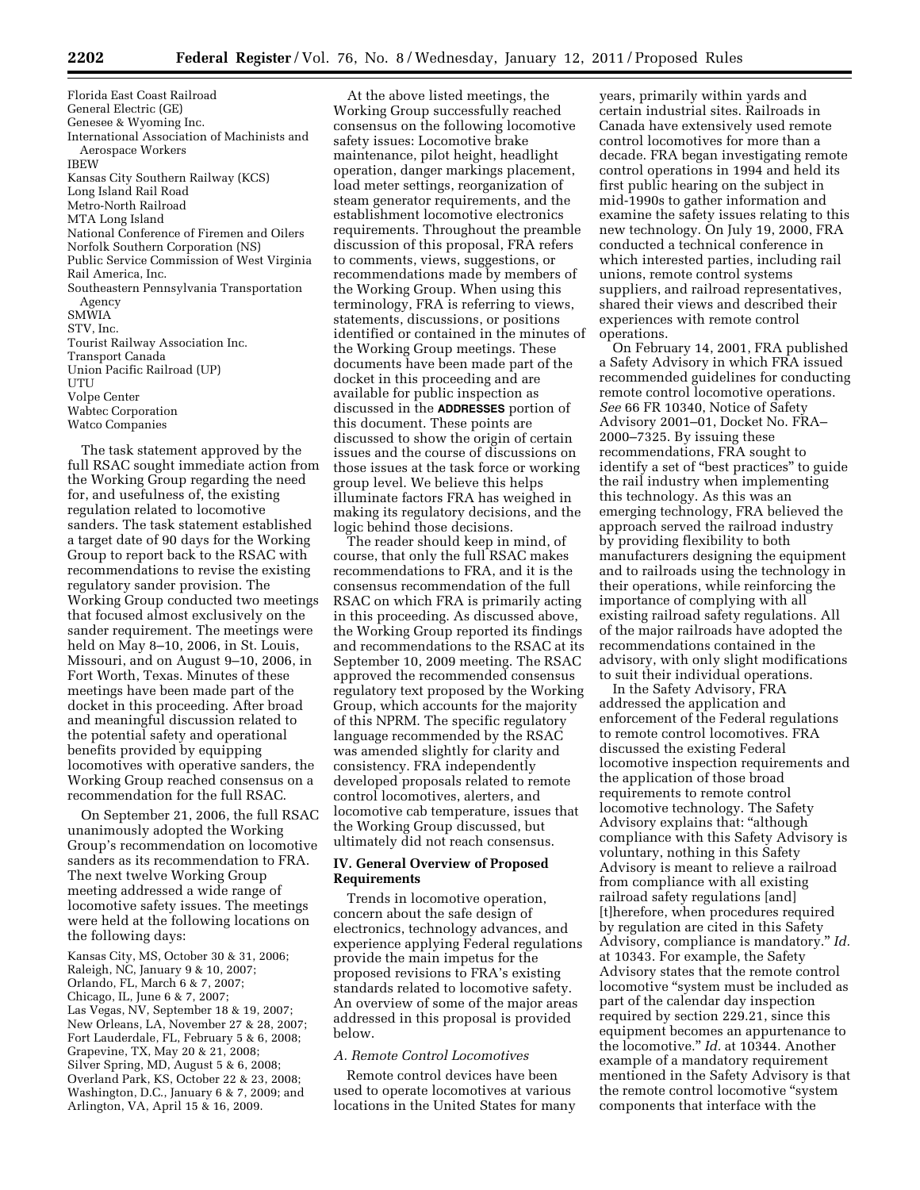Florida East Coast Railroad
General Electric (GE)
Genesee & Wyoming Inc.
International Association of Machinists and Aerospace Workers
IBEW
Kansas City Southern Railway (KCS)
Long Island Rail Road
Metro-North Railroad
MTA Long Island
National Conference of Firemen and Oilers
Norfolk Southern Corporation (NS)
Public Service Commission of West Virginia
Rail America, Inc.
Southeastern Pennsylvania Transportation Agency
SMWIA
STV, Inc.
Tourist Railway Association Inc.
Transport Canada
Union Pacific Railroad (UP)
UTU
Volpe Center
Wabtec Corporation
Watco Companies

The task statement approved by the full RSAC sought immediate action from the Working Group regarding the need for, and usefulness of, the existing regulation related to locomotive sanders. The task statement established a target date of 90 days for the Working Group to report back to the RSAC with recommendations to revise the existing regulatory sander provision. The Working Group conducted two meetings that focused almost exclusively on the sander requirement. The meetings were held on May 8–10, 2006, in St. Louis, Missouri, and on August 9–10, 2006, in Fort Worth, Texas. Minutes of these meetings have been made part of the docket in this proceeding. After broad and meaningful discussion related to the potential safety and operational benefits provided by equipping locomotives with operative sanders, the Working Group reached consensus on a recommendation for the full RSAC.

On September 21, 2006, the full RSAC unanimously adopted the Working Group's recommendation on locomotive sanders as its recommendation to FRA. The next twelve Working Group meeting addressed a wide range of locomotive safety issues. The meetings were held at the following locations on the following days:

Kansas City, MS, October 30 & 31, 2006;
Raleigh, NC, January 9 & 10, 2007;
Orlando, FL, March 6 & 7, 2007;
Chicago, IL, June 6 & 7, 2007;
Las Vegas, NV, September 18 & 19, 2007;
New Orleans, LA, November 27 & 28, 2007;
Fort Lauderdale, FL, February 5 & 6, 2008;
Grapevine, TX, May 20 & 21, 2008;
Silver Spring, MD, August 5 & 6, 2008;
Overland Park, KS, October 22 & 23, 2008;
Washington, D.C., January 6 & 7, 2009; and
Arlington, VA, April 15 & 16, 2009.

At the above listed meetings, the Working Group successfully reached consensus on the following locomotive safety issues: Locomotive brake maintenance, pilot height, headlight operation, danger markings placement, load meter settings, reorganization of steam generator requirements, and the establishment locomotive electronics requirements. Throughout the preamble discussion of this proposal, FRA refers to comments, views, suggestions, or recommendations made by members of the Working Group. When using this terminology, FRA is referring to views, statements, discussions, or positions identified or contained in the minutes of the Working Group meetings. These documents have been made part of the docket in this proceeding and are available for public inspection as discussed in the **ADDRESSES** portion of this document. These points are discussed to show the origin of certain issues and the course of discussions on those issues at the task force or working group level. We believe this helps illuminate factors FRA has weighed in making its regulatory decisions, and the logic behind those decisions.

The reader should keep in mind, of course, that only the full RSAC makes recommendations to FRA, and it is the consensus recommendation of the full RSAC on which FRA is primarily acting in this proceeding. As discussed above, the Working Group reported its findings and recommendations to the RSAC at its September 10, 2009 meeting. The RSAC approved the recommended consensus regulatory text proposed by the Working Group, which accounts for the majority of this NPRM. The specific regulatory language recommended by the RSAC was amended slightly for clarity and consistency. FRA independently developed proposals related to remote control locomotives, alerters, and locomotive cab temperature, issues that the Working Group discussed, but ultimately did not reach consensus.

## IV. General Overview of Proposed Requirements

Trends in locomotive operation, concern about the safe design of electronics, technology advances, and experience applying Federal regulations provide the main impetus for the proposed revisions to FRA's existing standards related to locomotive safety. An overview of some of the major areas addressed in this proposal is provided below.

### *A. Remote Control Locomotives*

Remote control devices have been used to operate locomotives at various locations in the United States for many years, primarily within yards and certain industrial sites. Railroads in Canada have extensively used remote control locomotives for more than a decade. FRA began investigating remote control operations in 1994 and held its first public hearing on the subject in mid-1990s to gather information and examine the safety issues relating to this new technology. On July 19, 2000, FRA conducted a technical conference in which interested parties, including rail unions, remote control systems suppliers, and railroad representatives, shared their views and described their experiences with remote control operations.

On February 14, 2001, FRA published a Safety Advisory in which FRA issued recommended guidelines for conducting remote control locomotive operations. *See* 66 FR 10340, Notice of Safety Advisory 2001–01, Docket No. FRA–2000–7325. By issuing these recommendations, FRA sought to identify a set of "best practices" to guide the rail industry when implementing this technology. As this was an emerging technology, FRA believed the approach served the railroad industry by providing flexibility to both manufacturers designing the equipment and to railroads using the technology in their operations, while reinforcing the importance of complying with all existing railroad safety regulations. All of the major railroads have adopted the recommendations contained in the advisory, with only slight modifications to suit their individual operations.

In the Safety Advisory, FRA addressed the application and enforcement of the Federal regulations to remote control locomotives. FRA discussed the existing Federal locomotive inspection requirements and the application of those broad requirements to remote control locomotive technology. The Safety Advisory explains that: "although compliance with this Safety Advisory is voluntary, nothing in this Safety Advisory is meant to relieve a railroad from compliance with all existing railroad safety regulations [and] [t]herefore, when procedures required by regulation are cited in this Safety Advisory, compliance is mandatory." *Id.* at 10343. For example, the Safety Advisory states that the remote control locomotive "system must be included as part of the calendar day inspection required by section 229.21, since this equipment becomes an appurtenance to the locomotive." *Id.* at 10344. Another example of a mandatory requirement mentioned in the Safety Advisory is that the remote control locomotive "system components that interface with the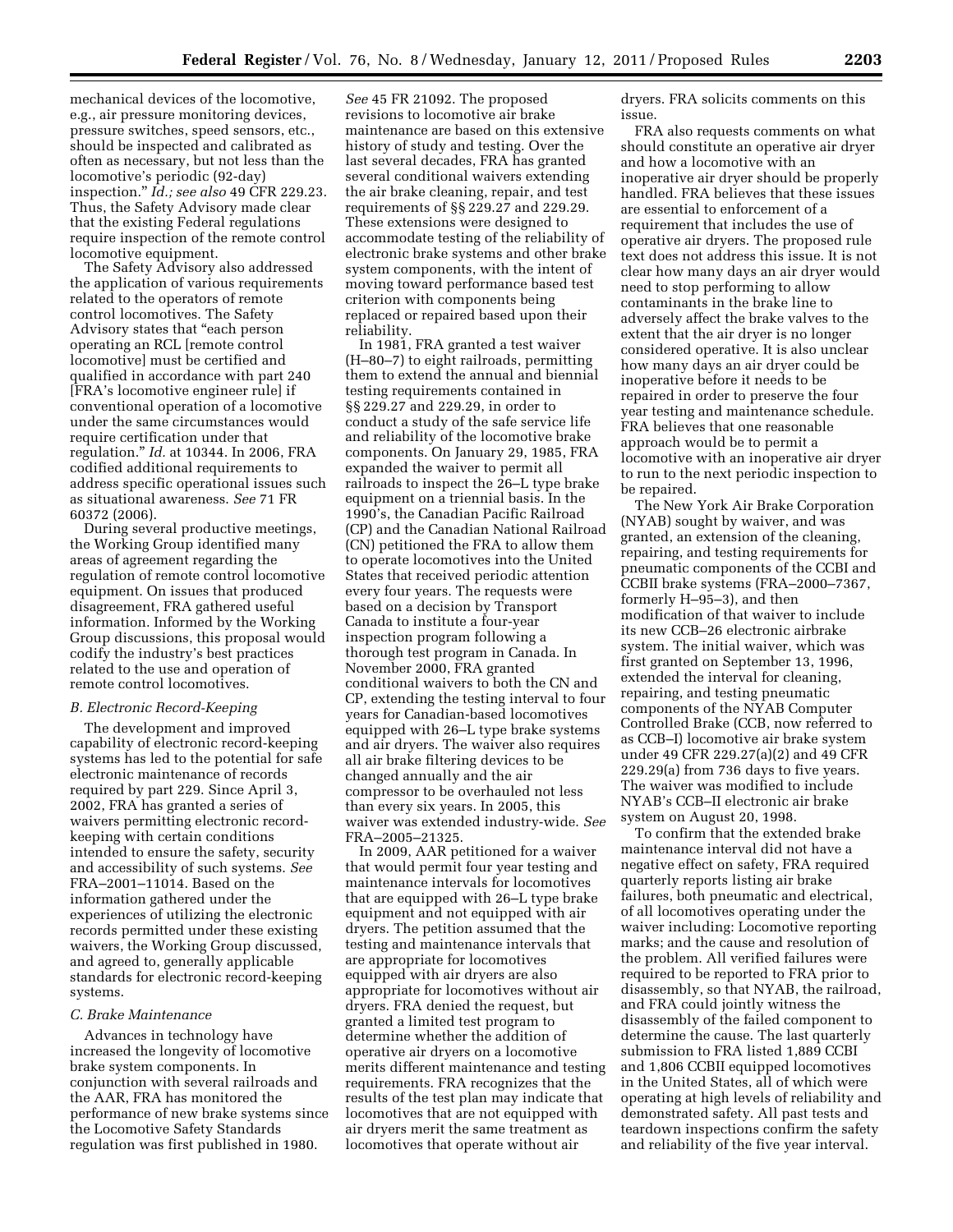mechanical devices of the locomotive, e.g., air pressure monitoring devices, pressure switches, speed sensors, etc., should be inspected and calibrated as often as necessary, but not less than the locomotive's periodic (92-day) inspection." *Id.; see also* 49 CFR 229.23. Thus, the Safety Advisory made clear that the existing Federal regulations require inspection of the remote control locomotive equipment.

The Safety Advisory also addressed the application of various requirements related to the operators of remote control locomotives. The Safety Advisory states that "each person operating an RCL [remote control locomotive] must be certified and qualified in accordance with part 240 [FRA's locomotive engineer rule] if conventional operation of a locomotive under the same circumstances would require certification under that regulation." *Id.* at 10344. In 2006, FRA codified additional requirements to address specific operational issues such as situational awareness. *See* 71 FR 60372 (2006).

During several productive meetings, the Working Group identified many areas of agreement regarding the regulation of remote control locomotive equipment. On issues that produced disagreement, FRA gathered useful information. Informed by the Working Group discussions, this proposal would codify the industry's best practices related to the use and operation of remote control locomotives.

### *B. Electronic Record-Keeping*

The development and improved capability of electronic record-keeping systems has led to the potential for safe electronic maintenance of records required by part 229. Since April 3, 2002, FRA has granted a series of waivers permitting electronic record-keeping with certain conditions intended to ensure the safety, security and accessibility of such systems. *See* FRA–2001–11014. Based on the information gathered under the experiences of utilizing the electronic records permitted under these existing waivers, the Working Group discussed, and agreed to, generally applicable standards for electronic record-keeping systems.

### *C. Brake Maintenance*

Advances in technology have increased the longevity of locomotive brake system components. In conjunction with several railroads and the AAR, FRA has monitored the performance of new brake systems since the Locomotive Safety Standards regulation was first published in 1980. *See* 45 FR 21092. The proposed revisions to locomotive air brake maintenance are based on this extensive history of study and testing. Over the last several decades, FRA has granted several conditional waivers extending the air brake cleaning, repair, and test requirements of §§ 229.27 and 229.29. These extensions were designed to accommodate testing of the reliability of electronic brake systems and other brake system components, with the intent of moving toward performance based test criterion with components being replaced or repaired based upon their reliability.

In 1981, FRA granted a test waiver (H–80–7) to eight railroads, permitting them to extend the annual and biennial testing requirements contained in §§ 229.27 and 229.29, in order to conduct a study of the safe service life and reliability of the locomotive brake components. On January 29, 1985, FRA expanded the waiver to permit all railroads to inspect the 26–L type brake equipment on a triennial basis. In the 1990's, the Canadian Pacific Railroad (CP) and the Canadian National Railroad (CN) petitioned the FRA to allow them to operate locomotives into the United States that received periodic attention every four years. The requests were based on a decision by Transport Canada to institute a four-year inspection program following a thorough test program in Canada. In November 2000, FRA granted conditional waivers to both the CN and CP, extending the testing interval to four years for Canadian-based locomotives equipped with 26–L type brake systems and air dryers. The waiver also requires all air brake filtering devices to be changed annually and the air compressor to be overhauled not less than every six years. In 2005, this waiver was extended industry-wide. *See* FRA–2005–21325.

In 2009, AAR petitioned for a waiver that would permit four year testing and maintenance intervals for locomotives that are equipped with 26–L type brake equipment and not equipped with air dryers. The petition assumed that the testing and maintenance intervals that are appropriate for locomotives equipped with air dryers are also appropriate for locomotives without air dryers. FRA denied the request, but granted a limited test program to determine whether the addition of operative air dryers on a locomotive merits different maintenance and testing requirements. FRA recognizes that the results of the test plan may indicate that locomotives that are not equipped with air dryers merit the same treatment as locomotives that operate without air dryers. FRA solicits comments on this issue.

FRA also requests comments on what should constitute an operative air dryer and how a locomotive with an inoperative air dryer should be properly handled. FRA believes that these issues are essential to enforcement of a requirement that includes the use of operative air dryers. The proposed rule text does not address this issue. It is not clear how many days an air dryer would need to stop performing to allow contaminants in the brake line to adversely affect the brake valves to the extent that the air dryer is no longer considered operative. It is also unclear how many days an air dryer could be inoperative before it needs to be repaired in order to preserve the four year testing and maintenance schedule. FRA believes that one reasonable approach would be to permit a locomotive with an inoperative air dryer to run to the next periodic inspection to be repaired.

The New York Air Brake Corporation (NYAB) sought by waiver, and was granted, an extension of the cleaning, repairing, and testing requirements for pneumatic components of the CCBI and CCBII brake systems (FRA–2000–7367, formerly H–95–3), and then modification of that waiver to include its new CCB–26 electronic airbrake system. The initial waiver, which was first granted on September 13, 1996, extended the interval for cleaning, repairing, and testing pneumatic components of the NYAB Computer Controlled Brake (CCB, now referred to as CCB–I) locomotive air brake system under 49 CFR 229.27(a)(2) and 49 CFR 229.29(a) from 736 days to five years. The waiver was modified to include NYAB's CCB–II electronic air brake system on August 20, 1998.

To confirm that the extended brake maintenance interval did not have a negative effect on safety, FRA required quarterly reports listing air brake failures, both pneumatic and electrical, of all locomotives operating under the waiver including: Locomotive reporting marks; and the cause and resolution of the problem. All verified failures were required to be reported to FRA prior to disassembly, so that NYAB, the railroad, and FRA could jointly witness the disassembly of the failed component to determine the cause. The last quarterly submission to FRA listed 1,889 CCBI and 1,806 CCBII equipped locomotives in the United States, all of which were operating at high levels of reliability and demonstrated safety. All past tests and teardown inspections confirm the safety and reliability of the five year interval.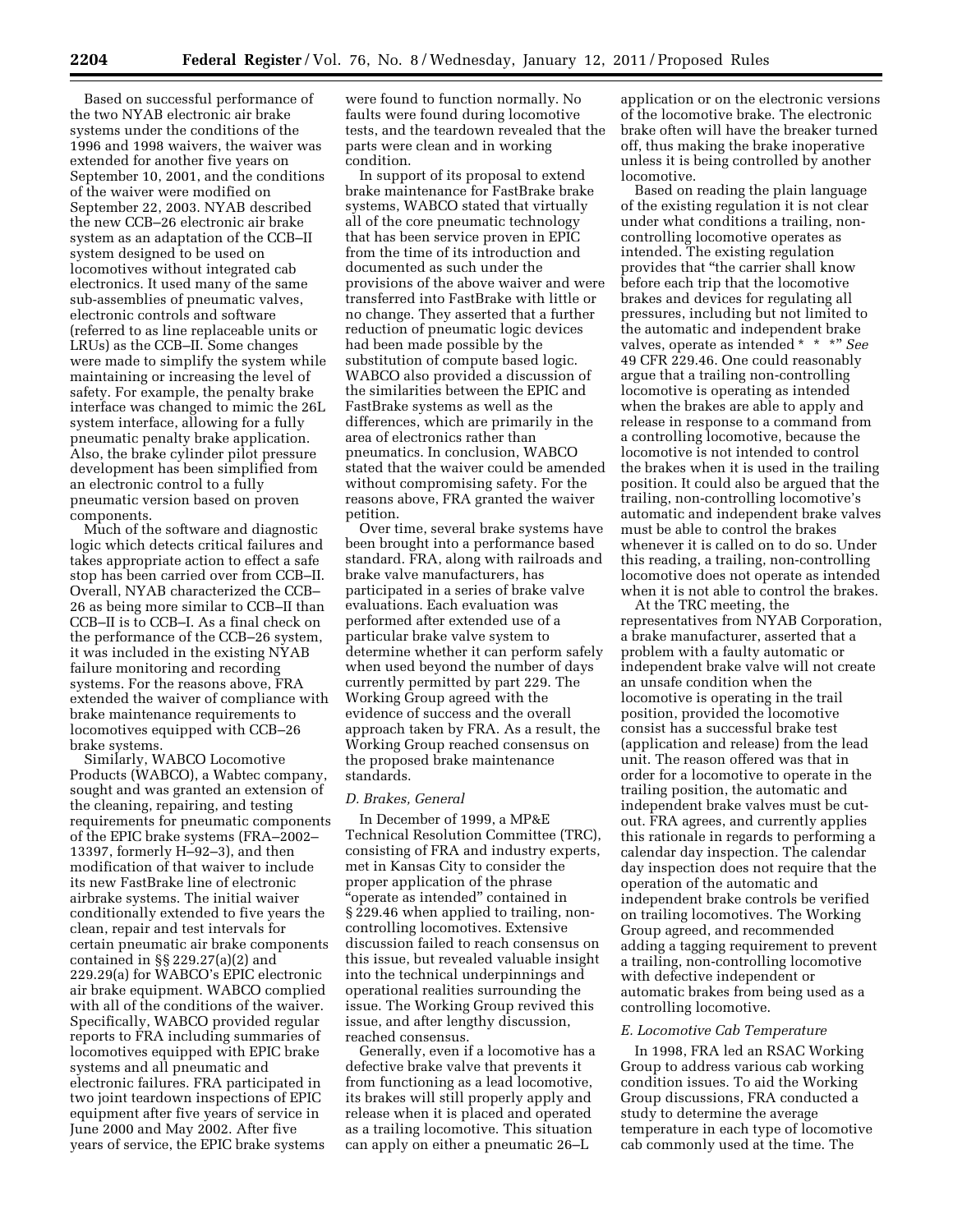Based on successful performance of the two NYAB electronic air brake systems under the conditions of the 1996 and 1998 waivers, the waiver was extended for another five years on September 10, 2001, and the conditions of the waiver were modified on September 22, 2003. NYAB described the new CCB–26 electronic air brake system as an adaptation of the CCB–II system designed to be used on locomotives without integrated cab electronics. It used many of the same sub-assemblies of pneumatic valves, electronic controls and software (referred to as line replaceable units or LRUs) as the CCB–II. Some changes were made to simplify the system while maintaining or increasing the level of safety. For example, the penalty brake interface was changed to mimic the 26L system interface, allowing for a fully pneumatic penalty brake application. Also, the brake cylinder pilot pressure development has been simplified from an electronic control to a fully pneumatic version based on proven components.

Much of the software and diagnostic logic which detects critical failures and takes appropriate action to effect a safe stop has been carried over from CCB–II. Overall, NYAB characterized the CCB–26 as being more similar to CCB–II than CCB–II is to CCB–I. As a final check on the performance of the CCB–26 system, it was included in the existing NYAB failure monitoring and recording systems. For the reasons above, FRA extended the waiver of compliance with brake maintenance requirements to locomotives equipped with CCB–26 brake systems.

Similarly, WABCO Locomotive Products (WABCO), a Wabtec company, sought and was granted an extension of the cleaning, repairing, and testing requirements for pneumatic components of the EPIC brake systems (FRA–2002–13397, formerly H–92–3), and then modification of that waiver to include its new FastBrake line of electronic airbrake systems. The initial waiver conditionally extended to five years the clean, repair and test intervals for certain pneumatic air brake components contained in §§ 229.27(a)(2) and 229.29(a) for WABCO's EPIC electronic air brake equipment. WABCO complied with all of the conditions of the waiver. Specifically, WABCO provided regular reports to FRA including summaries of locomotives equipped with EPIC brake systems and all pneumatic and electronic failures. FRA participated in two joint teardown inspections of EPIC equipment after five years of service in June 2000 and May 2002. After five years of service, the EPIC brake systems were found to function normally. No faults were found during locomotive tests, and the teardown revealed that the parts were clean and in working condition.

In support of its proposal to extend brake maintenance for FastBrake brake systems, WABCO stated that virtually all of the core pneumatic technology that has been service proven in EPIC from the time of its introduction and documented as such under the provisions of the above waiver and were transferred into FastBrake with little or no change. They asserted that a further reduction of pneumatic logic devices had been made possible by the substitution of compute based logic. WABCO also provided a discussion of the similarities between the EPIC and FastBrake systems as well as the differences, which are primarily in the area of electronics rather than pneumatics. In conclusion, WABCO stated that the waiver could be amended without compromising safety. For the reasons above, FRA granted the waiver petition.

Over time, several brake systems have been brought into a performance based standard. FRA, along with railroads and brake valve manufacturers, has participated in a series of brake valve evaluations. Each evaluation was performed after extended use of a particular brake valve system to determine whether it can perform safely when used beyond the number of days currently permitted by part 229. The Working Group agreed with the evidence of success and the overall approach taken by FRA. As a result, the Working Group reached consensus on the proposed brake maintenance standards.

### *D. Brakes, General*

In December of 1999, a MP&E Technical Resolution Committee (TRC), consisting of FRA and industry experts, met in Kansas City to consider the proper application of the phrase "operate as intended" contained in § 229.46 when applied to trailing, non-controlling locomotives. Extensive discussion failed to reach consensus on this issue, but revealed valuable insight into the technical underpinnings and operational realities surrounding the issue. The Working Group revived this issue, and after lengthy discussion, reached consensus.

Generally, even if a locomotive has a defective brake valve that prevents it from functioning as a lead locomotive, its brakes will still properly apply and release when it is placed and operated as a trailing locomotive. This situation can apply on either a pneumatic 26–L application or on the electronic versions of the locomotive brake. The electronic brake often will have the breaker turned off, thus making the brake inoperative unless it is being controlled by another locomotive.

Based on reading the plain language of the existing regulation it is not clear under what conditions a trailing, non-controlling locomotive operates as intended. The existing regulation provides that "the carrier shall know before each trip that the locomotive brakes and devices for regulating all pressures, including but not limited to the automatic and independent brake valves, operate as intended * * *" *See* 49 CFR 229.46. One could reasonably argue that a trailing non-controlling locomotive is operating as intended when the brakes are able to apply and release in response to a command from a controlling locomotive, because the locomotive is not intended to control the brakes when it is used in the trailing position. It could also be argued that the trailing, non-controlling locomotive's automatic and independent brake valves must be able to control the brakes whenever it is called on to do so. Under this reading, a trailing, non-controlling locomotive does not operate as intended when it is not able to control the brakes.

At the TRC meeting, the representatives from NYAB Corporation, a brake manufacturer, asserted that a problem with a faulty automatic or independent brake valve will not create an unsafe condition when the locomotive is operating in the trail position, provided the locomotive consist has a successful brake test (application and release) from the lead unit. The reason offered was that in order for a locomotive to operate in the trailing position, the automatic and independent brake valves must be cut-out. FRA agrees, and currently applies this rationale in regards to performing a calendar day inspection. The calendar day inspection does not require that the operation of the automatic and independent brake controls be verified on trailing locomotives. The Working Group agreed, and recommended adding a tagging requirement to prevent a trailing, non-controlling locomotive with defective independent or automatic brakes from being used as a controlling locomotive.

### *E. Locomotive Cab Temperature*

In 1998, FRA led an RSAC Working Group to address various cab working condition issues. To aid the Working Group discussions, FRA conducted a study to determine the average temperature in each type of locomotive cab commonly used at the time. The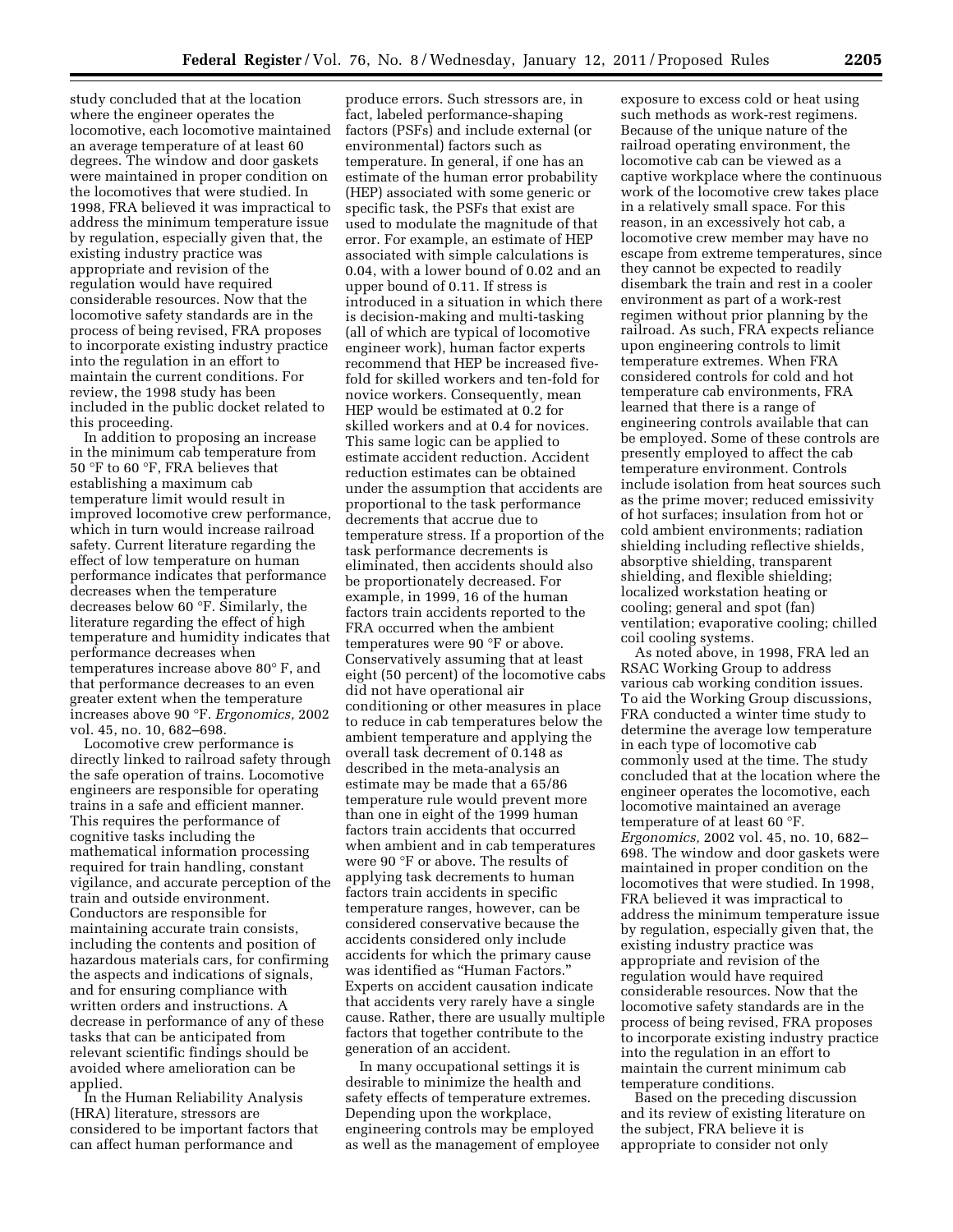study concluded that at the location where the engineer operates the locomotive, each locomotive maintained an average temperature of at least 60 degrees. The window and door gaskets were maintained in proper condition on the locomotives that were studied. In 1998, FRA believed it was impractical to address the minimum temperature issue by regulation, especially given that, the existing industry practice was appropriate and revision of the regulation would have required considerable resources. Now that the locomotive safety standards are in the process of being revised, FRA proposes to incorporate existing industry practice into the regulation in an effort to maintain the current conditions. For review, the 1998 study has been included in the public docket related to this proceeding.

In addition to proposing an increase in the minimum cab temperature from 50 °F to 60 °F, FRA believes that establishing a maximum cab temperature limit would result in improved locomotive crew performance, which in turn would increase railroad safety. Current literature regarding the effect of low temperature on human performance indicates that performance decreases when the temperature decreases below 60 °F. Similarly, the literature regarding the effect of high temperature and humidity indicates that performance decreases when temperatures increase above 80° F, and that performance decreases to an even greater extent when the temperature increases above 90 °F. *Ergonomics,* 2002 vol. 45, no. 10, 682–698.

Locomotive crew performance is directly linked to railroad safety through the safe operation of trains. Locomotive engineers are responsible for operating trains in a safe and efficient manner. This requires the performance of cognitive tasks including the mathematical information processing required for train handling, constant vigilance, and accurate perception of the train and outside environment. Conductors are responsible for maintaining accurate train consists, including the contents and position of hazardous materials cars, for confirming the aspects and indications of signals, and for ensuring compliance with written orders and instructions. A decrease in performance of any of these tasks that can be anticipated from relevant scientific findings should be avoided where amelioration can be applied.

In the Human Reliability Analysis (HRA) literature, stressors are considered to be important factors that can affect human performance and produce errors. Such stressors are, in fact, labeled performance-shaping factors (PSFs) and include external (or environmental) factors such as temperature. In general, if one has an estimate of the human error probability (HEP) associated with some generic or specific task, the PSFs that exist are used to modulate the magnitude of that error. For example, an estimate of HEP associated with simple calculations is 0.04, with a lower bound of 0.02 and an upper bound of 0.11. If stress is introduced in a situation in which there is decision-making and multi-tasking (all of which are typical of locomotive engineer work), human factor experts recommend that HEP be increased five-fold for skilled workers and ten-fold for novice workers. Consequently, mean HEP would be estimated at 0.2 for skilled workers and at 0.4 for novices. This same logic can be applied to estimate accident reduction. Accident reduction estimates can be obtained under the assumption that accidents are proportional to the task performance decrements that accrue due to temperature stress. If a proportion of the task performance decrements is eliminated, then accidents should also be proportionately decreased. For example, in 1999, 16 of the human factors train accidents reported to the FRA occurred when the ambient temperatures were 90 °F or above. Conservatively assuming that at least eight (50 percent) of the locomotive cabs did not have operational air conditioning or other measures in place to reduce in cab temperatures below the ambient temperature and applying the overall task decrement of 0.148 as described in the meta-analysis an estimate may be made that a 65/86 temperature rule would prevent more than one in eight of the 1999 human factors train accidents that occurred when ambient and in cab temperatures were 90 °F or above. The results of applying task decrements to human factors train accidents in specific temperature ranges, however, can be considered conservative because the accidents considered only include accidents for which the primary cause was identified as "Human Factors." Experts on accident causation indicate that accidents very rarely have a single cause. Rather, there are usually multiple factors that together contribute to the generation of an accident.

In many occupational settings it is desirable to minimize the health and safety effects of temperature extremes. Depending upon the workplace, engineering controls may be employed as well as the management of employee exposure to excess cold or heat using such methods as work-rest regimens. Because of the unique nature of the railroad operating environment, the locomotive cab can be viewed as a captive workplace where the continuous work of the locomotive crew takes place in a relatively small space. For this reason, in an excessively hot cab, a locomotive crew member may have no escape from extreme temperatures, since they cannot be expected to readily disembark the train and rest in a cooler environment as part of a work-rest regimen without prior planning by the railroad. As such, FRA expects reliance upon engineering controls to limit temperature extremes. When FRA considered controls for cold and hot temperature cab environments, FRA learned that there is a range of engineering controls available that can be employed. Some of these controls are presently employed to affect the cab temperature environment. Controls include isolation from heat sources such as the prime mover; reduced emissivity of hot surfaces; insulation from hot or cold ambient environments; radiation shielding including reflective shields, absorptive shielding, transparent shielding, and flexible shielding; localized workstation heating or cooling; general and spot (fan) ventilation; evaporative cooling; chilled coil cooling systems.

As noted above, in 1998, FRA led an RSAC Working Group to address various cab working condition issues. To aid the Working Group discussions, FRA conducted a winter time study to determine the average low temperature in each type of locomotive cab commonly used at the time. The study concluded that at the location where the engineer operates the locomotive, each locomotive maintained an average temperature of at least 60 °F. *Ergonomics,* 2002 vol. 45, no. 10, 682–698. The window and door gaskets were maintained in proper condition on the locomotives that were studied. In 1998, FRA believed it was impractical to address the minimum temperature issue by regulation, especially given that, the existing industry practice was appropriate and revision of the regulation would have required considerable resources. Now that the locomotive safety standards are in the process of being revised, FRA proposes to incorporate existing industry practice into the regulation in an effort to maintain the current minimum cab temperature conditions.

Based on the preceding discussion and its review of existing literature on the subject, FRA believe it is appropriate to consider not only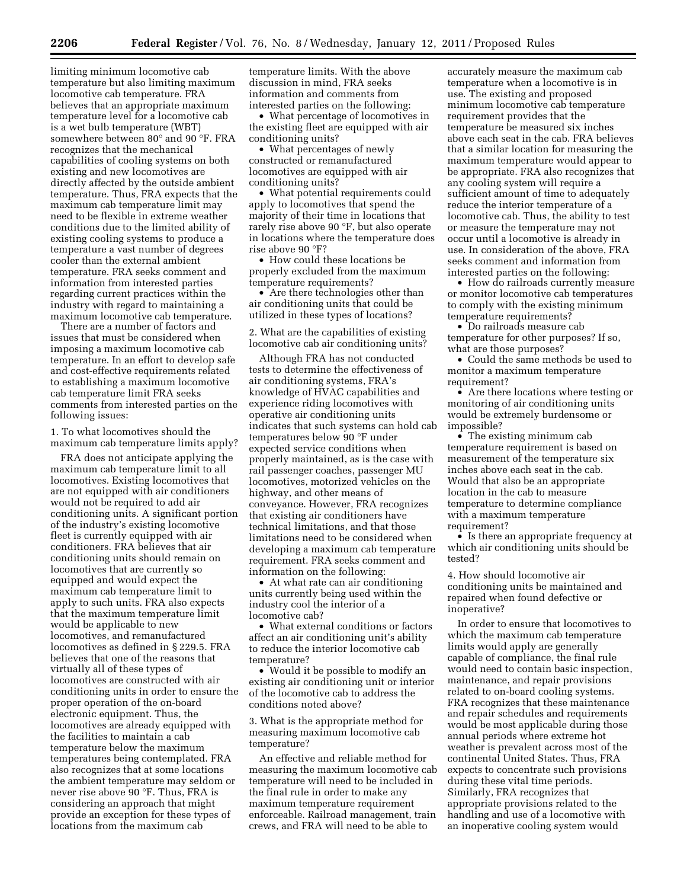limiting minimum locomotive cab temperature but also limiting maximum locomotive cab temperature. FRA believes that an appropriate maximum temperature level for a locomotive cab is a wet bulb temperature (WBT) somewhere between 80° and 90 °F. FRA recognizes that the mechanical capabilities of cooling systems on both existing and new locomotives are directly affected by the outside ambient temperature. Thus, FRA expects that the maximum cab temperature limit may need to be flexible in extreme weather conditions due to the limited ability of existing cooling systems to produce a temperature a vast number of degrees cooler than the external ambient temperature. FRA seeks comment and information from interested parties regarding current practices within the industry with regard to maintaining a maximum locomotive cab temperature.

There are a number of factors and issues that must be considered when imposing a maximum locomotive cab temperature. In an effort to develop safe and cost-effective requirements related to establishing a maximum locomotive cab temperature limit FRA seeks comments from interested parties on the following issues:

1. To what locomotives should the maximum cab temperature limits apply?

FRA does not anticipate applying the maximum cab temperature limit to all locomotives. Existing locomotives that are not equipped with air conditioners would not be required to add air conditioning units. A significant portion of the industry's existing locomotive fleet is currently equipped with air conditioners. FRA believes that air conditioning units should remain on locomotives that are currently so equipped and would expect the maximum cab temperature limit to apply to such units. FRA also expects that the maximum temperature limit would be applicable to new locomotives, and remanufactured locomotives as defined in § 229.5. FRA believes that one of the reasons that virtually all of these types of locomotives are constructed with air conditioning units in order to ensure the proper operation of the on-board electronic equipment. Thus, the locomotives are already equipped with the facilities to maintain a cab temperature below the maximum temperatures being contemplated. FRA also recognizes that at some locations the ambient temperature may seldom or never rise above 90 °F. Thus, FRA is considering an approach that might provide an exception for these types of locations from the maximum cab temperature limits. With the above discussion in mind, FRA seeks information and comments from interested parties on the following:

- What percentage of locomotives in the existing fleet are equipped with air conditioning units?
- What percentages of newly constructed or remanufactured locomotives are equipped with air conditioning units?
- What potential requirements could apply to locomotives that spend the majority of their time in locations that rarely rise above 90 °F, but also operate in locations where the temperature does rise above 90 °F?
- How could these locations be properly excluded from the maximum temperature requirements?
- Are there technologies other than air conditioning units that could be utilized in these types of locations?

2. What are the capabilities of existing locomotive cab air conditioning units?

Although FRA has not conducted tests to determine the effectiveness of air conditioning systems, FRA's knowledge of HVAC capabilities and experience riding locomotives with operative air conditioning units indicates that such systems can hold cab temperatures below 90 °F under expected service conditions when properly maintained, as is the case with rail passenger coaches, passenger MU locomotives, motorized vehicles on the highway, and other means of conveyance. However, FRA recognizes that existing air conditioners have technical limitations, and that those limitations need to be considered when developing a maximum cab temperature requirement. FRA seeks comment and information on the following:

- At what rate can air conditioning units currently being used within the industry cool the interior of a locomotive cab?
- What external conditions or factors affect an air conditioning unit's ability to reduce the interior locomotive cab temperature?
- Would it be possible to modify an existing air conditioning unit or interior of the locomotive cab to address the conditions noted above?

3. What is the appropriate method for measuring maximum locomotive cab temperature?

An effective and reliable method for measuring the maximum locomotive cab temperature will need to be included in the final rule in order to make any maximum temperature requirement enforceable. Railroad management, train crews, and FRA will need to be able to accurately measure the maximum cab temperature when a locomotive is in use. The existing and proposed minimum locomotive cab temperature requirement provides that the temperature be measured six inches above each seat in the cab. FRA believes that a similar location for measuring the maximum temperature would appear to be appropriate. FRA also recognizes that any cooling system will require a sufficient amount of time to adequately reduce the interior temperature of a locomotive cab. Thus, the ability to test or measure the temperature may not occur until a locomotive is already in use. In consideration of the above, FRA seeks comment and information from interested parties on the following:

- How do railroads currently measure or monitor locomotive cab temperatures to comply with the existing minimum temperature requirements?
- Do railroads measure cab temperature for other purposes? If so, what are those purposes?
- Could the same methods be used to monitor a maximum temperature requirement?
- Are there locations where testing or monitoring of air conditioning units would be extremely burdensome or impossible?
- The existing minimum cab temperature requirement is based on measurement of the temperature six inches above each seat in the cab. Would that also be an appropriate location in the cab to measure temperature to determine compliance with a maximum temperature requirement?
- Is there an appropriate frequency at which air conditioning units should be tested?

4. How should locomotive air conditioning units be maintained and repaired when found defective or inoperative?

In order to ensure that locomotives to which the maximum cab temperature limits would apply are generally capable of compliance, the final rule would need to contain basic inspection, maintenance, and repair provisions related to on-board cooling systems. FRA recognizes that these maintenance and repair schedules and requirements would be most applicable during those annual periods where extreme hot weather is prevalent across most of the continental United States. Thus, FRA expects to concentrate such provisions during these vital time periods. Similarly, FRA recognizes that appropriate provisions related to the handling and use of a locomotive with an inoperative cooling system would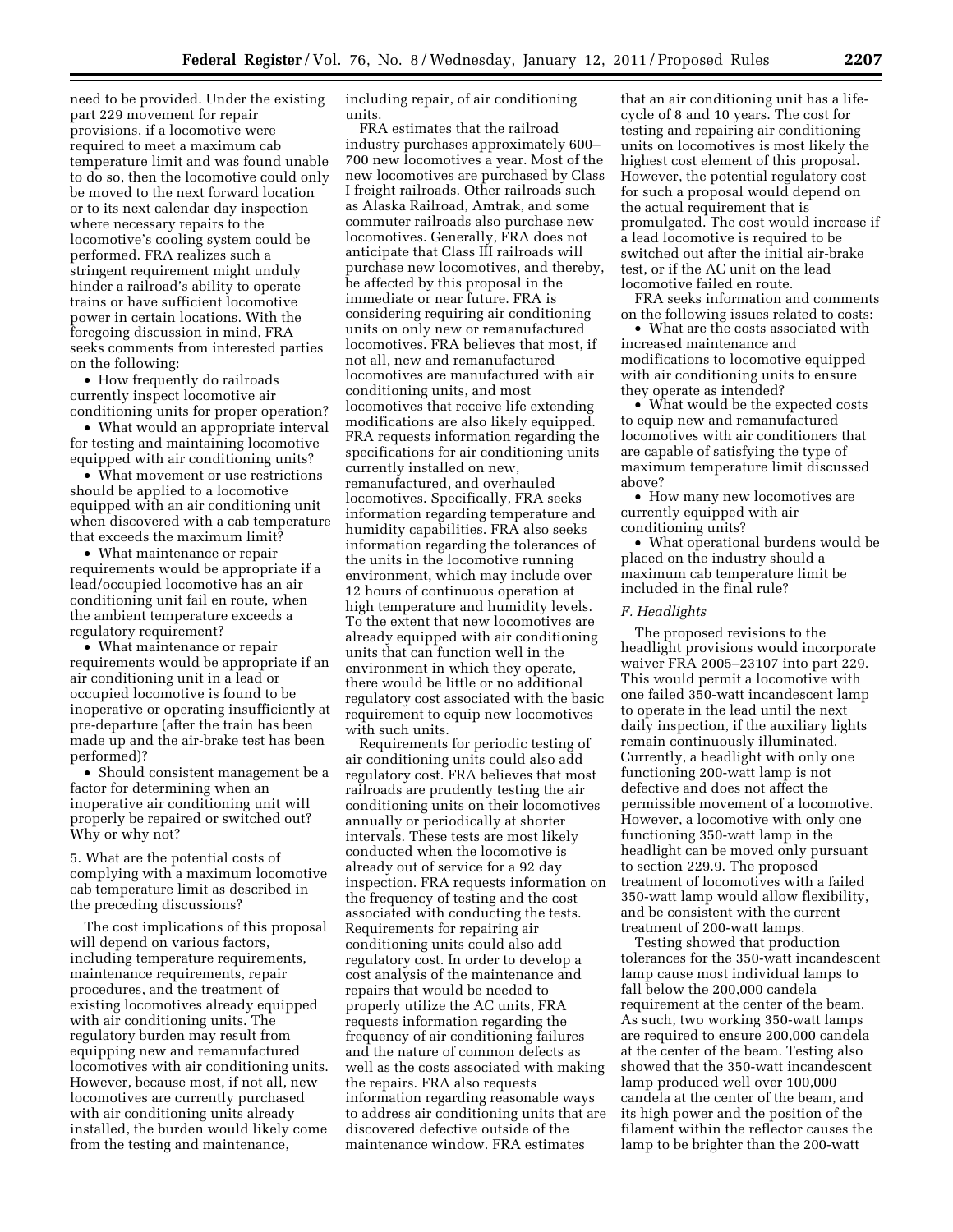need to be provided. Under the existing part 229 movement for repair provisions, if a locomotive were required to meet a maximum cab temperature limit and was found unable to do so, then the locomotive could only be moved to the next forward location or to its next calendar day inspection where necessary repairs to the locomotive's cooling system could be performed. FRA realizes such a stringent requirement might unduly hinder a railroad's ability to operate trains or have sufficient locomotive power in certain locations. With the foregoing discussion in mind, FRA seeks comments from interested parties on the following:

- How frequently do railroads currently inspect locomotive air conditioning units for proper operation?
- What would an appropriate interval for testing and maintaining locomotive equipped with air conditioning units?
- What movement or use restrictions should be applied to a locomotive equipped with an air conditioning unit when discovered with a cab temperature that exceeds the maximum limit?
- What maintenance or repair requirements would be appropriate if a lead/occupied locomotive has an air conditioning unit fail en route, when the ambient temperature exceeds a regulatory requirement?
- What maintenance or repair requirements would be appropriate if an air conditioning unit in a lead or occupied locomotive is found to be inoperative or operating insufficiently at pre-departure (after the train has been made up and the air-brake test has been performed)?
- Should consistent management be a factor for determining when an inoperative air conditioning unit will properly be repaired or switched out? Why or why not?

5. What are the potential costs of complying with a maximum locomotive cab temperature limit as described in the preceding discussions?

The cost implications of this proposal will depend on various factors, including temperature requirements, maintenance requirements, repair procedures, and the treatment of existing locomotives already equipped with air conditioning units. The regulatory burden may result from equipping new and remanufactured locomotives with air conditioning units. However, because most, if not all, new locomotives are currently purchased with air conditioning units already installed, the burden would likely come from the testing and maintenance, including repair, of air conditioning units.

FRA estimates that the railroad industry purchases approximately 600–700 new locomotives a year. Most of the new locomotives are purchased by Class I freight railroads. Other railroads such as Alaska Railroad, Amtrak, and some commuter railroads also purchase new locomotives. Generally, FRA does not anticipate that Class III railroads will purchase new locomotives, and thereby, be affected by this proposal in the immediate or near future. FRA is considering requiring air conditioning units on only new or remanufactured locomotives. FRA believes that most, if not all, new and remanufactured locomotives are manufactured with air conditioning units, and most locomotives that receive life extending modifications are also likely equipped. FRA requests information regarding the specifications for air conditioning units currently installed on new, remanufactured, and overhauled locomotives. Specifically, FRA seeks information regarding temperature and humidity capabilities. FRA also seeks information regarding the tolerances of the units in the locomotive running environment, which may include over 12 hours of continuous operation at high temperature and humidity levels. To the extent that new locomotives are already equipped with air conditioning units that can function well in the environment in which they operate, there would be little or no additional regulatory cost associated with the basic requirement to equip new locomotives with such units.

Requirements for periodic testing of air conditioning units could also add regulatory cost. FRA believes that most railroads are prudently testing the air conditioning units on their locomotives annually or periodically at shorter intervals. These tests are most likely conducted when the locomotive is already out of service for a 92 day inspection. FRA requests information on the frequency of testing and the cost associated with conducting the tests. Requirements for repairing air conditioning units could also add regulatory cost. In order to develop a cost analysis of the maintenance and repairs that would be needed to properly utilize the AC units, FRA requests information regarding the frequency of air conditioning failures and the nature of common defects as well as the costs associated with making the repairs. FRA also requests information regarding reasonable ways to address air conditioning units that are discovered defective outside of the maintenance window. FRA estimates that an air conditioning unit has a life-cycle of 8 and 10 years. The cost for testing and repairing air conditioning units on locomotives is most likely the highest cost element of this proposal. However, the potential regulatory cost for such a proposal would depend on the actual requirement that is promulgated. The cost would increase if a lead locomotive is required to be switched out after the initial air-brake test, or if the AC unit on the lead locomotive failed en route.

FRA seeks information and comments on the following issues related to costs:

- What are the costs associated with increased maintenance and modifications to locomotive equipped with air conditioning units to ensure they operate as intended?
- What would be the expected costs to equip new and remanufactured locomotives with air conditioners that are capable of satisfying the type of maximum temperature limit discussed above?
- How many new locomotives are currently equipped with air conditioning units?
- What operational burdens would be placed on the industry should a maximum cab temperature limit be included in the final rule?

*F. Headlights*

The proposed revisions to the headlight provisions would incorporate waiver FRA 2005–23107 into part 229. This would permit a locomotive with one failed 350-watt incandescent lamp to operate in the lead until the next daily inspection, if the auxiliary lights remain continuously illuminated. Currently, a headlight with only one functioning 200-watt lamp is not defective and does not affect the permissible movement of a locomotive. However, a locomotive with only one functioning 350-watt lamp in the headlight can be moved only pursuant to section 229.9. The proposed treatment of locomotives with a failed 350-watt lamp would allow flexibility, and be consistent with the current treatment of 200-watt lamps.

Testing showed that production tolerances for the 350-watt incandescent lamp cause most individual lamps to fall below the 200,000 candela requirement at the center of the beam. As such, two working 350-watt lamps are required to ensure 200,000 candela at the center of the beam. Testing also showed that the 350-watt incandescent lamp produced well over 100,000 candela at the center of the beam, and its high power and the position of the filament within the reflector causes the lamp to be brighter than the 200-watt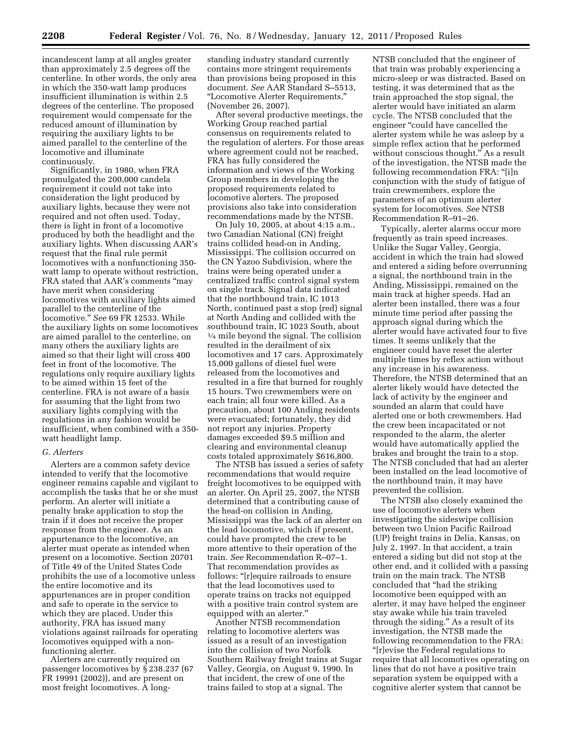incandescent lamp at all angles greater than approximately 2.5 degrees off the centerline. In other words, the only area in which the 350-watt lamp produces insufficient illumination is within 2.5 degrees of the centerline. The proposed requirement would compensate for the reduced amount of illumination by requiring the auxiliary lights to be aimed parallel to the centerline of the locomotive and illuminate continuously.

Significantly, in 1980, when FRA promulgated the 200,000 candela requirement it could not take into consideration the light produced by auxiliary lights, because they were not required and not often used. Today, there is light in front of a locomotive produced by both the headlight and the auxiliary lights. When discussing AAR's request that the final rule permit locomotives with a nonfunctioning 350-watt lamp to operate without restriction, FRA stated that AAR's comments "may have merit when considering locomotives with auxiliary lights aimed parallel to the centerline of the locomotive." *See* 69 FR 12533. While the auxiliary lights on some locomotives are aimed parallel to the centerline, on many others the auxiliary lights are aimed so that their light will cross 400 feet in front of the locomotive. The regulations only require auxiliary lights to be aimed within 15 feet of the centerline. FRA is not aware of a basis for assuming that the light from two auxiliary lights complying with the regulations in any fashion would be insufficient, when combined with a 350-watt headlight lamp.

### *G. Alerters*

Alerters are a common safety device intended to verify that the locomotive engineer remains capable and vigilant to accomplish the tasks that he or she must perform. An alerter will initiate a penalty brake application to stop the train if it does not receive the proper response from the engineer. As an appurtenance to the locomotive, an alerter must operate as intended when present on a locomotive. Section 20701 of Title 49 of the United States Code prohibits the use of a locomotive unless the entire locomotive and its appurtenances are in proper condition and safe to operate in the service to which they are placed. Under this authority, FRA has issued many violations against railroads for operating locomotives equipped with a non-functioning alerter.

Alerters are currently required on passenger locomotives by § 238.237 (67 FR 19991 (2002)), and are present on most freight locomotives. A long-standing industry standard currently contains more stringent requirements than provisions being proposed in this document. *See* AAR Standard S–5513, "Locomotive Alerter Requirements," (November 26, 2007).

After several productive meetings, the Working Group reached partial consensus on requirements related to the regulation of alerters. For those areas where agreement could not be reached, FRA has fully considered the information and views of the Working Group members in developing the proposed requirements related to locomotive alerters. The proposed provisions also take into consideration recommendations made by the NTSB.

On July 10, 2005, at about 4:15 a.m., two Canadian National (CN) freight trains collided head-on in Anding, Mississippi. The collision occurred on the CN Yazoo Subdivision, where the trains were being operated under a centralized traffic control signal system on single track. Signal data indicated that the northbound train, IC 1013 North, continued past a stop (red) signal at North Anding and collided with the southbound train, IC 1023 South, about 1/4 mile beyond the signal. The collision resulted in the derailment of six locomotives and 17 cars. Approximately 15,000 gallons of diesel fuel were released from the locomotives and resulted in a fire that burned for roughly 15 hours. Two crewmembers were on each train; all four were killed. As a precaution, about 100 Anding residents were evacuated; fortunately, they did not report any injuries. Property damages exceeded $9.5 million and clearing and environmental cleanup costs totaled approximately $616,800.

The NTSB has issued a series of safety recommendations that would require freight locomotives to be equipped with an alerter. On April 25, 2007, the NTSB determined that a contributing cause of the head-on collision in Anding, Mississippi was the lack of an alerter on the lead locomotive, which if present, could have prompted the crew to be more attentive to their operation of the train. *See* Recommendation R–07–1. That recommendation provides as follows: "[r]equire railroads to ensure that the lead locomotives used to operate trains on tracks not equipped with a positive train control system are equipped with an alerter."

Another NTSB recommendation relating to locomotive alerters was issued as a result of an investigation into the collision of two Norfolk Southern Railway freight trains at Sugar Valley, Georgia, on August 9, 1990. In that incident, the crew of one of the trains failed to stop at a signal. The NTSB concluded that the engineer of that train was probably experiencing a micro-sleep or was distracted. Based on testing, it was determined that as the train approached the stop signal, the alerter would have initiated an alarm cycle. The NTSB concluded that the engineer "could have cancelled the alerter system while he was asleep by a simple reflex action that he performed without conscious thought." As a result of the investigation, the NTSB made the following recommendation FRA: "[i]n conjunction with the study of fatigue of train crewmembers, explore the parameters of an optimum alerter system for locomotives. *See* NTSB Recommendation R–91–26.

Typically, alerter alarms occur more frequently as train speed increases. Unlike the Sugar Valley, Georgia, accident in which the train had slowed and entered a siding before overrunning a signal, the northbound train in the Anding, Mississippi, remained on the main track at higher speeds. Had an alerter been installed, there was a four minute time period after passing the approach signal during which the alerter would have activated four to five times. It seems unlikely that the engineer could have reset the alerter multiple times by reflex action without any increase in his awareness. Therefore, the NTSB determined that an alerter likely would have detected the lack of activity by the engineer and sounded an alarm that could have alerted one or both crewmembers. Had the crew been incapacitated or not responded to the alarm, the alerter would have automatically applied the brakes and brought the train to a stop. The NTSB concluded that had an alerter been installed on the lead locomotive of the northbound train, it may have prevented the collision.

The NTSB also closely examined the use of locomotive alerters when investigating the sideswipe collision between two Union Pacific Railroad (UP) freight trains in Delia, Kansas, on July 2, 1997. In that accident, a train entered a siding but did not stop at the other end, and it collided with a passing train on the main track. The NTSB concluded that "had the striking locomotive been equipped with an alerter, it may have helped the engineer stay awake while his train traveled through the siding." As a result of its investigation, the NTSB made the following recommendation to the FRA: "[r]evise the Federal regulations to require that all locomotives operating on lines that do not have a positive train separation system be equipped with a cognitive alerter system that cannot be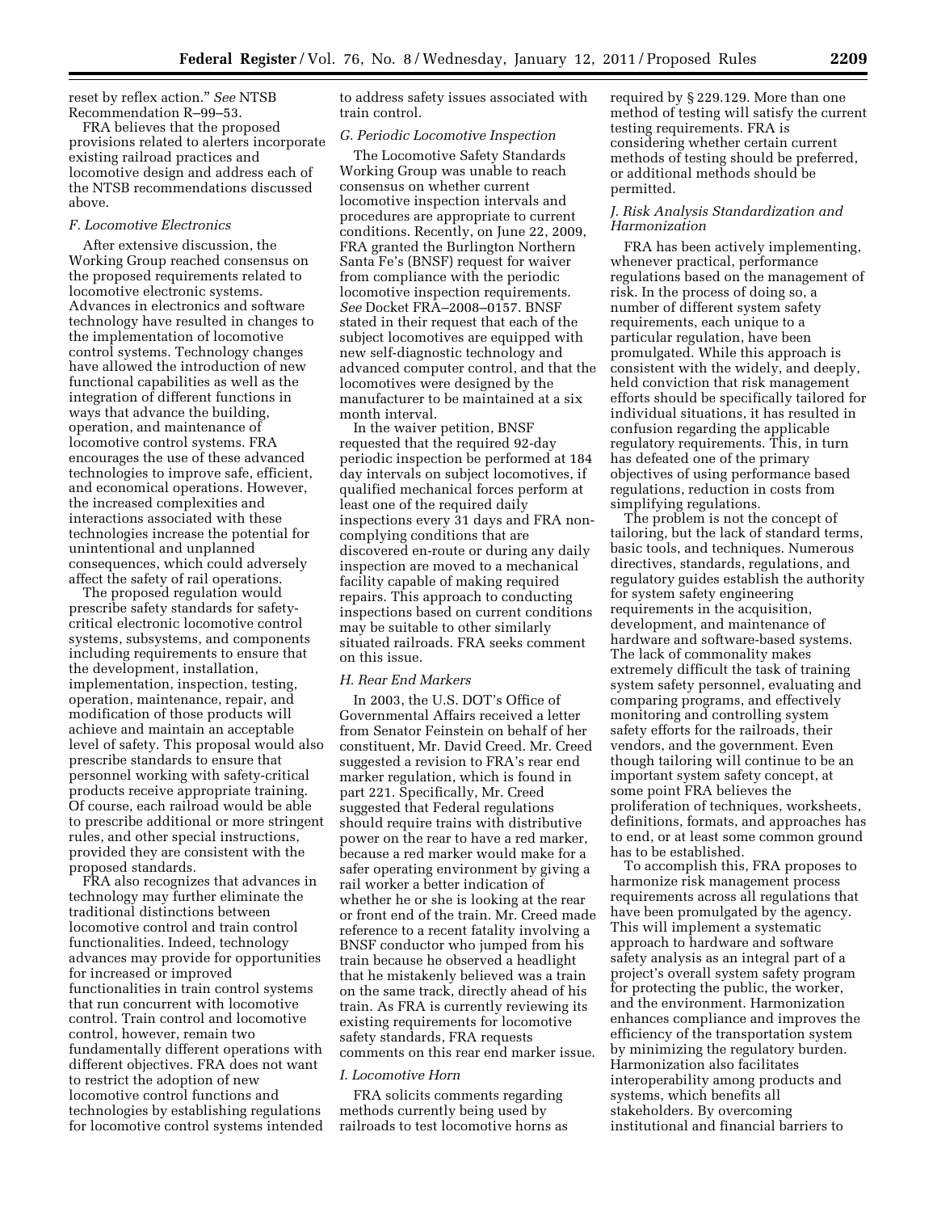reset by reflex action." *See* NTSB Recommendation R–99–53.

FRA believes that the proposed provisions related to alerters incorporate existing railroad practices and locomotive design and address each of the NTSB recommendations discussed above.

### *F. Locomotive Electronics*

After extensive discussion, the Working Group reached consensus on the proposed requirements related to locomotive electronic systems. Advances in electronics and software technology have resulted in changes to the implementation of locomotive control systems. Technology changes have allowed the introduction of new functional capabilities as well as the integration of different functions in ways that advance the building, operation, and maintenance of locomotive control systems. FRA encourages the use of these advanced technologies to improve safe, efficient, and economical operations. However, the increased complexities and interactions associated with these technologies increase the potential for unintentional and unplanned consequences, which could adversely affect the safety of rail operations.

The proposed regulation would prescribe safety standards for safety-critical electronic locomotive control systems, subsystems, and components including requirements to ensure that the development, installation, implementation, inspection, testing, operation, maintenance, repair, and modification of those products will achieve and maintain an acceptable level of safety. This proposal would also prescribe standards to ensure that personnel working with safety-critical products receive appropriate training. Of course, each railroad would be able to prescribe additional or more stringent rules, and other special instructions, provided they are consistent with the proposed standards.

FRA also recognizes that advances in technology may further eliminate the traditional distinctions between locomotive control and train control functionalities. Indeed, technology advances may provide for opportunities for increased or improved functionalities in train control systems that run concurrent with locomotive control. Train control and locomotive control, however, remain two fundamentally different operations with different objectives. FRA does not want to restrict the adoption of new locomotive control functions and technologies by establishing regulations for locomotive control systems intended to address safety issues associated with train control.

### *G. Periodic Locomotive Inspection*

The Locomotive Safety Standards Working Group was unable to reach consensus on whether current locomotive inspection intervals and procedures are appropriate to current conditions. Recently, on June 22, 2009, FRA granted the Burlington Northern Santa Fe's (BNSF) request for waiver from compliance with the periodic locomotive inspection requirements. *See* Docket FRA–2008–0157. BNSF stated in their request that each of the subject locomotives are equipped with new self-diagnostic technology and advanced computer control, and that the locomotives were designed by the manufacturer to be maintained at a six month interval.

In the waiver petition, BNSF requested that the required 92-day periodic inspection be performed at 184 day intervals on subject locomotives, if qualified mechanical forces perform at least one of the required daily inspections every 31 days and FRA non-complying conditions that are discovered en-route or during any daily inspection are moved to a mechanical facility capable of making required repairs. This approach to conducting inspections based on current conditions may be suitable to other similarly situated railroads. FRA seeks comment on this issue.

### *H. Rear End Markers*

In 2003, the U.S. DOT's Office of Governmental Affairs received a letter from Senator Feinstein on behalf of her constituent, Mr. David Creed. Mr. Creed suggested a revision to FRA's rear end marker regulation, which is found in part 221. Specifically, Mr. Creed suggested that Federal regulations should require trains with distributive power on the rear to have a red marker, because a red marker would make for a safer operating environment by giving a rail worker a better indication of whether he or she is looking at the rear or front end of the train. Mr. Creed made reference to a recent fatality involving a BNSF conductor who jumped from his train because he observed a headlight that he mistakenly believed was a train on the same track, directly ahead of his train. As FRA is currently reviewing its existing requirements for locomotive safety standards, FRA requests comments on this rear end marker issue.

### *I. Locomotive Horn*

FRA solicits comments regarding methods currently being used by railroads to test locomotive horns as required by § 229.129. More than one method of testing will satisfy the current testing requirements. FRA is considering whether certain current methods of testing should be preferred, or additional methods should be permitted.

### *J. Risk Analysis Standardization and Harmonization*

FRA has been actively implementing, whenever practical, performance regulations based on the management of risk. In the process of doing so, a number of different system safety requirements, each unique to a particular regulation, have been promulgated. While this approach is consistent with the widely, and deeply, held conviction that risk management efforts should be specifically tailored for individual situations, it has resulted in confusion regarding the applicable regulatory requirements. This, in turn has defeated one of the primary objectives of using performance based regulations, reduction in costs from simplifying regulations.

The problem is not the concept of tailoring, but the lack of standard terms, basic tools, and techniques. Numerous directives, standards, regulations, and regulatory guides establish the authority for system safety engineering requirements in the acquisition, development, and maintenance of hardware and software-based systems. The lack of commonality makes extremely difficult the task of training system safety personnel, evaluating and comparing programs, and effectively monitoring and controlling system safety efforts for the railroads, their vendors, and the government. Even though tailoring will continue to be an important system safety concept, at some point FRA believes the proliferation of techniques, worksheets, definitions, formats, and approaches has to end, or at least some common ground has to be established.

To accomplish this, FRA proposes to harmonize risk management process requirements across all regulations that have been promulgated by the agency. This will implement a systematic approach to hardware and software safety analysis as an integral part of a project's overall system safety program for protecting the public, the worker, and the environment. Harmonization enhances compliance and improves the efficiency of the transportation system by minimizing the regulatory burden. Harmonization also facilitates interoperability among products and systems, which benefits all stakeholders. By overcoming institutional and financial barriers to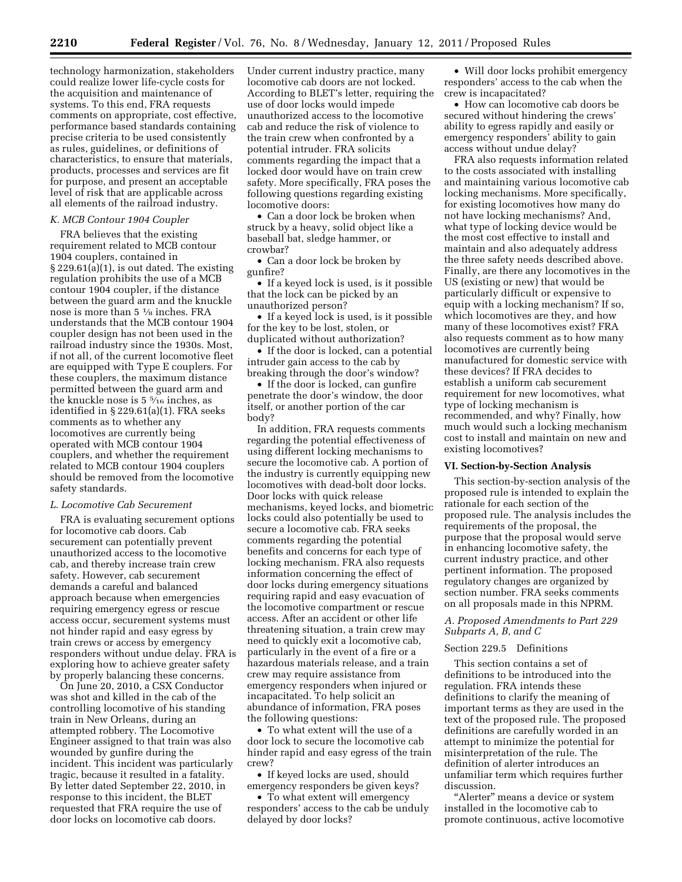technology harmonization, stakeholders could realize lower life-cycle costs for the acquisition and maintenance of systems. To this end, FRA requests comments on appropriate, cost effective, performance based standards containing precise criteria to be used consistently as rules, guidelines, or definitions of characteristics, to ensure that materials, products, processes and services are fit for purpose, and present an acceptable level of risk that are applicable across all elements of the railroad industry.

### *K. MCB Contour 1904 Coupler*

FRA believes that the existing requirement related to MCB contour 1904 couplers, contained in § 229.61(a)(1), is out dated. The existing regulation prohibits the use of a MCB contour 1904 coupler, if the distance between the guard arm and the knuckle nose is more than 5 1⁄8 inches. FRA understands that the MCB contour 1904 coupler design has not been used in the railroad industry since the 1930s. Most, if not all, of the current locomotive fleet are equipped with Type E couplers. For these couplers, the maximum distance permitted between the guard arm and the knuckle nose is 5 5⁄16 inches, as identified in § 229.61(a)(1). FRA seeks comments as to whether any locomotives are currently being operated with MCB contour 1904 couplers, and whether the requirement related to MCB contour 1904 couplers should be removed from the locomotive safety standards.

### *L. Locomotive Cab Securement*

FRA is evaluating securement options for locomotive cab doors. Cab securement can potentially prevent unauthorized access to the locomotive cab, and thereby increase train crew safety. However, cab securement demands a careful and balanced approach because when emergencies requiring emergency egress or rescue access occur, securement systems must not hinder rapid and easy egress by train crews or access by emergency responders without undue delay. FRA is exploring how to achieve greater safety by properly balancing these concerns.

On June 20, 2010, a CSX Conductor was shot and killed in the cab of the controlling locomotive of his standing train in New Orleans, during an attempted robbery. The Locomotive Engineer assigned to that train was also wounded by gunfire during the incident. This incident was particularly tragic, because it resulted in a fatality. By letter dated September 22, 2010, in response to this incident, the BLET requested that FRA require the use of door locks on locomotive cab doors. Under current industry practice, many locomotive cab doors are not locked. According to BLET's letter, requiring the use of door locks would impede unauthorized access to the locomotive cab and reduce the risk of violence to the train crew when confronted by a potential intruder. FRA solicits comments regarding the impact that a locked door would have on train crew safety. More specifically, FRA poses the following questions regarding existing locomotive doors:

- Can a door lock be broken when struck by a heavy, solid object like a baseball bat, sledge hammer, or crowbar?
- Can a door lock be broken by gunfire?
- If a keyed lock is used, is it possible that the lock can be picked by an unauthorized person?
- If a keyed lock is used, is it possible for the key to be lost, stolen, or duplicated without authorization?
- If the door is locked, can a potential intruder gain access to the cab by breaking through the door's window?
- If the door is locked, can gunfire penetrate the door's window, the door itself, or another portion of the car body?

In addition, FRA requests comments regarding the potential effectiveness of using different locking mechanisms to secure the locomotive cab. A portion of the industry is currently equipping new locomotives with dead-bolt door locks. Door locks with quick release mechanisms, keyed locks, and biometric locks could also potentially be used to secure a locomotive cab. FRA seeks comments regarding the potential benefits and concerns for each type of locking mechanism. FRA also requests information concerning the effect of door locks during emergency situations requiring rapid and easy evacuation of the locomotive compartment or rescue access. After an accident or other life threatening situation, a train crew may need to quickly exit a locomotive cab, particularly in the event of a fire or a hazardous materials release, and a train crew may require assistance from emergency responders when injured or incapacitated. To help solicit an abundance of information, FRA poses the following questions:

- To what extent will the use of a door lock to secure the locomotive cab hinder rapid and easy egress of the train crew?
- If keyed locks are used, should emergency responders be given keys?
- To what extent will emergency responders' access to the cab be unduly delayed by door locks?
- Will door locks prohibit emergency responders' access to the cab when the crew is incapacitated?
- How can locomotive cab doors be secured without hindering the crews' ability to egress rapidly and easily or emergency responders' ability to gain access without undue delay?

FRA also requests information related to the costs associated with installing and maintaining various locomotive cab locking mechanisms. More specifically, for existing locomotives how many do not have locking mechanisms? And, what type of locking device would be the most cost effective to install and maintain and also adequately address the three safety needs described above. Finally, are there any locomotives in the US (existing or new) that would be particularly difficult or expensive to equip with a locking mechanism? If so, which locomotives are they, and how many of these locomotives exist? FRA also requests comment as to how many locomotives are currently being manufactured for domestic service with these devices? If FRA decides to establish a uniform cab securement requirement for new locomotives, what type of locking mechanism is recommended, and why? Finally, how much would such a locking mechanism cost to install and maintain on new and existing locomotives?

## VI. Section-by-Section Analysis

This section-by-section analysis of the proposed rule is intended to explain the rationale for each section of the proposed rule. The analysis includes the requirements of the proposal, the purpose that the proposal would serve in enhancing locomotive safety, the current industry practice, and other pertinent information. The proposed regulatory changes are organized by section number. FRA seeks comments on all proposals made in this NPRM.

### *A. Proposed Amendments to Part 229 Subparts A, B, and C*

#### Section 229.5 Definitions

This section contains a set of definitions to be introduced into the regulation. FRA intends these definitions to clarify the meaning of important terms as they are used in the text of the proposed rule. The proposed definitions are carefully worded in an attempt to minimize the potential for misinterpretation of the rule. The definition of alerter introduces an unfamiliar term which requires further discussion.

"Alerter" means a device or system installed in the locomotive cab to promote continuous, active locomotive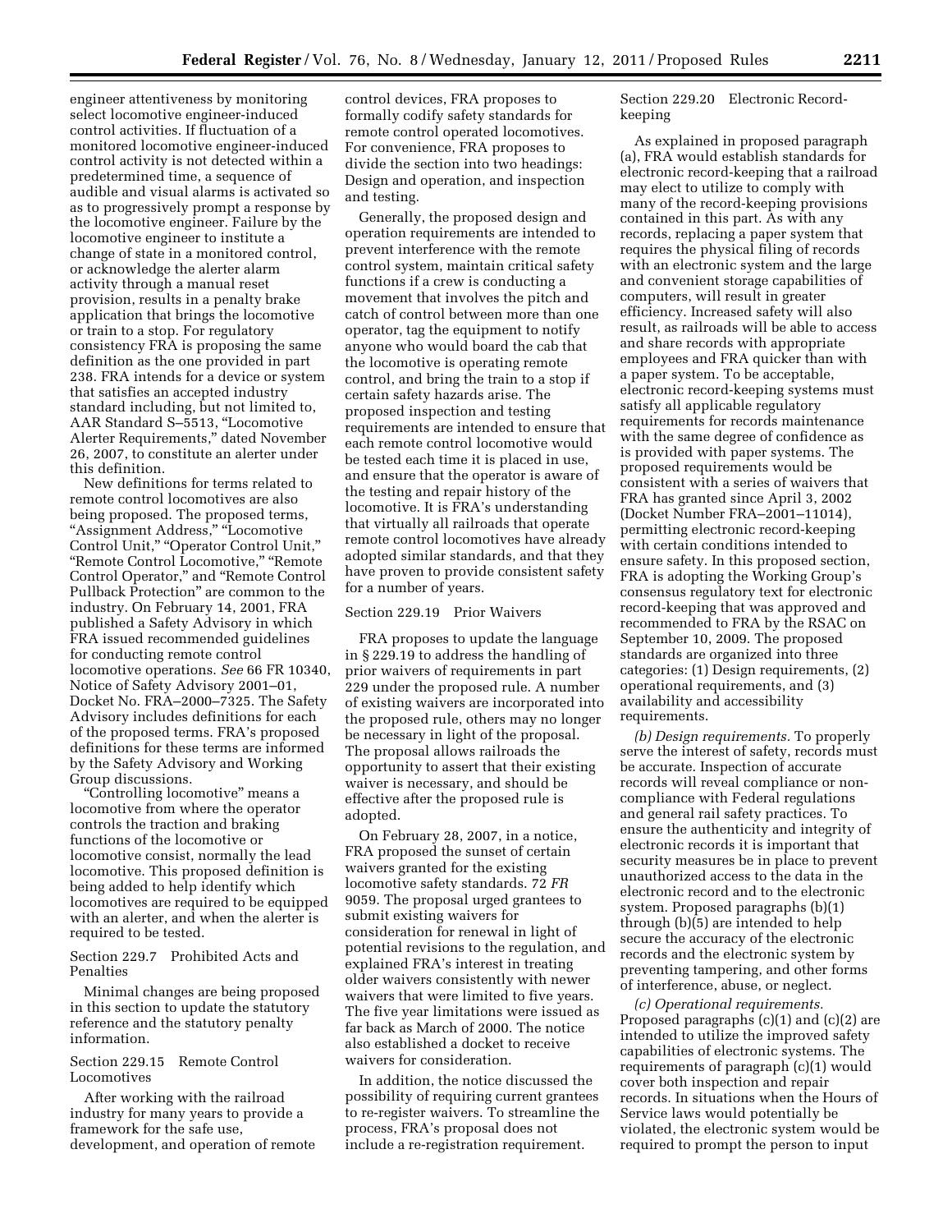engineer attentiveness by monitoring select locomotive engineer-induced control activities. If fluctuation of a monitored locomotive engineer-induced control activity is not detected within a predetermined time, a sequence of audible and visual alarms is activated so as to progressively prompt a response by the locomotive engineer. Failure by the locomotive engineer to institute a change of state in a monitored control, or acknowledge the alerter alarm activity through a manual reset provision, results in a penalty brake application that brings the locomotive or train to a stop. For regulatory consistency FRA is proposing the same definition as the one provided in part 238. FRA intends for a device or system that satisfies an accepted industry standard including, but not limited to, AAR Standard S–5513, "Locomotive Alerter Requirements," dated November 26, 2007, to constitute an alerter under this definition.

New definitions for terms related to remote control locomotives are also being proposed. The proposed terms, "Assignment Address," "Locomotive Control Unit," "Operator Control Unit," "Remote Control Locomotive," "Remote Control Operator," and "Remote Control Pullback Protection" are common to the industry. On February 14, 2001, FRA published a Safety Advisory in which FRA issued recommended guidelines for conducting remote control locomotive operations. *See* 66 FR 10340, Notice of Safety Advisory 2001–01, Docket No. FRA–2000–7325. The Safety Advisory includes definitions for each of the proposed terms. FRA's proposed definitions for these terms are informed by the Safety Advisory and Working Group discussions.

"Controlling locomotive" means a locomotive from where the operator controls the traction and braking functions of the locomotive or locomotive consist, normally the lead locomotive. This proposed definition is being added to help identify which locomotives are required to be equipped with an alerter, and when the alerter is required to be tested.

Section 229.7 Prohibited Acts and Penalties

Minimal changes are being proposed in this section to update the statutory reference and the statutory penalty information.

Section 229.15 Remote Control Locomotives

After working with the railroad industry for many years to provide a framework for the safe use, development, and operation of remote control devices, FRA proposes to formally codify safety standards for remote control operated locomotives. For convenience, FRA proposes to divide the section into two headings: Design and operation, and inspection and testing.

Generally, the proposed design and operation requirements are intended to prevent interference with the remote control system, maintain critical safety functions if a crew is conducting a movement that involves the pitch and catch of control between more than one operator, tag the equipment to notify anyone who would board the cab that the locomotive is operating remote control, and bring the train to a stop if certain safety hazards arise. The proposed inspection and testing requirements are intended to ensure that each remote control locomotive would be tested each time it is placed in use, and ensure that the operator is aware of the testing and repair history of the locomotive. It is FRA's understanding that virtually all railroads that operate remote control locomotives have already adopted similar standards, and that they have proven to provide consistent safety for a number of years.

Section 229.19 Prior Waivers

FRA proposes to update the language in § 229.19 to address the handling of prior waivers of requirements in part 229 under the proposed rule. A number of existing waivers are incorporated into the proposed rule, others may no longer be necessary in light of the proposal. The proposal allows railroads the opportunity to assert that their existing waiver is necessary, and should be effective after the proposed rule is adopted.

On February 28, 2007, in a notice, FRA proposed the sunset of certain waivers granted for the existing locomotive safety standards. 72 *FR* 9059. The proposal urged grantees to submit existing waivers for consideration for renewal in light of potential revisions to the regulation, and explained FRA's interest in treating older waivers consistently with newer waivers that were limited to five years. The five year limitations were issued as far back as March of 2000. The notice also established a docket to receive waivers for consideration.

In addition, the notice discussed the possibility of requiring current grantees to re-register waivers. To streamline the process, FRA's proposal does not include a re-registration requirement.

Section 229.20 Electronic Record-keeping

As explained in proposed paragraph (a), FRA would establish standards for electronic record-keeping that a railroad may elect to utilize to comply with many of the record-keeping provisions contained in this part. As with any records, replacing a paper system that requires the physical filing of records with an electronic system and the large and convenient storage capabilities of computers, will result in greater efficiency. Increased safety will also result, as railroads will be able to access and share records with appropriate employees and FRA quicker than with a paper system. To be acceptable, electronic record-keeping systems must satisfy all applicable regulatory requirements for records maintenance with the same degree of confidence as is provided with paper systems. The proposed requirements would be consistent with a series of waivers that FRA has granted since April 3, 2002 (Docket Number FRA–2001–11014), permitting electronic record-keeping with certain conditions intended to ensure safety. In this proposed section, FRA is adopting the Working Group's consensus regulatory text for electronic record-keeping that was approved and recommended to FRA by the RSAC on September 10, 2009. The proposed standards are organized into three categories: (1) Design requirements, (2) operational requirements, and (3) availability and accessibility requirements.

*(b) Design requirements.* To properly serve the interest of safety, records must be accurate. Inspection of accurate records will reveal compliance or non-compliance with Federal regulations and general rail safety practices. To ensure the authenticity and integrity of electronic records it is important that security measures be in place to prevent unauthorized access to the data in the electronic record and to the electronic system. Proposed paragraphs (b)(1) through (b)(5) are intended to help secure the accuracy of the electronic records and the electronic system by preventing tampering, and other forms of interference, abuse, or neglect.

*(c) Operational requirements.* Proposed paragraphs (c)(1) and (c)(2) are intended to utilize the improved safety capabilities of electronic systems. The requirements of paragraph (c)(1) would cover both inspection and repair records. In situations when the Hours of Service laws would potentially be violated, the electronic system would be required to prompt the person to input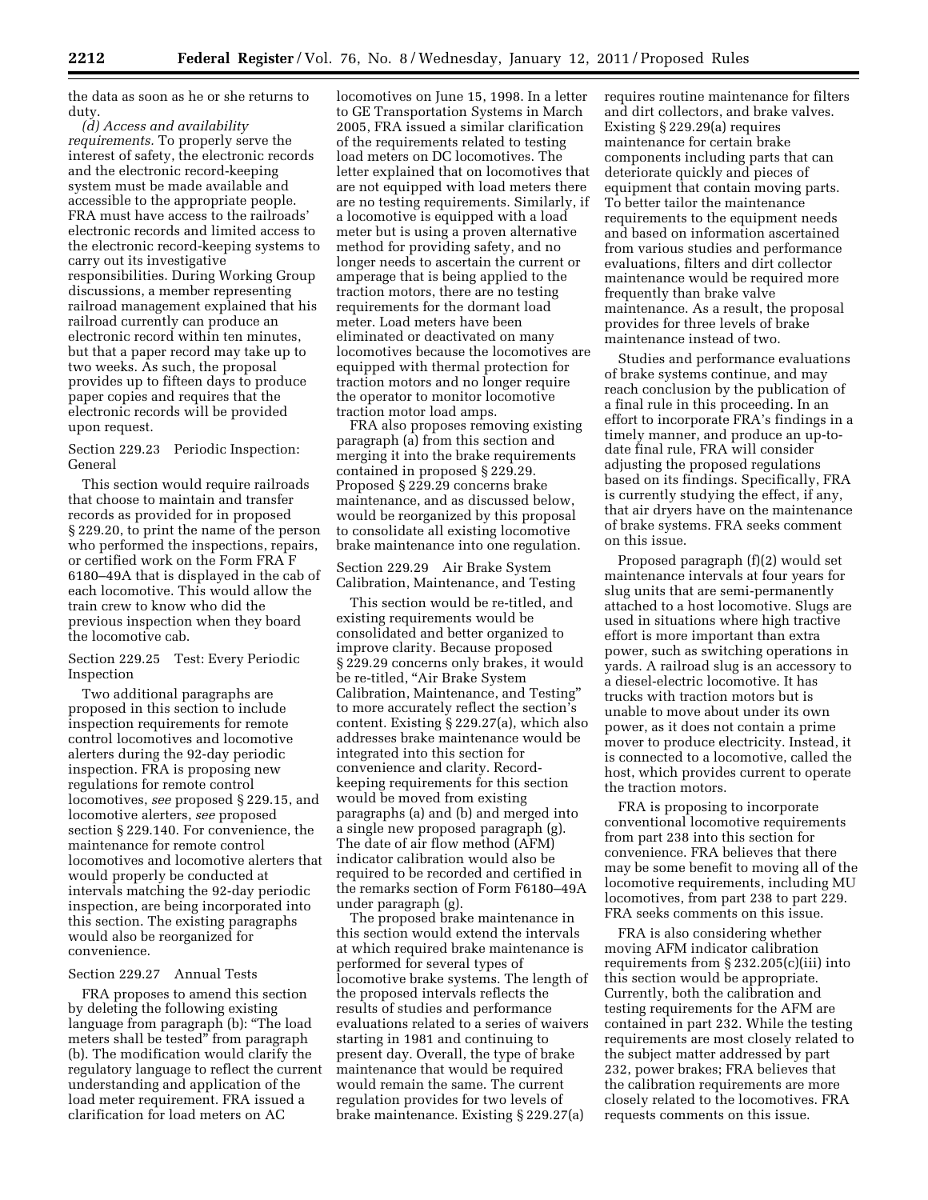the data as soon as he or she returns to duty.

*(d) Access and availability requirements.* To properly serve the interest of safety, the electronic records and the electronic record-keeping system must be made available and accessible to the appropriate people. FRA must have access to the railroads' electronic records and limited access to the electronic record-keeping systems to carry out its investigative responsibilities. During Working Group discussions, a member representing railroad management explained that his railroad currently can produce an electronic record within ten minutes, but that a paper record may take up to two weeks. As such, the proposal provides up to fifteen days to produce paper copies and requires that the electronic records will be provided upon request.

Section 229.23 Periodic Inspection: General

This section would require railroads that choose to maintain and transfer records as provided for in proposed § 229.20, to print the name of the person who performed the inspections, repairs, or certified work on the Form FRA F 6180–49A that is displayed in the cab of each locomotive. This would allow the train crew to know who did the previous inspection when they board the locomotive cab.

Section 229.25 Test: Every Periodic Inspection

Two additional paragraphs are proposed in this section to include inspection requirements for remote control locomotives and locomotive alerters during the 92-day periodic inspection. FRA is proposing new regulations for remote control locomotives, *see* proposed § 229.15, and locomotive alerters, *see* proposed section § 229.140. For convenience, the maintenance for remote control locomotives and locomotive alerters that would properly be conducted at intervals matching the 92-day periodic inspection, are being incorporated into this section. The existing paragraphs would also be reorganized for convenience.

Section 229.27 Annual Tests

FRA proposes to amend this section by deleting the following existing language from paragraph (b): "The load meters shall be tested" from paragraph (b). The modification would clarify the regulatory language to reflect the current understanding and application of the load meter requirement. FRA issued a clarification for load meters on AC locomotives on June 15, 1998. In a letter to GE Transportation Systems in March 2005, FRA issued a similar clarification of the requirements related to testing load meters on DC locomotives. The letter explained that on locomotives that are not equipped with load meters there are no testing requirements. Similarly, if a locomotive is equipped with a load meter but is using a proven alternative method for providing safety, and no longer needs to ascertain the current or amperage that is being applied to the traction motors, there are no testing requirements for the dormant load meter. Load meters have been eliminated or deactivated on many locomotives because the locomotives are equipped with thermal protection for traction motors and no longer require the operator to monitor locomotive traction motor load amps.

FRA also proposes removing existing paragraph (a) from this section and merging it into the brake requirements contained in proposed § 229.29. Proposed § 229.29 concerns brake maintenance, and as discussed below, would be reorganized by this proposal to consolidate all existing locomotive brake maintenance into one regulation.

Section 229.29 Air Brake System Calibration, Maintenance, and Testing

This section would be re-titled, and existing requirements would be consolidated and better organized to improve clarity. Because proposed § 229.29 concerns only brakes, it would be re-titled, "Air Brake System Calibration, Maintenance, and Testing" to more accurately reflect the section's content. Existing § 229.27(a), which also addresses brake maintenance would be integrated into this section for convenience and clarity. Record-keeping requirements for this section would be moved from existing paragraphs (a) and (b) and merged into a single new proposed paragraph (g). The date of air flow method (AFM) indicator calibration would also be required to be recorded and certified in the remarks section of Form F6180–49A under paragraph (g).

The proposed brake maintenance in this section would extend the intervals at which required brake maintenance is performed for several types of locomotive brake systems. The length of the proposed intervals reflects the results of studies and performance evaluations related to a series of waivers starting in 1981 and continuing to present day. Overall, the type of brake maintenance that would be required would remain the same. The current regulation provides for two levels of brake maintenance. Existing § 229.27(a) requires routine maintenance for filters and dirt collectors, and brake valves. Existing § 229.29(a) requires maintenance for certain brake components including parts that can deteriorate quickly and pieces of equipment that contain moving parts. To better tailor the maintenance requirements to the equipment needs and based on information ascertained from various studies and performance evaluations, filters and dirt collector maintenance would be required more frequently than brake valve maintenance. As a result, the proposal provides for three levels of brake maintenance instead of two.

Studies and performance evaluations of brake systems continue, and may reach conclusion by the publication of a final rule in this proceeding. In an effort to incorporate FRA's findings in a timely manner, and produce an up-to-date final rule, FRA will consider adjusting the proposed regulations based on its findings. Specifically, FRA is currently studying the effect, if any, that air dryers have on the maintenance of brake systems. FRA seeks comment on this issue.

Proposed paragraph (f)(2) would set maintenance intervals at four years for slug units that are semi-permanently attached to a host locomotive. Slugs are used in situations where high tractive effort is more important than extra power, such as switching operations in yards. A railroad slug is an accessory to a diesel-electric locomotive. It has trucks with traction motors but is unable to move about under its own power, as it does not contain a prime mover to produce electricity. Instead, it is connected to a locomotive, called the host, which provides current to operate the traction motors.

FRA is proposing to incorporate conventional locomotive requirements from part 238 into this section for convenience. FRA believes that there may be some benefit to moving all of the locomotive requirements, including MU locomotives, from part 238 to part 229. FRA seeks comments on this issue.

FRA is also considering whether moving AFM indicator calibration requirements from § 232.205(c)(iii) into this section would be appropriate. Currently, both the calibration and testing requirements for the AFM are contained in part 232. While the testing requirements are most closely related to the subject matter addressed by part 232, power brakes; FRA believes that the calibration requirements are more closely related to the locomotives. FRA requests comments on this issue.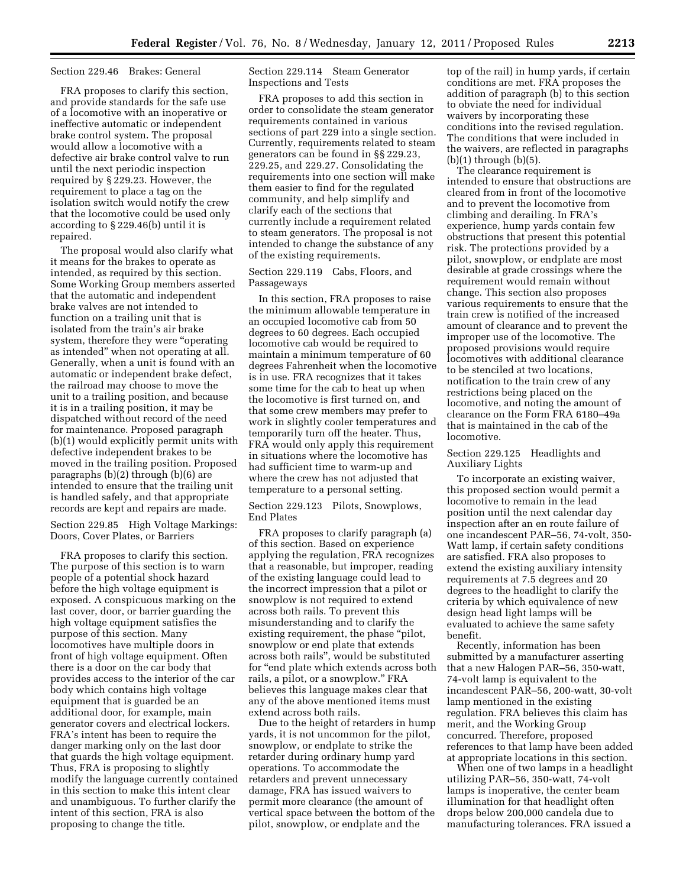Section 229.46 Brakes: General

FRA proposes to clarify this section, and provide standards for the safe use of a locomotive with an inoperative or ineffective automatic or independent brake control system. The proposal would allow a locomotive with a defective air brake control valve to run until the next periodic inspection required by § 229.23. However, the requirement to place a tag on the isolation switch would notify the crew that the locomotive could be used only according to § 229.46(b) until it is repaired.

The proposal would also clarify what it means for the brakes to operate as intended, as required by this section. Some Working Group members asserted that the automatic and independent brake valves are not intended to function on a trailing unit that is isolated from the train's air brake system, therefore they were "operating as intended" when not operating at all. Generally, when a unit is found with an automatic or independent brake defect, the railroad may choose to move the unit to a trailing position, and because it is in a trailing position, it may be dispatched without record of the need for maintenance. Proposed paragraph (b)(1) would explicitly permit units with defective independent brakes to be moved in the trailing position. Proposed paragraphs (b)(2) through (b)(6) are intended to ensure that the trailing unit is handled safely, and that appropriate records are kept and repairs are made.

Section 229.85 High Voltage Markings: Doors, Cover Plates, or Barriers

FRA proposes to clarify this section. The purpose of this section is to warn people of a potential shock hazard before the high voltage equipment is exposed. A conspicuous marking on the last cover, door, or barrier guarding the high voltage equipment satisfies the purpose of this section. Many locomotives have multiple doors in front of high voltage equipment. Often there is a door on the car body that provides access to the interior of the car body which contains high voltage equipment that is guarded be an additional door, for example, main generator covers and electrical lockers. FRA's intent has been to require the danger marking only on the last door that guards the high voltage equipment. Thus, FRA is proposing to slightly modify the language currently contained in this section to make this intent clear and unambiguous. To further clarify the intent of this section, FRA is also proposing to change the title.

Section 229.114 Steam Generator Inspections and Tests

FRA proposes to add this section in order to consolidate the steam generator requirements contained in various sections of part 229 into a single section. Currently, requirements related to steam generators can be found in §§ 229.23, 229.25, and 229.27. Consolidating the requirements into one section will make them easier to find for the regulated community, and help simplify and clarify each of the sections that currently include a requirement related to steam generators. The proposal is not intended to change the substance of any of the existing requirements.

Section 229.119 Cabs, Floors, and Passageways

In this section, FRA proposes to raise the minimum allowable temperature in an occupied locomotive cab from 50 degrees to 60 degrees. Each occupied locomotive cab would be required to maintain a minimum temperature of 60 degrees Fahrenheit when the locomotive is in use. FRA recognizes that it takes some time for the cab to heat up when the locomotive is first turned on, and that some crew members may prefer to work in slightly cooler temperatures and temporarily turn off the heater. Thus, FRA would only apply this requirement in situations where the locomotive has had sufficient time to warm-up and where the crew has not adjusted that temperature to a personal setting.

Section 229.123 Pilots, Snowplows, End Plates

FRA proposes to clarify paragraph (a) of this section. Based on experience applying the regulation, FRA recognizes that a reasonable, but improper, reading of the existing language could lead to the incorrect impression that a pilot or snowplow is not required to extend across both rails. To prevent this misunderstanding and to clarify the existing requirement, the phase "pilot, snowplow or end plate that extends across both rails", would be substituted for "end plate which extends across both rails, a pilot, or a snowplow." FRA believes this language makes clear that any of the above mentioned items must extend across both rails.

Due to the height of retarders in hump yards, it is not uncommon for the pilot, snowplow, or endplate to strike the retarder during ordinary hump yard operations. To accommodate the retarders and prevent unnecessary damage, FRA has issued waivers to permit more clearance (the amount of vertical space between the bottom of the pilot, snowplow, or endplate and the top of the rail) in hump yards, if certain conditions are met. FRA proposes the addition of paragraph (b) to this section to obviate the need for individual waivers by incorporating these conditions into the revised regulation. The conditions that were included in the waivers, are reflected in paragraphs (b)(1) through (b)(5).

The clearance requirement is intended to ensure that obstructions are cleared from in front of the locomotive and to prevent the locomotive from climbing and derailing. In FRA's experience, hump yards contain few obstructions that present this potential risk. The protections provided by a pilot, snowplow, or endplate are most desirable at grade crossings where the requirement would remain without change. This section also proposes various requirements to ensure that the train crew is notified of the increased amount of clearance and to prevent the improper use of the locomotive. The proposed provisions would require locomotives with additional clearance to be stenciled at two locations, notification to the train crew of any restrictions being placed on the locomotive, and noting the amount of clearance on the Form FRA 6180–49a that is maintained in the cab of the locomotive.

Section 229.125 Headlights and Auxiliary Lights

To incorporate an existing waiver, this proposed section would permit a locomotive to remain in the lead position until the next calendar day inspection after an en route failure of one incandescent PAR–56, 74-volt, 350-Watt lamp, if certain safety conditions are satisfied. FRA also proposes to extend the existing auxiliary intensity requirements at 7.5 degrees and 20 degrees to the headlight to clarify the criteria by which equivalence of new design head light lamps will be evaluated to achieve the same safety benefit.

Recently, information has been submitted by a manufacturer asserting that a new Halogen PAR–56, 350-watt, 74-volt lamp is equivalent to the incandescent PAR–56, 200-watt, 30-volt lamp mentioned in the existing regulation. FRA believes this claim has merit, and the Working Group concurred. Therefore, proposed references to that lamp have been added at appropriate locations in this section.

When one of two lamps in a headlight utilizing PAR–56, 350-watt, 74-volt lamps is inoperative, the center beam illumination for that headlight often drops below 200,000 candela due to manufacturing tolerances. FRA issued a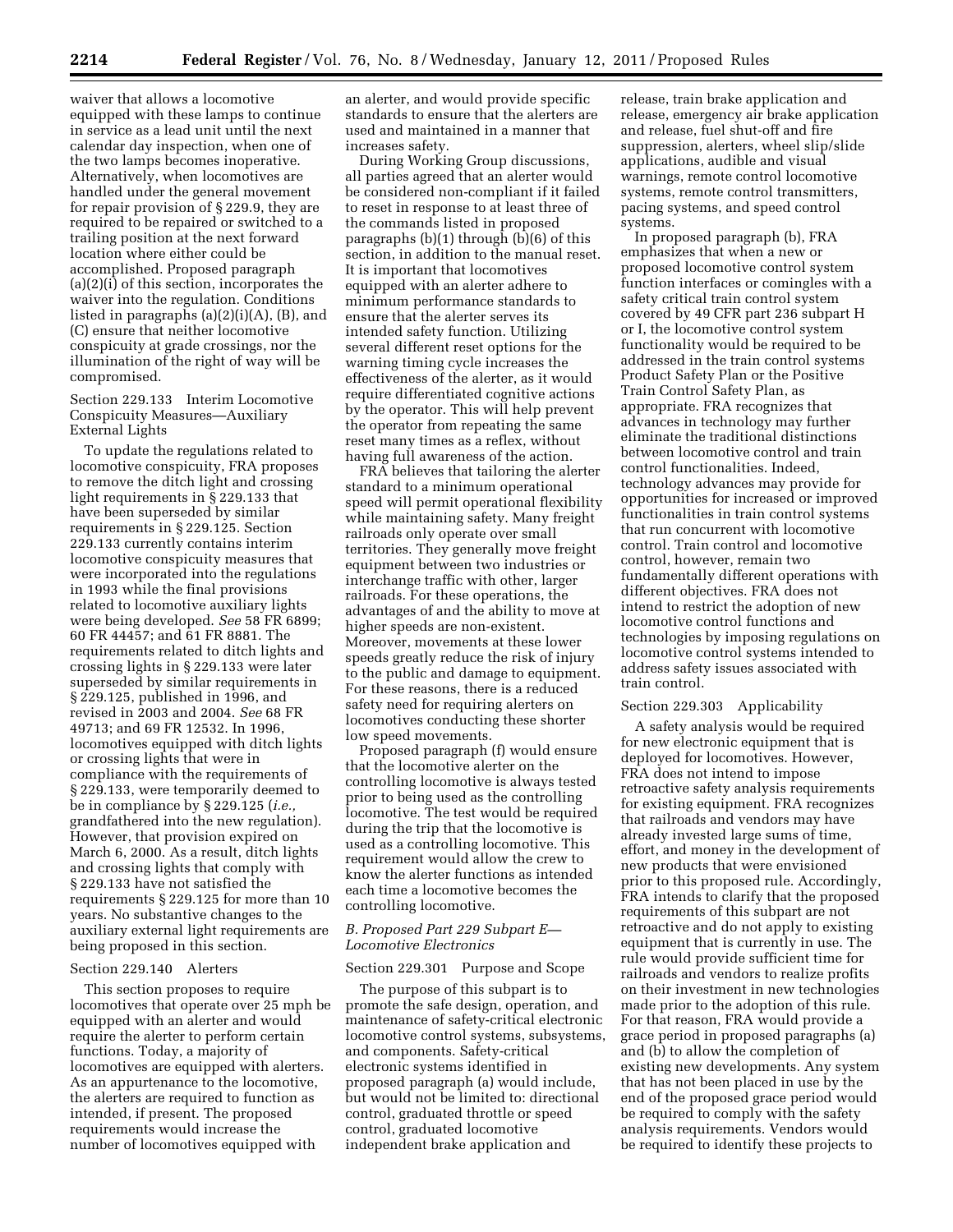waiver that allows a locomotive equipped with these lamps to continue in service as a lead unit until the next calendar day inspection, when one of the two lamps becomes inoperative. Alternatively, when locomotives are handled under the general movement for repair provision of § 229.9, they are required to be repaired or switched to a trailing position at the next forward location where either could be accomplished. Proposed paragraph (a)(2)(i) of this section, incorporates the waiver into the regulation. Conditions listed in paragraphs (a)(2)(i)(A), (B), and (C) ensure that neither locomotive conspicuity at grade crossings, nor the illumination of the right of way will be compromised.

### Section 229.133 Interim Locomotive Conspicuity Measures—Auxiliary External Lights

To update the regulations related to locomotive conspicuity, FRA proposes to remove the ditch light and crossing light requirements in § 229.133 that have been superseded by similar requirements in § 229.125. Section 229.133 currently contains interim locomotive conspicuity measures that were incorporated into the regulations in 1993 while the final provisions related to locomotive auxiliary lights were being developed. *See* 58 FR 6899; 60 FR 44457; and 61 FR 8881. The requirements related to ditch lights and crossing lights in § 229.133 were later superseded by similar requirements in § 229.125, published in 1996, and revised in 2003 and 2004. *See* 68 FR 49713; and 69 FR 12532. In 1996, locomotives equipped with ditch lights or crossing lights that were in compliance with the requirements of § 229.133, were temporarily deemed to be in compliance by § 229.125 (*i.e.,* grandfathered into the new regulation). However, that provision expired on March 6, 2000. As a result, ditch lights and crossing lights that comply with § 229.133 have not satisfied the requirements § 229.125 for more than 10 years. No substantive changes to the auxiliary external light requirements are being proposed in this section.

### Section 229.140 Alerters

This section proposes to require locomotives that operate over 25 mph be equipped with an alerter and would require the alerter to perform certain functions. Today, a majority of locomotives are equipped with alerters. As an appurtenance to the locomotive, the alerters are required to function as intended, if present. The proposed requirements would increase the number of locomotives equipped with an alerter, and would provide specific standards to ensure that the alerters are used and maintained in a manner that increases safety.

During Working Group discussions, all parties agreed that an alerter would be considered non-compliant if it failed to reset in response to at least three of the commands listed in proposed paragraphs (b)(1) through (b)(6) of this section, in addition to the manual reset. It is important that locomotives equipped with an alerter adhere to minimum performance standards to ensure that the alerter serves its intended safety function. Utilizing several different reset options for the warning timing cycle increases the effectiveness of the alerter, as it would require differentiated cognitive actions by the operator. This will help prevent the operator from repeating the same reset many times as a reflex, without having full awareness of the action.

FRA believes that tailoring the alerter standard to a minimum operational speed will permit operational flexibility while maintaining safety. Many freight railroads only operate over small territories. They generally move freight equipment between two industries or interchange traffic with other, larger railroads. For these operations, the advantages of and the ability to move at higher speeds are non-existent. Moreover, movements at these lower speeds greatly reduce the risk of injury to the public and damage to equipment. For these reasons, there is a reduced safety need for requiring alerters on locomotives conducting these shorter low speed movements.

Proposed paragraph (f) would ensure that the locomotive alerter on the controlling locomotive is always tested prior to being used as the controlling locomotive. The test would be required during the trip that the locomotive is used as a controlling locomotive. This requirement would allow the crew to know the alerter functions as intended each time a locomotive becomes the controlling locomotive.

## *B. Proposed Part 229 Subpart E—Locomotive Electronics*

### Section 229.301 Purpose and Scope

The purpose of this subpart is to promote the safe design, operation, and maintenance of safety-critical electronic locomotive control systems, subsystems, and components. Safety-critical electronic systems identified in proposed paragraph (a) would include, but would not be limited to: directional control, graduated throttle or speed control, graduated locomotive independent brake application and release, train brake application and release, emergency air brake application and release, fuel shut-off and fire suppression, alerters, wheel slip/slide applications, audible and visual warnings, remote control locomotive systems, remote control transmitters, pacing systems, and speed control systems.

In proposed paragraph (b), FRA emphasizes that when a new or proposed locomotive control system function interfaces or comingles with a safety critical train control system covered by 49 CFR part 236 subpart H or I, the locomotive control system functionality would be required to be addressed in the train control systems Product Safety Plan or the Positive Train Control Safety Plan, as appropriate. FRA recognizes that advances in technology may further eliminate the traditional distinctions between locomotive control and train control functionalities. Indeed, technology advances may provide for opportunities for increased or improved functionalities in train control systems that run concurrent with locomotive control. Train control and locomotive control, however, remain two fundamentally different operations with different objectives. FRA does not intend to restrict the adoption of new locomotive control functions and technologies by imposing regulations on locomotive control systems intended to address safety issues associated with train control.

### Section 229.303 Applicability

A safety analysis would be required for new electronic equipment that is deployed for locomotives. However, FRA does not intend to impose retroactive safety analysis requirements for existing equipment. FRA recognizes that railroads and vendors may have already invested large sums of time, effort, and money in the development of new products that were envisioned prior to this proposed rule. Accordingly, FRA intends to clarify that the proposed requirements of this subpart are not retroactive and do not apply to existing equipment that is currently in use. The rule would provide sufficient time for railroads and vendors to realize profits on their investment in new technologies made prior to the adoption of this rule. For that reason, FRA would provide a grace period in proposed paragraphs (a) and (b) to allow the completion of existing new developments. Any system that has not been placed in use by the end of the proposed grace period would be required to comply with the safety analysis requirements. Vendors would be required to identify these projects to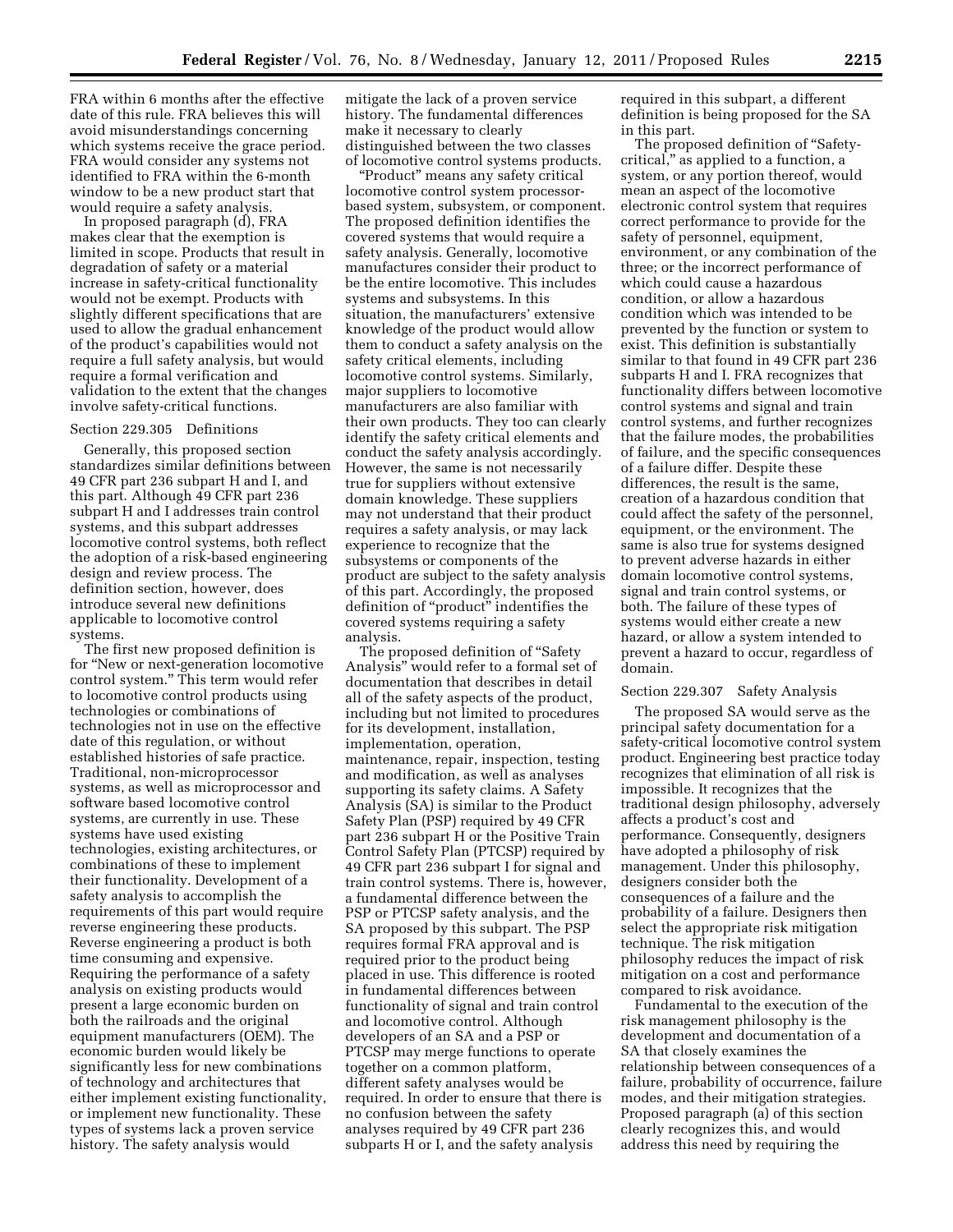FRA within 6 months after the effective date of this rule. FRA believes this will avoid misunderstandings concerning which systems receive the grace period. FRA would consider any systems not identified to FRA within the 6-month window to be a new product start that would require a safety analysis.

In proposed paragraph (d), FRA makes clear that the exemption is limited in scope. Products that result in degradation of safety or a material increase in safety-critical functionality would not be exempt. Products with slightly different specifications that are used to allow the gradual enhancement of the product's capabilities would not require a full safety analysis, but would require a formal verification and validation to the extent that the changes involve safety-critical functions.

Section 229.305 Definitions

Generally, this proposed section standardizes similar definitions between 49 CFR part 236 subpart H and I, and this part. Although 49 CFR part 236 subpart H and I addresses train control systems, and this subpart addresses locomotive control systems, both reflect the adoption of a risk-based engineering design and review process. The definition section, however, does introduce several new definitions applicable to locomotive control systems.

The first new proposed definition is for "New or next-generation locomotive control system." This term would refer to locomotive control products using technologies or combinations of technologies not in use on the effective date of this regulation, or without established histories of safe practice. Traditional, non-microprocessor systems, as well as microprocessor and software based locomotive control systems, are currently in use. These systems have used existing technologies, existing architectures, or combinations of these to implement their functionality. Development of a safety analysis to accomplish the requirements of this part would require reverse engineering these products. Reverse engineering a product is both time consuming and expensive. Requiring the performance of a safety analysis on existing products would present a large economic burden on both the railroads and the original equipment manufacturers (OEM). The economic burden would likely be significantly less for new combinations of technology and architectures that either implement existing functionality, or implement new functionality. These types of systems lack a proven service history. The safety analysis would mitigate the lack of a proven service history. The fundamental differences make it necessary to clearly distinguished between the two classes of locomotive control systems products.

"Product" means any safety critical locomotive control system processor-based system, subsystem, or component. The proposed definition identifies the covered systems that would require a safety analysis. Generally, locomotive manufactures consider their product to be the entire locomotive. This includes systems and subsystems. In this situation, the manufacturers' extensive knowledge of the product would allow them to conduct a safety analysis on the safety critical elements, including locomotive control systems. Similarly, major suppliers to locomotive manufacturers are also familiar with their own products. They too can clearly identify the safety critical elements and conduct the safety analysis accordingly. However, the same is not necessarily true for suppliers without extensive domain knowledge. These suppliers may not understand that their product requires a safety analysis, or may lack experience to recognize that the subsystems or components of the product are subject to the safety analysis of this part. Accordingly, the proposed definition of "product" indentifies the covered systems requiring a safety analysis.

The proposed definition of "Safety Analysis" would refer to a formal set of documentation that describes in detail all of the safety aspects of the product, including but not limited to procedures for its development, installation, implementation, operation, maintenance, repair, inspection, testing and modification, as well as analyses supporting its safety claims. A Safety Analysis (SA) is similar to the Product Safety Plan (PSP) required by 49 CFR part 236 subpart H or the Positive Train Control Safety Plan (PTCSP) required by 49 CFR part 236 subpart I for signal and train control systems. There is, however, a fundamental difference between the PSP or PTCSP safety analysis, and the SA proposed by this subpart. The PSP requires formal FRA approval and is required prior to the product being placed in use. This difference is rooted in fundamental differences between functionality of signal and train control and locomotive control. Although developers of an SA and a PSP or PTCSP may merge functions to operate together on a common platform, different safety analyses would be required. In order to ensure that there is no confusion between the safety analyses required by 49 CFR part 236 subparts H or I, and the safety analysis required in this subpart, a different definition is being proposed for the SA in this part.

The proposed definition of "Safety-critical," as applied to a function, a system, or any portion thereof, would mean an aspect of the locomotive electronic control system that requires correct performance to provide for the safety of personnel, equipment, environment, or any combination of the three; or the incorrect performance of which could cause a hazardous condition, or allow a hazardous condition which was intended to be prevented by the function or system to exist. This definition is substantially similar to that found in 49 CFR part 236 subparts H and I. FRA recognizes that functionality differs between locomotive control systems and signal and train control systems, and further recognizes that the failure modes, the probabilities of failure, and the specific consequences of a failure differ. Despite these differences, the result is the same, creation of a hazardous condition that could affect the safety of the personnel, equipment, or the environment. The same is also true for systems designed to prevent adverse hazards in either domain locomotive control systems, signal and train control systems, or both. The failure of these types of systems would either create a new hazard, or allow a system intended to prevent a hazard to occur, regardless of domain.

Section 229.307 Safety Analysis

The proposed SA would serve as the principal safety documentation for a safety-critical locomotive control system product. Engineering best practice today recognizes that elimination of all risk is impossible. It recognizes that the traditional design philosophy, adversely affects a product's cost and performance. Consequently, designers have adopted a philosophy of risk management. Under this philosophy, designers consider both the consequences of a failure and the probability of a failure. Designers then select the appropriate risk mitigation technique. The risk mitigation philosophy reduces the impact of risk mitigation on a cost and performance compared to risk avoidance.

Fundamental to the execution of the risk management philosophy is the development and documentation of a SA that closely examines the relationship between consequences of a failure, probability of occurrence, failure modes, and their mitigation strategies. Proposed paragraph (a) of this section clearly recognizes this, and would address this need by requiring the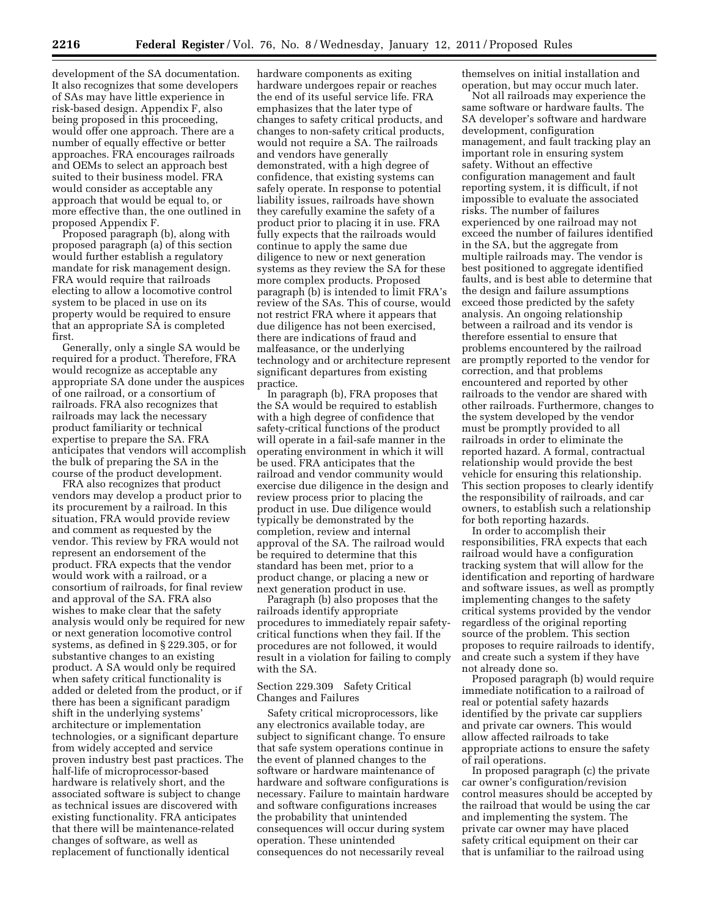development of the SA documentation. It also recognizes that some developers of SAs may have little experience in risk-based design. Appendix F, also being proposed in this proceeding, would offer one approach. There are a number of equally effective or better approaches. FRA encourages railroads and OEMs to select an approach best suited to their business model. FRA would consider as acceptable any approach that would be equal to, or more effective than, the one outlined in proposed Appendix F.

Proposed paragraph (b), along with proposed paragraph (a) of this section would further establish a regulatory mandate for risk management design. FRA would require that railroads electing to allow a locomotive control system to be placed in use on its property would be required to ensure that an appropriate SA is completed first.

Generally, only a single SA would be required for a product. Therefore, FRA would recognize as acceptable any appropriate SA done under the auspices of one railroad, or a consortium of railroads. FRA also recognizes that railroads may lack the necessary product familiarity or technical expertise to prepare the SA. FRA anticipates that vendors will accomplish the bulk of preparing the SA in the course of the product development.

FRA also recognizes that product vendors may develop a product prior to its procurement by a railroad. In this situation, FRA would provide review and comment as requested by the vendor. This review by FRA would not represent an endorsement of the product. FRA expects that the vendor would work with a railroad, or a consortium of railroads, for final review and approval of the SA. FRA also wishes to make clear that the safety analysis would only be required for new or next generation locomotive control systems, as defined in § 229.305, or for substantive changes to an existing product. A SA would only be required when safety critical functionality is added or deleted from the product, or if there has been a significant paradigm shift in the underlying systems' architecture or implementation technologies, or a significant departure from widely accepted and service proven industry best past practices. The half-life of microprocessor-based hardware is relatively short, and the associated software is subject to change as technical issues are discovered with existing functionality. FRA anticipates that there will be maintenance-related changes of software, as well as replacement of functionally identical hardware components as exiting hardware undergoes repair or reaches the end of its useful service life. FRA emphasizes that the later type of changes to safety critical products, and changes to non-safety critical products, would not require a SA. The railroads and vendors have generally demonstrated, with a high degree of confidence, that existing systems can safely operate. In response to potential liability issues, railroads have shown they carefully examine the safety of a product prior to placing it in use. FRA fully expects that the railroads would continue to apply the same due diligence to new or next generation systems as they review the SA for these more complex products. Proposed paragraph (b) is intended to limit FRA's review of the SAs. This of course, would not restrict FRA where it appears that due diligence has not been exercised, there are indications of fraud and malfeasance, or the underlying technology and or architecture represent significant departures from existing practice.

In paragraph (b), FRA proposes that the SA would be required to establish with a high degree of confidence that safety-critical functions of the product will operate in a fail-safe manner in the operating environment in which it will be used. FRA anticipates that the railroad and vendor community would exercise due diligence in the design and review process prior to placing the product in use. Due diligence would typically be demonstrated by the completion, review and internal approval of the SA. The railroad would be required to determine that this standard has been met, prior to a product change, or placing a new or next generation product in use.

Paragraph (b) also proposes that the railroads identify appropriate procedures to immediately repair safety-critical functions when they fail. If the procedures are not followed, it would result in a violation for failing to comply with the SA.

### Section 229.309 Safety Critical Changes and Failures

Safety critical microprocessors, like any electronics available today, are subject to significant change. To ensure that safe system operations continue in the event of planned changes to the software or hardware maintenance of hardware and software configurations is necessary. Failure to maintain hardware and software configurations increases the probability that unintended consequences will occur during system operation. These unintended consequences do not necessarily reveal themselves on initial installation and operation, but may occur much later.

Not all railroads may experience the same software or hardware faults. The SA developer's software and hardware development, configuration management, and fault tracking play an important role in ensuring system safety. Without an effective configuration management and fault reporting system, it is difficult, if not impossible to evaluate the associated risks. The number of failures experienced by one railroad may not exceed the number of failures identified in the SA, but the aggregate from multiple railroads may. The vendor is best positioned to aggregate identified faults, and is best able to determine that the design and failure assumptions exceed those predicted by the safety analysis. An ongoing relationship between a railroad and its vendor is therefore essential to ensure that problems encountered by the railroad are promptly reported to the vendor for correction, and that problems encountered and reported by other railroads to the vendor are shared with other railroads. Furthermore, changes to the system developed by the vendor must be promptly provided to all railroads in order to eliminate the reported hazard. A formal, contractual relationship would provide the best vehicle for ensuring this relationship. This section proposes to clearly identify the responsibility of railroads, and car owners, to establish such a relationship for both reporting hazards.

In order to accomplish their responsibilities, FRA expects that each railroad would have a configuration tracking system that will allow for the identification and reporting of hardware and software issues, as well as promptly implementing changes to the safety critical systems provided by the vendor regardless of the original reporting source of the problem. This section proposes to require railroads to identify, and create such a system if they have not already done so.

Proposed paragraph (b) would require immediate notification to a railroad of real or potential safety hazards identified by the private car suppliers and private car owners. This would allow affected railroads to take appropriate actions to ensure the safety of rail operations.

In proposed paragraph (c) the private car owner's configuration/revision control measures should be accepted by the railroad that would be using the car and implementing the system. The private car owner may have placed safety critical equipment on their car that is unfamiliar to the railroad using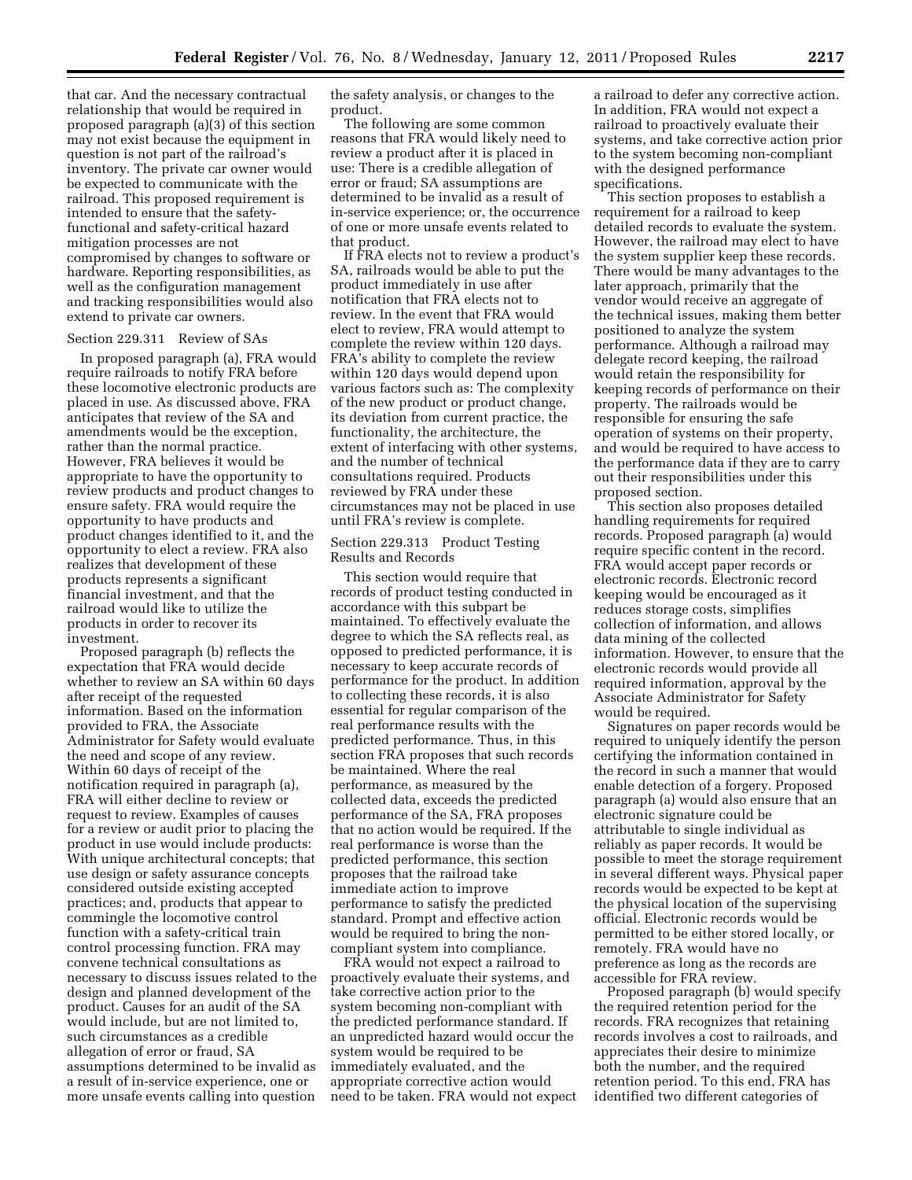that car. And the necessary contractual relationship that would be required in proposed paragraph (a)(3) of this section may not exist because the equipment in question is not part of the railroad's inventory. The private car owner would be expected to communicate with the railroad. This proposed requirement is intended to ensure that the safety-functional and safety-critical hazard mitigation processes are not compromised by changes to software or hardware. Reporting responsibilities, as well as the configuration management and tracking responsibilities would also extend to private car owners.

### Section 229.311 Review of SAs

In proposed paragraph (a), FRA would require railroads to notify FRA before these locomotive electronic products are placed in use. As discussed above, FRA anticipates that review of the SA and amendments would be the exception, rather than the normal practice. However, FRA believes it would be appropriate to have the opportunity to review products and product changes to ensure safety. FRA would require the opportunity to have products and product changes identified to it, and the opportunity to elect a review. FRA also realizes that development of these products represents a significant financial investment, and that the railroad would like to utilize the products in order to recover its investment.

Proposed paragraph (b) reflects the expectation that FRA would decide whether to review an SA within 60 days after receipt of the requested information. Based on the information provided to FRA, the Associate Administrator for Safety would evaluate the need and scope of any review. Within 60 days of receipt of the notification required in paragraph (a), FRA will either decline to review or request to review. Examples of causes for a review or audit prior to placing the product in use would include products: With unique architectural concepts; that use design or safety assurance concepts considered outside existing accepted practices; and, products that appear to commingle the locomotive control function with a safety-critical train control processing function. FRA may convene technical consultations as necessary to discuss issues related to the design and planned development of the product. Causes for an audit of the SA would include, but are not limited to, such circumstances as a credible allegation of error or fraud, SA assumptions determined to be invalid as a result of in-service experience, one or more unsafe events calling into question the safety analysis, or changes to the product.

The following are some common reasons that FRA would likely need to review a product after it is placed in use: There is a credible allegation of error or fraud; SA assumptions are determined to be invalid as a result of in-service experience; or, the occurrence of one or more unsafe events related to that product.

If FRA elects not to review a product's SA, railroads would be able to put the product immediately in use after notification that FRA elects not to review. In the event that FRA would elect to review, FRA would attempt to complete the review within 120 days. FRA's ability to complete the review within 120 days would depend upon various factors such as: The complexity of the new product or product change, its deviation from current practice, the functionality, the architecture, the extent of interfacing with other systems, and the number of technical consultations required. Products reviewed by FRA under these circumstances may not be placed in use until FRA's review is complete.

### Section 229.313 Product Testing Results and Records

This section would require that records of product testing conducted in accordance with this subpart be maintained. To effectively evaluate the degree to which the SA reflects real, as opposed to predicted performance, it is necessary to keep accurate records of performance for the product. In addition to collecting these records, it is also essential for regular comparison of the real performance results with the predicted performance. Thus, in this section FRA proposes that such records be maintained. Where the real performance, as measured by the collected data, exceeds the predicted performance of the SA, FRA proposes that no action would be required. If the real performance is worse than the predicted performance, this section proposes that the railroad take immediate action to improve performance to satisfy the predicted standard. Prompt and effective action would be required to bring the non-compliant system into compliance.

FRA would not expect a railroad to proactively evaluate their systems, and take corrective action prior to the system becoming non-compliant with the predicted performance standard. If an unpredicted hazard would occur the system would be required to be immediately evaluated, and the appropriate corrective action would need to be taken. FRA would not expect a railroad to defer any corrective action. In addition, FRA would not expect a railroad to proactively evaluate their systems, and take corrective action prior to the system becoming non-compliant with the designed performance specifications.

This section proposes to establish a requirement for a railroad to keep detailed records to evaluate the system. However, the railroad may elect to have the system supplier keep these records. There would be many advantages to the later approach, primarily that the vendor would receive an aggregate of the technical issues, making them better positioned to analyze the system performance. Although a railroad may delegate record keeping, the railroad would retain the responsibility for keeping records of performance on their property. The railroads would be responsible for ensuring the safe operation of systems on their property, and would be required to have access to the performance data if they are to carry out their responsibilities under this proposed section.

This section also proposes detailed handling requirements for required records. Proposed paragraph (a) would require specific content in the record. FRA would accept paper records or electronic records. Electronic record keeping would be encouraged as it reduces storage costs, simplifies collection of information, and allows data mining of the collected information. However, to ensure that the electronic records would provide all required information, approval by the Associate Administrator for Safety would be required.

Signatures on paper records would be required to uniquely identify the person certifying the information contained in the record in such a manner that would enable detection of a forgery. Proposed paragraph (a) would also ensure that an electronic signature could be attributable to single individual as reliably as paper records. It would be possible to meet the storage requirement in several different ways. Physical paper records would be expected to be kept at the physical location of the supervising official. Electronic records would be permitted to be either stored locally, or remotely. FRA would have no preference as long as the records are accessible for FRA review.

Proposed paragraph (b) would specify the required retention period for the records. FRA recognizes that retaining records involves a cost to railroads, and appreciates their desire to minimize both the number, and the required retention period. To this end, FRA has identified two different categories of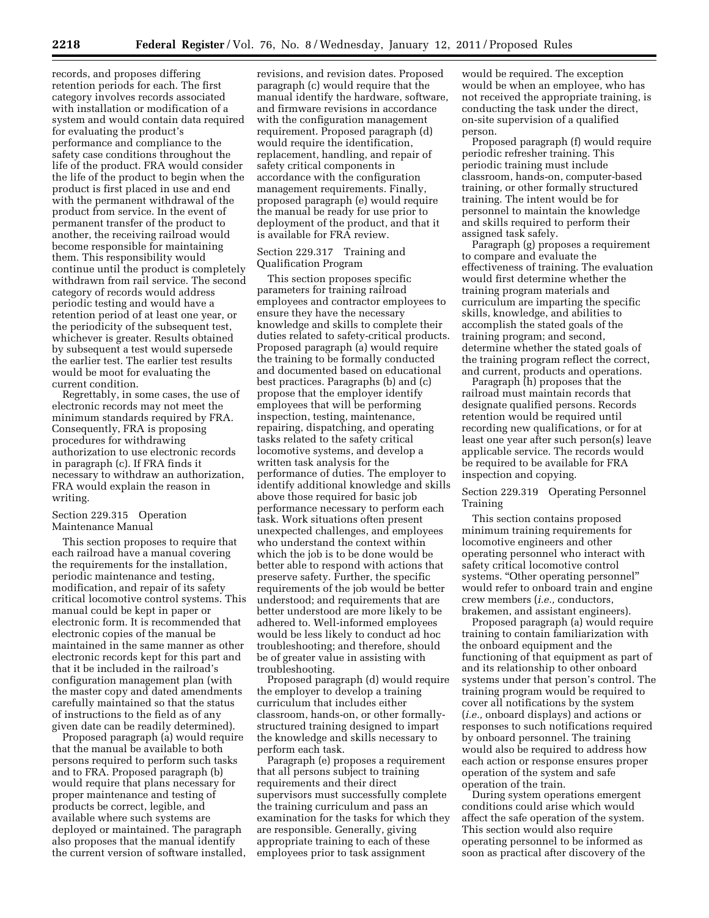records, and proposes differing retention periods for each. The first category involves records associated with installation or modification of a system and would contain data required for evaluating the product's performance and compliance to the safety case conditions throughout the life of the product. FRA would consider the life of the product to begin when the product is first placed in use and end with the permanent withdrawal of the product from service. In the event of permanent transfer of the product to another, the receiving railroad would become responsible for maintaining them. This responsibility would continue until the product is completely withdrawn from rail service. The second category of records would address periodic testing and would have a retention period of at least one year, or the periodicity of the subsequent test, whichever is greater. Results obtained by subsequent a test would supersede the earlier test. The earlier test results would be moot for evaluating the current condition.

Regrettably, in some cases, the use of electronic records may not meet the minimum standards required by FRA. Consequently, FRA is proposing procedures for withdrawing authorization to use electronic records in paragraph (c). If FRA finds it necessary to withdraw an authorization, FRA would explain the reason in writing.

### Section 229.315 Operation Maintenance Manual

This section proposes to require that each railroad have a manual covering the requirements for the installation, periodic maintenance and testing, modification, and repair of its safety critical locomotive control systems. This manual could be kept in paper or electronic form. It is recommended that electronic copies of the manual be maintained in the same manner as other electronic records kept for this part and that it be included in the railroad's configuration management plan (with the master copy and dated amendments carefully maintained so that the status of instructions to the field as of any given date can be readily determined).

Proposed paragraph (a) would require that the manual be available to both persons required to perform such tasks and to FRA. Proposed paragraph (b) would require that plans necessary for proper maintenance and testing of products be correct, legible, and available where such systems are deployed or maintained. The paragraph also proposes that the manual identify the current version of software installed, revisions, and revision dates. Proposed paragraph (c) would require that the manual identify the hardware, software, and firmware revisions in accordance with the configuration management requirement. Proposed paragraph (d) would require the identification, replacement, handling, and repair of safety critical components in accordance with the configuration management requirements. Finally, proposed paragraph (e) would require the manual be ready for use prior to deployment of the product, and that it is available for FRA review.

### Section 229.317 Training and Qualification Program

This section proposes specific parameters for training railroad employees and contractor employees to ensure they have the necessary knowledge and skills to complete their duties related to safety-critical products. Proposed paragraph (a) would require the training to be formally conducted and documented based on educational best practices. Paragraphs (b) and (c) propose that the employer identify employees that will be performing inspection, testing, maintenance, repairing, dispatching, and operating tasks related to the safety critical locomotive systems, and develop a written task analysis for the performance of duties. The employer to identify additional knowledge and skills above those required for basic job performance necessary to perform each task. Work situations often present unexpected challenges, and employees who understand the context within which the job is to be done would be better able to respond with actions that preserve safety. Further, the specific requirements of the job would be better understood; and requirements that are better understood are more likely to be adhered to. Well-informed employees would be less likely to conduct ad hoc troubleshooting; and therefore, should be of greater value in assisting with troubleshooting.

Proposed paragraph (d) would require the employer to develop a training curriculum that includes either classroom, hands-on, or other formally-structured training designed to impart the knowledge and skills necessary to perform each task.

Paragraph (e) proposes a requirement that all persons subject to training requirements and their direct supervisors must successfully complete the training curriculum and pass an examination for the tasks for which they are responsible. Generally, giving appropriate training to each of these employees prior to task assignment would be required. The exception would be when an employee, who has not received the appropriate training, is conducting the task under the direct, on-site supervision of a qualified person.

Proposed paragraph (f) would require periodic refresher training. This periodic training must include classroom, hands-on, computer-based training, or other formally structured training. The intent would be for personnel to maintain the knowledge and skills required to perform their assigned task safely.

Paragraph (g) proposes a requirement to compare and evaluate the effectiveness of training. The evaluation would first determine whether the training program materials and curriculum are imparting the specific skills, knowledge, and abilities to accomplish the stated goals of the training program; and second, determine whether the stated goals of the training program reflect the correct, and current, products and operations.

Paragraph (h) proposes that the railroad must maintain records that designate qualified persons. Records retention would be required until recording new qualifications, or for at least one year after such person(s) leave applicable service. The records would be required to be available for FRA inspection and copying.

### Section 229.319 Operating Personnel Training

This section contains proposed minimum training requirements for locomotive engineers and other operating personnel who interact with safety critical locomotive control systems. "Other operating personnel" would refer to onboard train and engine crew members (*i.e.,* conductors, brakemen, and assistant engineers).

Proposed paragraph (a) would require training to contain familiarization with the onboard equipment and the functioning of that equipment as part of and its relationship to other onboard systems under that person's control. The training program would be required to cover all notifications by the system (*i.e.,* onboard displays) and actions or responses to such notifications required by onboard personnel. The training would also be required to address how each action or response ensures proper operation of the system and safe operation of the train.

During system operations emergent conditions could arise which would affect the safe operation of the system. This section would also require operating personnel to be informed as soon as practical after discovery of the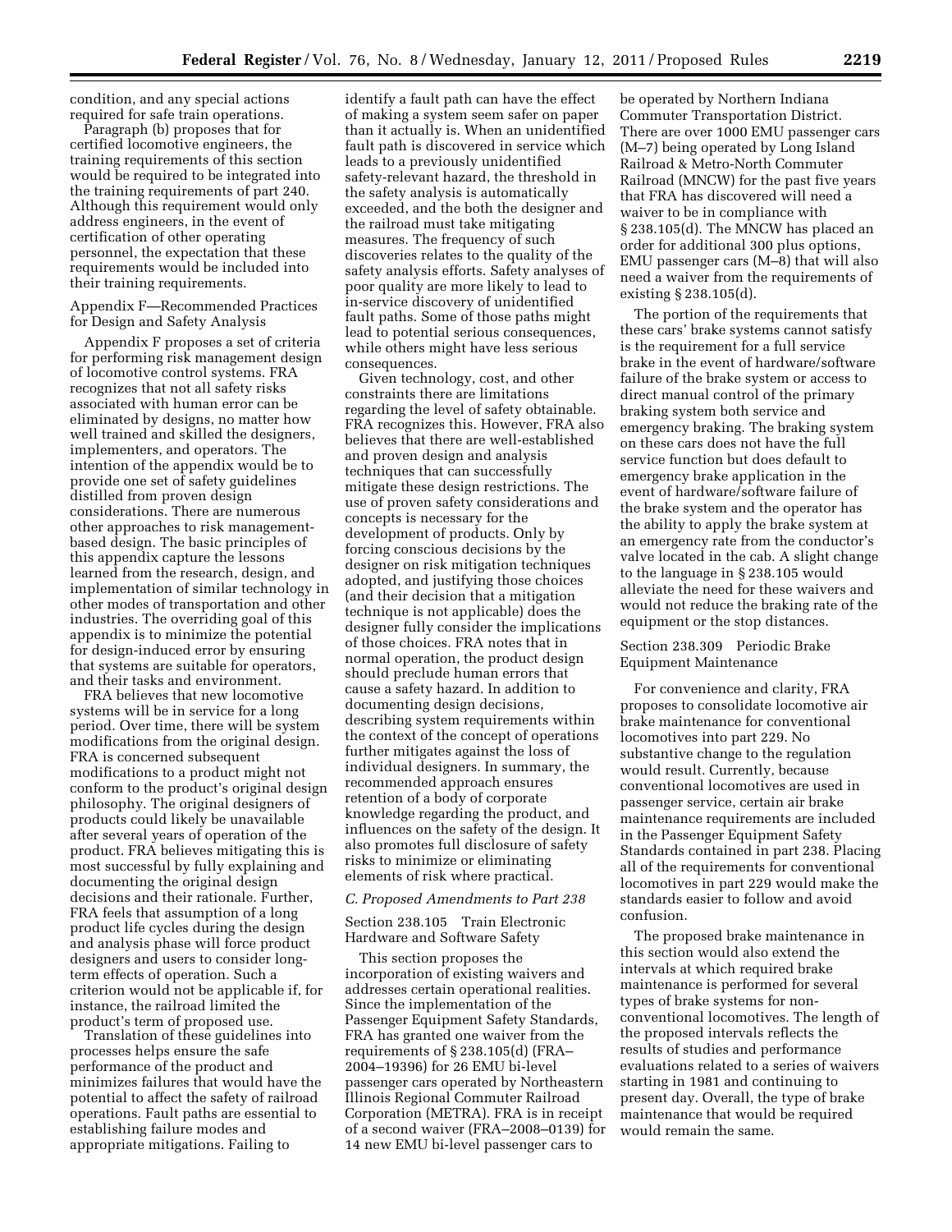condition, and any special actions required for safe train operations.

Paragraph (b) proposes that for certified locomotive engineers, the training requirements of this section would be required to be integrated into the training requirements of part 240. Although this requirement would only address engineers, in the event of certification of other operating personnel, the expectation that these requirements would be included into their training requirements.

Appendix F—Recommended Practices for Design and Safety Analysis

Appendix F proposes a set of criteria for performing risk management design of locomotive control systems. FRA recognizes that not all safety risks associated with human error can be eliminated by designs, no matter how well trained and skilled the designers, implementers, and operators. The intention of the appendix would be to provide one set of safety guidelines distilled from proven design considerations. There are numerous other approaches to risk management-based design. The basic principles of this appendix capture the lessons learned from the research, design, and implementation of similar technology in other modes of transportation and other industries. The overriding goal of this appendix is to minimize the potential for design-induced error by ensuring that systems are suitable for operators, and their tasks and environment.

FRA believes that new locomotive systems will be in service for a long period. Over time, there will be system modifications from the original design. FRA is concerned subsequent modifications to a product might not conform to the product's original design philosophy. The original designers of products could likely be unavailable after several years of operation of the product. FRA believes mitigating this is most successful by fully explaining and documenting the original design decisions and their rationale. Further, FRA feels that assumption of a long product life cycles during the design and analysis phase will force product designers and users to consider long-term effects of operation. Such a criterion would not be applicable if, for instance, the railroad limited the product's term of proposed use.

Translation of these guidelines into processes helps ensure the safe performance of the product and minimizes failures that would have the potential to affect the safety of railroad operations. Fault paths are essential to establishing failure modes and appropriate mitigations. Failing to identify a fault path can have the effect of making a system seem safer on paper than it actually is. When an unidentified fault path is discovered in service which leads to a previously unidentified safety-relevant hazard, the threshold in the safety analysis is automatically exceeded, and the both the designer and the railroad must take mitigating measures. The frequency of such discoveries relates to the quality of the safety analysis efforts. Safety analyses of poor quality are more likely to lead to in-service discovery of unidentified fault paths. Some of those paths might lead to potential serious consequences, while others might have less serious consequences.

Given technology, cost, and other constraints there are limitations regarding the level of safety obtainable. FRA recognizes this. However, FRA also believes that there are well-established and proven design and analysis techniques that can successfully mitigate these design restrictions. The use of proven safety considerations and concepts is necessary for the development of products. Only by forcing conscious decisions by the designer on risk mitigation techniques adopted, and justifying those choices (and their decision that a mitigation technique is not applicable) does the designer fully consider the implications of those choices. FRA notes that in normal operation, the product design should preclude human errors that cause a safety hazard. In addition to documenting design decisions, describing system requirements within the context of the concept of operations further mitigates against the loss of individual designers. In summary, the recommended approach ensures retention of a body of corporate knowledge regarding the product, and influences on the safety of the design. It also promotes full disclosure of safety risks to minimize or eliminating elements of risk where practical.

*C. Proposed Amendments to Part 238*

Section 238.105 Train Electronic Hardware and Software Safety

This section proposes the incorporation of existing waivers and addresses certain operational realities. Since the implementation of the Passenger Equipment Safety Standards, FRA has granted one waiver from the requirements of § 238.105(d) (FRA–2004–19396) for 26 EMU bi-level passenger cars operated by Northeastern Illinois Regional Commuter Railroad Corporation (METRA). FRA is in receipt of a second waiver (FRA–2008–0139) for 14 new EMU bi-level passenger cars to be operated by Northern Indiana Commuter Transportation District. There are over 1000 EMU passenger cars (M–7) being operated by Long Island Railroad & Metro-North Commuter Railroad (MNCW) for the past five years that FRA has discovered will need a waiver to be in compliance with § 238.105(d). The MNCW has placed an order for additional 300 plus options, EMU passenger cars (M–8) that will also need a waiver from the requirements of existing § 238.105(d).

The portion of the requirements that these cars' brake systems cannot satisfy is the requirement for a full service brake in the event of hardware/software failure of the brake system or access to direct manual control of the primary braking system both service and emergency braking. The braking system on these cars does not have the full service function but does default to emergency brake application in the event of hardware/software failure of the brake system and the operator has the ability to apply the brake system at an emergency rate from the conductor's valve located in the cab. A slight change to the language in § 238.105 would alleviate the need for these waivers and would not reduce the braking rate of the equipment or the stop distances.

Section 238.309 Periodic Brake Equipment Maintenance

For convenience and clarity, FRA proposes to consolidate locomotive air brake maintenance for conventional locomotives into part 229. No substantive change to the regulation would result. Currently, because conventional locomotives are used in passenger service, certain air brake maintenance requirements are included in the Passenger Equipment Safety Standards contained in part 238. Placing all of the requirements for conventional locomotives in part 229 would make the standards easier to follow and avoid confusion.

The proposed brake maintenance in this section would also extend the intervals at which required brake maintenance is performed for several types of brake systems for non-conventional locomotives. The length of the proposed intervals reflects the results of studies and performance evaluations related to a series of waivers starting in 1981 and continuing to present day. Overall, the type of brake maintenance that would be required would remain the same.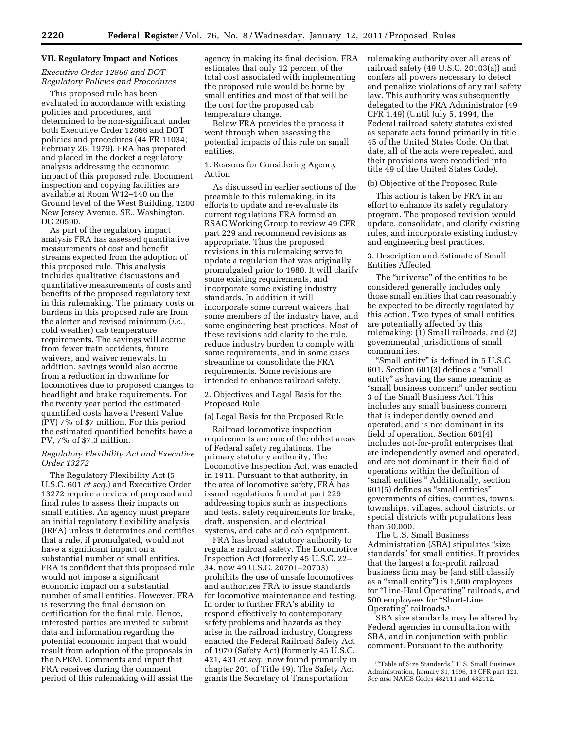## VII. Regulatory Impact and Notices

### *Executive Order 12866 and DOT Regulatory Policies and Procedures*

This proposed rule has been evaluated in accordance with existing policies and procedures, and determined to be non-significant under both Executive Order 12866 and DOT policies and procedures (44 FR 11034; February 26, 1979). FRA has prepared and placed in the docket a regulatory analysis addressing the economic impact of this proposed rule. Document inspection and copying facilities are available at Room W12–140 on the Ground level of the West Building, 1200 New Jersey Avenue, SE., Washington, DC 20590.

As part of the regulatory impact analysis FRA has assessed quantitative measurements of cost and benefit streams expected from the adoption of this proposed rule. This analysis includes qualitative discussions and quantitative measurements of costs and benefits of the proposed regulatory text in this rulemaking. The primary costs or burdens in this proposed rule are from the alerter and revised minimum (*i.e.,* cold weather) cab temperature requirements. The savings will accrue from fewer train accidents, future waivers, and waiver renewals. In addition, savings would also accrue from a reduction in downtime for locomotives due to proposed changes to headlight and brake requirements. For the twenty year period the estimated quantified costs have a Present Value (PV) 7% of $7 million. For this period the estimated quantified benefits have a PV, 7% of $7.3 million.

### *Regulatory Flexibility Act and Executive Order 13272*

The Regulatory Flexibility Act (5 U.S.C. 601 *et seq.*) and Executive Order 13272 require a review of proposed and final rules to assess their impacts on small entities. An agency must prepare an initial regulatory flexibility analysis (IRFA) unless it determines and certifies that a rule, if promulgated, would not have a significant impact on a substantial number of small entities. FRA is confident that this proposed rule would not impose a significant economic impact on a substantial number of small entities. However, FRA is reserving the final decision on certification for the final rule. Hence, interested parties are invited to submit data and information regarding the potential economic impact that would result from adoption of the proposals in the NPRM. Comments and input that FRA receives during the comment period of this rulemaking will assist the agency in making its final decision. FRA estimates that only 12 percent of the total cost associated with implementing the proposed rule would be borne by small entities and most of that will be the cost for the proposed cab temperature change.

Below FRA provides the process it went through when assessing the potential impacts of this rule on small entities.

1. Reasons for Considering Agency Action

As discussed in earlier sections of the preamble to this rulemaking, in its efforts to update and re-evaluate its current regulations FRA formed an RSAC Working Group to review 49 CFR part 229 and recommend revisions as appropriate. Thus the proposed revisions in this rulemaking serve to update a regulation that was originally promulgated prior to 1980. It will clarify some existing requirements, and incorporate some existing industry standards. In addition it will incorporate some current waivers that some members of the industry have, and some engineering best practices. Most of these revisions add clarity to the rule, reduce industry burden to comply with some requirements, and in some cases streamline or consolidate the FRA requirements. Some revisions are intended to enhance railroad safety.

2. Objectives and Legal Basis for the Proposed Rule

(a) Legal Basis for the Proposed Rule

Railroad locomotive inspection requirements are one of the oldest areas of Federal safety regulations. The primary statutory authority, The Locomotive Inspection Act, was enacted in 1911. Pursuant to that authority, in the area of locomotive safety, FRA has issued regulations found at part 229 addressing topics such as inspections and tests, safety requirements for brake, draft, suspension, and electrical systems, and cabs and cab equipment.

FRA has broad statutory authority to regulate railroad safety. The Locomotive Inspection Act (formerly 45 U.S.C. 22–34, now 49 U.S.C. 20701–20703) prohibits the use of unsafe locomotives and authorizes FRA to issue standards for locomotive maintenance and testing. In order to further FRA's ability to respond effectively to contemporary safety problems and hazards as they arise in the railroad industry, Congress enacted the Federal Railroad Safety Act of 1970 (Safety Act) (formerly 45 U.S.C. 421, 431 *et seq.,* now found primarily in chapter 201 of Title 49). The Safety Act grants the Secretary of Transportation rulemaking authority over all areas of railroad safety (49 U.S.C. 20103(a)) and confers all powers necessary to detect and penalize violations of any rail safety law. This authority was subsequently delegated to the FRA Administrator (49 CFR 1.49) (Until July 5, 1994, the Federal railroad safety statutes existed as separate acts found primarily in title 45 of the United States Code. On that date, all of the acts were repealed, and their provisions were recodified into title 49 of the United States Code).

(b) Objective of the Proposed Rule

This action is taken by FRA in an effort to enhance its safety regulatory program. The proposed revision would update, consolidate, and clarify existing rules, and incorporate existing industry and engineering best practices.

3. Description and Estimate of Small Entities Affected

The "universe" of the entities to be considered generally includes only those small entities that can reasonably be expected to be directly regulated by this action. Two types of small entities are potentially affected by this rulemaking: (1) Small railroads, and (2) governmental jurisdictions of small communities.

"Small entity" is defined in 5 U.S.C. 601. Section 601(3) defines a "small entity" as having the same meaning as "small business concern" under section 3 of the Small Business Act. This includes any small business concern that is independently owned and operated, and is not dominant in its field of operation. Section 601(4) includes not-for-profit enterprises that are independently owned and operated, and are not dominant in their field of operations within the definition of "small entities." Additionally, section 601(5) defines as "small entities" governments of cities, counties, towns, townships, villages, school districts, or special districts with populations less than 50,000.

The U.S. Small Business Administration (SBA) stipulates "size standards" for small entities. It provides that the largest a for-profit railroad business firm may be (and still classify as a "small entity") is 1,500 employees for "Line-Haul Operating" railroads, and 500 employees for "Short-Line Operating" railroads.[1]

SBA size standards may be altered by Federal agencies in consultation with SBA, and in conjunction with public comment. Pursuant to the authority

[1] "Table of Size Standards," U.S. Small Business Administration, January 31, 1996, 13 CFR part 121. *See also* NAICS Codes 482111 and 482112.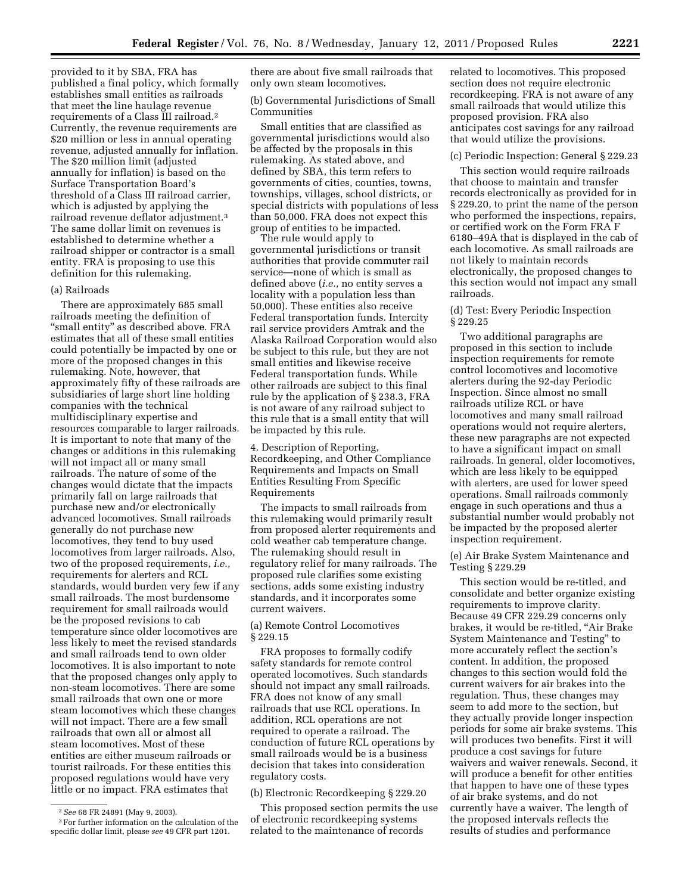provided to it by SBA, FRA has published a final policy, which formally establishes small entities as railroads that meet the line haulage revenue requirements of a Class III railroad.[2] Currently, the revenue requirements are $20 million or less in annual operating revenue, adjusted annually for inflation. The $20 million limit (adjusted annually for inflation) is based on the Surface Transportation Board's threshold of a Class III railroad carrier, which is adjusted by applying the railroad revenue deflator adjustment.[3] The same dollar limit on revenues is established to determine whether a railroad shipper or contractor is a small entity. FRA is proposing to use this definition for this rulemaking.

(a) Railroads

There are approximately 685 small railroads meeting the definition of "small entity" as described above. FRA estimates that all of these small entities could potentially be impacted by one or more of the proposed changes in this rulemaking. Note, however, that approximately fifty of these railroads are subsidiaries of large short line holding companies with the technical multidisciplinary expertise and resources comparable to larger railroads. It is important to note that many of the changes or additions in this rulemaking will not impact all or many small railroads. The nature of some of the changes would dictate that the impacts primarily fall on large railroads that purchase new and/or electronically advanced locomotives. Small railroads generally do not purchase new locomotives, they tend to buy used locomotives from larger railroads. Also, two of the proposed requirements, *i.e.,* requirements for alerters and RCL standards, would burden very few if any small railroads. The most burdensome requirement for small railroads would be the proposed revisions to cab temperature since older locomotives are less likely to meet the revised standards and small railroads tend to own older locomotives. It is also important to note that the proposed changes only apply to non-steam locomotives. There are some small railroads that own one or more steam locomotives which these changes will not impact. There are a few small railroads that own all or almost all steam locomotives. Most of these entities are either museum railroads or tourist railroads. For these entities this proposed regulations would have very little or no impact. FRA estimates that there are about five small railroads that only own steam locomotives.

(b) Governmental Jurisdictions of Small Communities

Small entities that are classified as governmental jurisdictions would also be affected by the proposals in this rulemaking. As stated above, and defined by SBA, this term refers to governments of cities, counties, towns, townships, villages, school districts, or special districts with populations of less than 50,000. FRA does not expect this group of entities to be impacted.

The rule would apply to governmental jurisdictions or transit authorities that provide commuter rail service—none of which is small as defined above (*i.e.,* no entity serves a locality with a population less than 50,000). These entities also receive Federal transportation funds. Intercity rail service providers Amtrak and the Alaska Railroad Corporation would also be subject to this rule, but they are not small entities and likewise receive Federal transportation funds. While other railroads are subject to this final rule by the application of § 238.3, FRA is not aware of any railroad subject to this rule that is a small entity that will be impacted by this rule.

4. Description of Reporting, Recordkeeping, and Other Compliance Requirements and Impacts on Small Entities Resulting From Specific Requirements

The impacts to small railroads from this rulemaking would primarily result from proposed alerter requirements and cold weather cab temperature change. The rulemaking should result in regulatory relief for many railroads. The proposed rule clarifies some existing sections, adds some existing industry standards, and it incorporates some current waivers.

(a) Remote Control Locomotives § 229.15

FRA proposes to formally codify safety standards for remote control operated locomotives. Such standards should not impact any small railroads. FRA does not know of any small railroads that use RCL operations. In addition, RCL operations are not required to operate a railroad. The conduction of future RCL operations by small railroads would be is a business decision that takes into consideration regulatory costs.

(b) Electronic Recordkeeping § 229.20

This proposed section permits the use of electronic recordkeeping systems related to the maintenance of records related to locomotives. This proposed section does not require electronic recordkeeping. FRA is not aware of any small railroads that would utilize this proposed provision. FRA also anticipates cost savings for any railroad that would utilize the provisions.

(c) Periodic Inspection: General § 229.23

This section would require railroads that choose to maintain and transfer records electronically as provided for in § 229.20, to print the name of the person who performed the inspections, repairs, or certified work on the Form FRA F 6180–49A that is displayed in the cab of each locomotive. As small railroads are not likely to maintain records electronically, the proposed changes to this section would not impact any small railroads.

(d) Test: Every Periodic Inspection § 229.25

Two additional paragraphs are proposed in this section to include inspection requirements for remote control locomotives and locomotive alerters during the 92-day Periodic Inspection. Since almost no small railroads utilize RCL or have locomotives and many small railroad operations would not require alerters, these new paragraphs are not expected to have a significant impact on small railroads. In general, older locomotives, which are less likely to be equipped with alerters, are used for lower speed operations. Small railroads commonly engage in such operations and thus a substantial number would probably not be impacted by the proposed alerter inspection requirement.

(e) Air Brake System Maintenance and Testing § 229.29

This section would be re-titled, and consolidate and better organize existing requirements to improve clarity. Because 49 CFR 229.29 concerns only brakes, it would be re-titled, "Air Brake System Maintenance and Testing" to more accurately reflect the section's content. In addition, the proposed changes to this section would fold the current waivers for air brakes into the regulation. Thus, these changes may seem to add more to the section, but they actually provide longer inspection periods for some air brake systems. This will produces two benefits. First it will produce a cost savings for future waivers and waiver renewals. Second, it will produce a benefit for other entities that happen to have one of these types of air brake systems, and do not currently have a waiver. The length of the proposed intervals reflects the results of studies and performance

[2] *See* 68 FR 24891 (May 9, 2003).

[3] For further information on the calculation of the specific dollar limit, please *see* 49 CFR part 1201.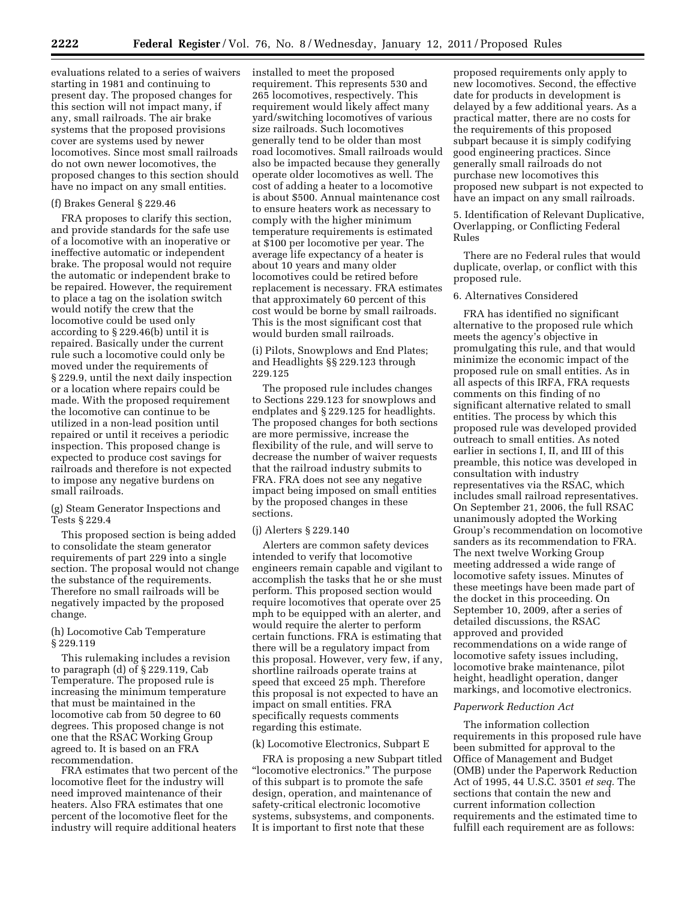evaluations related to a series of waivers starting in 1981 and continuing to present day. The proposed changes for this section will not impact many, if any, small railroads. The air brake systems that the proposed provisions cover are systems used by newer locomotives. Since most small railroads do not own newer locomotives, the proposed changes to this section should have no impact on any small entities.

(f) Brakes General § 229.46

FRA proposes to clarify this section, and provide standards for the safe use of a locomotive with an inoperative or ineffective automatic or independent brake. The proposal would not require the automatic or independent brake to be repaired. However, the requirement to place a tag on the isolation switch would notify the crew that the locomotive could be used only according to § 229.46(b) until it is repaired. Basically under the current rule such a locomotive could only be moved under the requirements of § 229.9, until the next daily inspection or a location where repairs could be made. With the proposed requirement the locomotive can continue to be utilized in a non-lead position until repaired or until it receives a periodic inspection. This proposed change is expected to produce cost savings for railroads and therefore is not expected to impose any negative burdens on small railroads.

(g) Steam Generator Inspections and Tests § 229.4

This proposed section is being added to consolidate the steam generator requirements of part 229 into a single section. The proposal would not change the substance of the requirements. Therefore no small railroads will be negatively impacted by the proposed change.

(h) Locomotive Cab Temperature § 229.119

This rulemaking includes a revision to paragraph (d) of § 229.119, Cab Temperature. The proposed rule is increasing the minimum temperature that must be maintained in the locomotive cab from 50 degree to 60 degrees. This proposed change is not one that the RSAC Working Group agreed to. It is based on an FRA recommendation.

FRA estimates that two percent of the locomotive fleet for the industry will need improved maintenance of their heaters. Also FRA estimates that one percent of the locomotive fleet for the industry will require additional heaters installed to meet the proposed requirement. This represents 530 and 265 locomotives, respectively. This requirement would likely affect many yard/switching locomotives of various size railroads. Such locomotives generally tend to be older than most road locomotives. Small railroads would also be impacted because they generally operate older locomotives as well. The cost of adding a heater to a locomotive is about $500. Annual maintenance cost to ensure heaters work as necessary to comply with the higher minimum temperature requirements is estimated at $100 per locomotive per year. The average life expectancy of a heater is about 10 years and many older locomotives could be retired before replacement is necessary. FRA estimates that approximately 60 percent of this cost would be borne by small railroads. This is the most significant cost that would burden small railroads.

(i) Pilots, Snowplows and End Plates; and Headlights §§ 229.123 through 229.125

The proposed rule includes changes to Sections 229.123 for snowplows and endplates and § 229.125 for headlights. The proposed changes for both sections are more permissive, increase the flexibility of the rule, and will serve to decrease the number of waiver requests that the railroad industry submits to FRA. FRA does not see any negative impact being imposed on small entities by the proposed changes in these sections.

(j) Alerters § 229.140

Alerters are common safety devices intended to verify that locomotive engineers remain capable and vigilant to accomplish the tasks that he or she must perform. This proposed section would require locomotives that operate over 25 mph to be equipped with an alerter, and would require the alerter to perform certain functions. FRA is estimating that there will be a regulatory impact from this proposal. However, very few, if any, shortline railroads operate trains at speed that exceed 25 mph. Therefore this proposal is not expected to have an impact on small entities. FRA specifically requests comments regarding this estimate.

(k) Locomotive Electronics, Subpart E

FRA is proposing a new Subpart titled "locomotive electronics." The purpose of this subpart is to promote the safe design, operation, and maintenance of safety-critical electronic locomotive systems, subsystems, and components. It is important to first note that these proposed requirements only apply to new locomotives. Second, the effective date for products in development is delayed by a few additional years. As a practical matter, there are no costs for the requirements of this proposed subpart because it is simply codifying good engineering practices. Since generally small railroads do not purchase new locomotives this proposed new subpart is not expected to have an impact on any small railroads.

5. Identification of Relevant Duplicative, Overlapping, or Conflicting Federal Rules

There are no Federal rules that would duplicate, overlap, or conflict with this proposed rule.

6. Alternatives Considered

FRA has identified no significant alternative to the proposed rule which meets the agency's objective in promulgating this rule, and that would minimize the economic impact of the proposed rule on small entities. As in all aspects of this IRFA, FRA requests comments on this finding of no significant alternative related to small entities. The process by which this proposed rule was developed provided outreach to small entities. As noted earlier in sections I, II, and III of this preamble, this notice was developed in consultation with industry representatives via the RSAC, which includes small railroad representatives. On September 21, 2006, the full RSAC unanimously adopted the Working Group's recommendation on locomotive sanders as its recommendation to FRA. The next twelve Working Group meeting addressed a wide range of locomotive safety issues. Minutes of these meetings have been made part of the docket in this proceeding. On September 10, 2009, after a series of detailed discussions, the RSAC approved and provided recommendations on a wide range of locomotive safety issues including, locomotive brake maintenance, pilot height, headlight operation, danger markings, and locomotive electronics.

*Paperwork Reduction Act*

The information collection requirements in this proposed rule have been submitted for approval to the Office of Management and Budget (OMB) under the Paperwork Reduction Act of 1995, 44 U.S.C. 3501 *et seq.* The sections that contain the new and current information collection requirements and the estimated time to fulfill each requirement are as follows: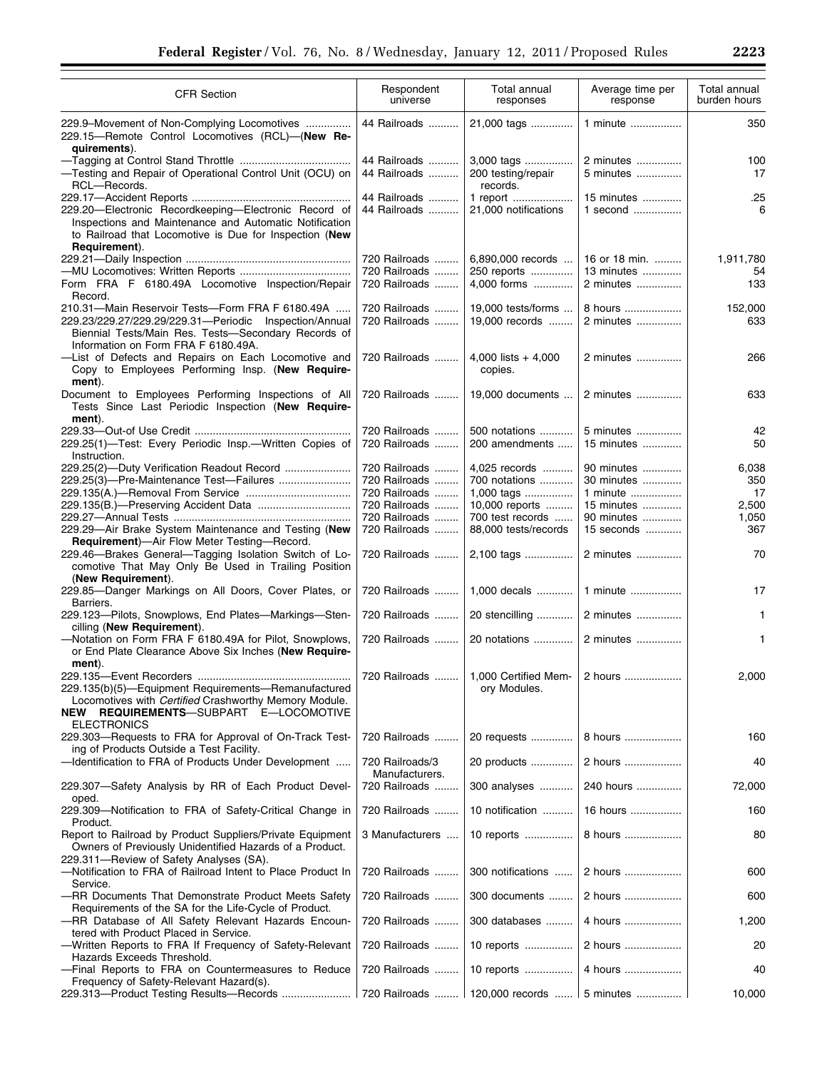| CFR Section | Respondent universe | Total annual responses | Average time per response | Total annual burden hours |
|---|---|---|---|---|
| 229.9–Movement of Non-Complying Locomotives | 44 Railroads | 21,000 tags | 1 minute | 350 |
| 229.15—Remote Control Locomotives (RCL)—(**New Requirements**). | | | | |
| —Tagging at Control Stand Throttle | 44 Railroads | 3,000 tags | 2 minutes | 100 |
| —Testing and Repair of Operational Control Unit (OCU) on RCL—Records. | 44 Railroads | 200 testing/repair records. | 5 minutes | 17 |
| 229.17—Accident Reports | 44 Railroads | 1 report | 15 minutes | .25 |
| 229.20—Electronic Recordkeeping—Electronic Record of Inspections and Maintenance and Automatic Notification to Railroad that Locomotive is Due for Inspection (**New Requirement**). | 44 Railroads | 21,000 notifications | 1 second | 6 |
| 229.21—Daily Inspection | 720 Railroads | 6,890,000 records | 16 or 18 min. | 1,911,780 |
| —MU Locomotives: Written Reports | 720 Railroads | 250 reports | 13 minutes | 54 |
| Form FRA F 6180.49A Locomotive Inspection/Repair Record. | 720 Railroads | 4,000 forms | 2 minutes | 133 |
| 210.31—Main Reservoir Tests—Form FRA F 6180.49A | 720 Railroads | 19,000 tests/forms | 8 hours | 152,000 |
| 229.23/229.27/229.29/229.31—Periodic Inspection/Annual Biennial Tests/Main Res. Tests—Secondary Records of Information on Form FRA F 6180.49A. | 720 Railroads | 19,000 records | 2 minutes | 633 |
| —List of Defects and Repairs on Each Locomotive and Copy to Employees Performing Insp. (**New Requirement**). | 720 Railroads | 4,000 lists + 4,000 copies. | 2 minutes | 266 |
| Document to Employees Performing Inspections of All Tests Since Last Periodic Inspection (**New Requirement**). | 720 Railroads | 19,000 documents | 2 minutes | 633 |
| 229.33—Out-of Use Credit | 720 Railroads | 500 notations | 5 minutes | 42 |
| 229.25(1)—Test: Every Periodic Insp.—Written Copies of Instruction. | 720 Railroads | 200 amendments | 15 minutes | 50 |
| 229.25(2)—Duty Verification Readout Record | 720 Railroads | 4,025 records | 90 minutes | 6,038 |
| 229.25(3)—Pre-Maintenance Test—Failures | 720 Railroads | 700 notations | 30 minutes | 350 |
| 229.135(A.)—Removal From Service | 720 Railroads | 1,000 tags | 1 minute | 17 |
| 229.135(B.)—Preserving Accident Data | 720 Railroads | 10,000 reports | 15 minutes | 2,500 |
| 229.27—Annual Tests | 720 Railroads | 700 test records | 90 minutes | 1,050 |
| 229.29—Air Brake System Maintenance and Testing (**New Requirement**)—Air Flow Meter Testing—Record. | 720 Railroads | 88,000 tests/records | 15 seconds | 367 |
| 229.46—Brakes General—Tagging Isolation Switch of Locomotive That May Only Be Used in Trailing Position (**New Requirement**). | 720 Railroads | 2,100 tags | 2 minutes | 70 |
| 229.85—Danger Markings on All Doors, Cover Plates, or Barriers. | 720 Railroads | 1,000 decals | 1 minute | 17 |
| 229.123—Pilots, Snowplows, End Plates—Markings—Stencilling (**New Requirement**). | 720 Railroads | 20 stencilling | 2 minutes | 1 |
| —Notation on Form FRA F 6180.49A for Pilot, Snowplows, or End Plate Clearance Above Six Inches (**New Requirement**). | 720 Railroads | 20 notations | 2 minutes | 1 |
| 229.135—Event Recorders | 720 Railroads | 1,000 Certified Memory Modules. | 2 hours | 2,000 |
| 229.135(b)(5)—Equipment Requirements—Remanufactured Locomotives with *Certified* Crashworthy Memory Module. | | | | |
| **NEW REQUIREMENTS**—SUBPART E—LOCOMOTIVE ELECTRONICS | | | | |
| 229.303—Requests to FRA for Approval of On-Track Testing of Products Outside a Test Facility. | 720 Railroads | 20 requests | 8 hours | 160 |
| —Identification to FRA of Products Under Development | 720 Railroads/3 Manufacturers. | 20 products | 2 hours | 40 |
| 229.307—Safety Analysis by RR of Each Product Developed. | 720 Railroads | 300 analyses | 240 hours | 72,000 |
| 229.309—Notification to FRA of Safety-Critical Change in Product. | 720 Railroads | 10 notification | 16 hours | 160 |
| Report to Railroad by Product Suppliers/Private Equipment Owners of Previously Unidentified Hazards of a Product. | 3 Manufacturers | 10 reports | 8 hours | 80 |
| 229.311—Review of Safety Analyses (SA). | | | | |
| —Notification to FRA of Railroad Intent to Place Product In Service. | 720 Railroads | 300 notifications | 2 hours | 600 |
| —RR Documents That Demonstrate Product Meets Safety Requirements of the SA for the Life-Cycle of Product. | 720 Railroads | 300 documents | 2 hours | 600 |
| —RR Database of All Safety Relevant Hazards Encountered with Product Placed in Service. | 720 Railroads | 300 databases | 4 hours | 1,200 |
| —Written Reports to FRA If Frequency of Safety-Relevant Hazards Exceeds Threshold. | 720 Railroads | 10 reports | 2 hours | 20 |
| —Final Reports to FRA on Countermeasures to Reduce Frequency of Safety-Relevant Hazard(s). | 720 Railroads | 10 reports | 4 hours | 40 |
| 229.313—Product Testing Results—Records | 720 Railroads | 120,000 records | 5 minutes | 10,000 |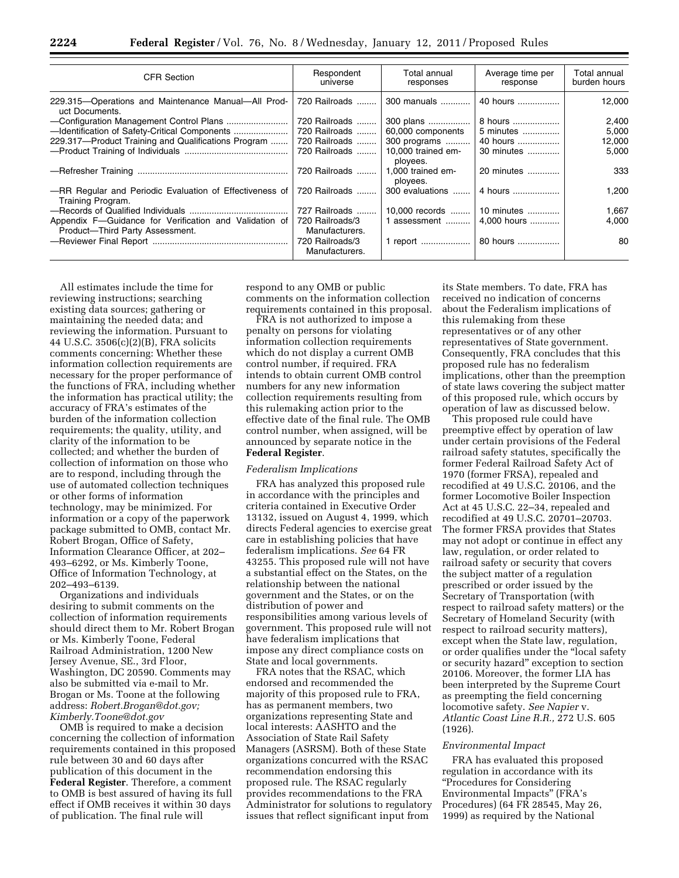| CFR Section | Respondent universe | Total annual responses | Average time per response | Total annual burden hours |
|---|---|---|---|---|
| 229.315—Operations and Maintenance Manual—All Product Documents. | 720 Railroads | 300 manuals | 40 hours | 12,000 |
| —Configuration Management Control Plans | 720 Railroads | 300 plans | 8 hours | 2,400 |
| —Identification of Safety-Critical Components | 720 Railroads | 60,000 components | 5 minutes | 5,000 |
| 229.317—Product Training and Qualifications Program | 720 Railroads | 300 programs | 40 hours | 12,000 |
| —Product Training of Individuals | 720 Railroads | 10,000 trained employees. | 30 minutes | 5,000 |
| —Refresher Training | 720 Railroads | 1,000 trained employees. | 20 minutes | 333 |
| —RR Regular and Periodic Evaluation of Effectiveness of Training Program. | 720 Railroads | 300 evaluations | 4 hours | 1,200 |
| —Records of Qualified Individuals | 727 Railroads | 10,000 records | 10 minutes | 1,667 |
| Appendix F—Guidance for Verification and Validation of Product—Third Party Assessment. | 720 Railroads/3 Manufacturers. | 1 assessment | 4,000 hours | 4,000 |
| —Reviewer Final Report | 720 Railroads/3 Manufacturers. | 1 report | 80 hours | 80 |

All estimates include the time for reviewing instructions; searching existing data sources; gathering or maintaining the needed data; and reviewing the information. Pursuant to 44 U.S.C. 3506(c)(2)(B), FRA solicits comments concerning: Whether these information collection requirements are necessary for the proper performance of the functions of FRA, including whether the information has practical utility; the accuracy of FRA's estimates of the burden of the information collection requirements; the quality, utility, and clarity of the information to be collected; and whether the burden of collection of information on those who are to respond, including through the use of automated collection techniques or other forms of information technology, may be minimized. For information or a copy of the paperwork package submitted to OMB, contact Mr. Robert Brogan, Office of Safety, Information Clearance Officer, at 202–493–6292, or Ms. Kimberly Toone, Office of Information Technology, at 202–493–6139.

Organizations and individuals desiring to submit comments on the collection of information requirements should direct them to Mr. Robert Brogan or Ms. Kimberly Toone, Federal Railroad Administration, 1200 New Jersey Avenue, SE., 3rd Floor, Washington, DC 20590. Comments may also be submitted via e-mail to Mr. Brogan or Ms. Toone at the following address: *Robert.Brogan@dot.gov; Kimberly.Toone@dot.gov*

OMB is required to make a decision concerning the collection of information requirements contained in this proposed rule between 30 and 60 days after publication of this document in the **Federal Register**. Therefore, a comment to OMB is best assured of having its full effect if OMB receives it within 30 days of publication. The final rule will respond to any OMB or public comments on the information collection requirements contained in this proposal.

FRA is not authorized to impose a penalty on persons for violating information collection requirements which do not display a current OMB control number, if required. FRA intends to obtain current OMB control numbers for any new information collection requirements resulting from this rulemaking action prior to the effective date of the final rule. The OMB control number, when assigned, will be announced by separate notice in the **Federal Register**.

*Federalism Implications*

FRA has analyzed this proposed rule in accordance with the principles and criteria contained in Executive Order 13132, issued on August 4, 1999, which directs Federal agencies to exercise great care in establishing policies that have federalism implications. *See* 64 FR 43255. This proposed rule will not have a substantial effect on the States, on the relationship between the national government and the States, or on the distribution of power and responsibilities among various levels of government. This proposed rule will not have federalism implications that impose any direct compliance costs on State and local governments.

FRA notes that the RSAC, which endorsed and recommended the majority of this proposed rule to FRA, has as permanent members, two organizations representing State and local interests: AASHTO and the Association of State Rail Safety Managers (ASRSM). Both of these State organizations concurred with the RSAC recommendation endorsing this proposed rule. The RSAC regularly provides recommendations to the FRA Administrator for solutions to regulatory issues that reflect significant input from its State members. To date, FRA has received no indication of concerns about the Federalism implications of this rulemaking from these representatives or of any other representatives of State government. Consequently, FRA concludes that this proposed rule has no federalism implications, other than the preemption of state laws covering the subject matter of this proposed rule, which occurs by operation of law as discussed below.

This proposed rule could have preemptive effect by operation of law under certain provisions of the Federal railroad safety statutes, specifically the former Federal Railroad Safety Act of 1970 (former FRSA), repealed and recodified at 49 U.S.C. 20106, and the former Locomotive Boiler Inspection Act at 45 U.S.C. 22–34, repealed and recodified at 49 U.S.C. 20701–20703. The former FRSA provides that States may not adopt or continue in effect any law, regulation, or order related to railroad safety or security that covers the subject matter of a regulation prescribed or order issued by the Secretary of Transportation (with respect to railroad safety matters) or the Secretary of Homeland Security (with respect to railroad security matters), except when the State law, regulation, or order qualifies under the "local safety or security hazard" exception to section 20106. Moreover, the former LIA has been interpreted by the Supreme Court as preempting the field concerning locomotive safety. *See Napier* v. *Atlantic Coast Line R.R.,* 272 U.S. 605 (1926).

*Environmental Impact*

FRA has evaluated this proposed regulation in accordance with its "Procedures for Considering Environmental Impacts" (FRA's Procedures) (64 FR 28545, May 26, 1999) as required by the National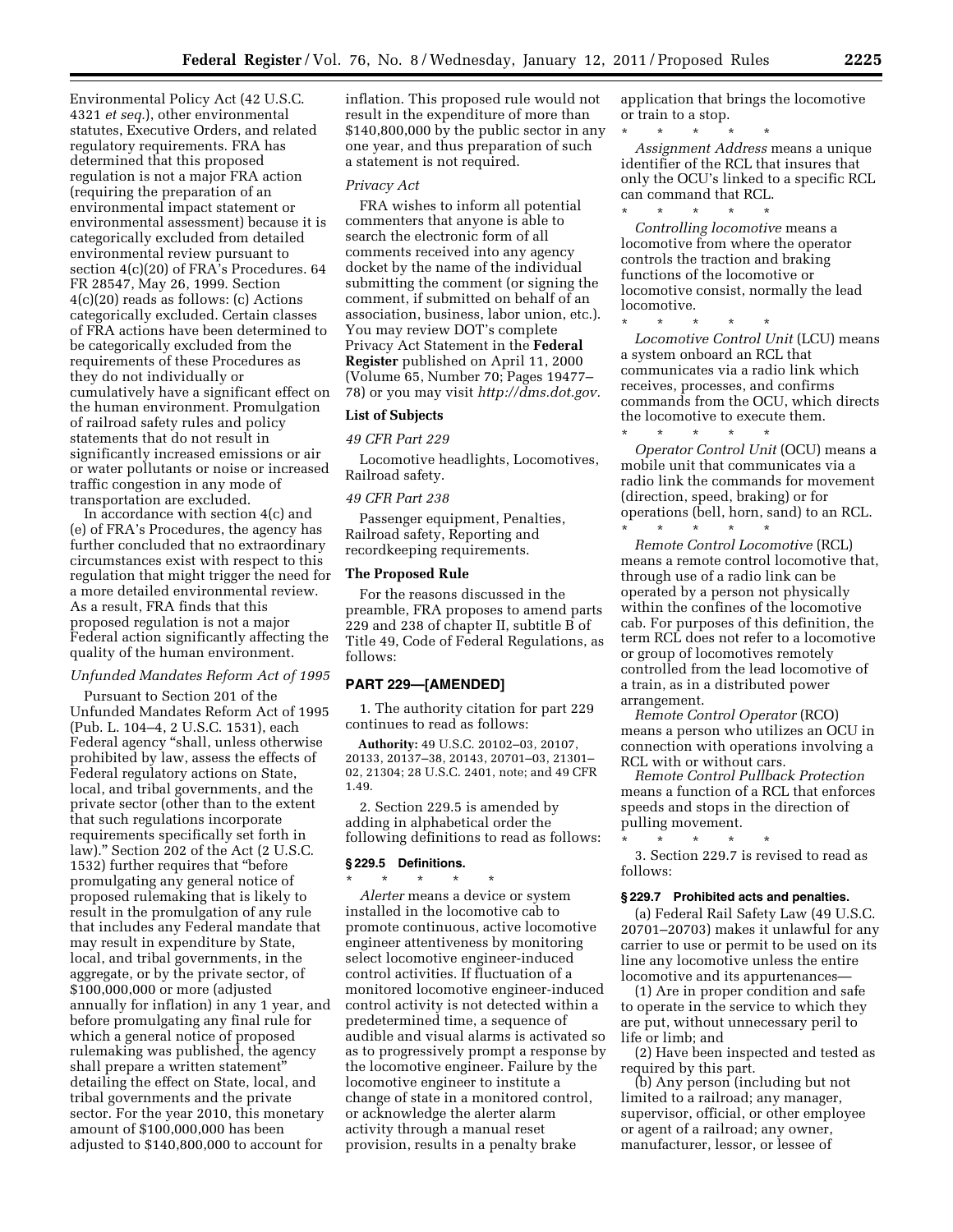Environmental Policy Act (42 U.S.C. 4321 *et seq.*), other environmental statutes, Executive Orders, and related regulatory requirements. FRA has determined that this proposed regulation is not a major FRA action (requiring the preparation of an environmental impact statement or environmental assessment) because it is categorically excluded from detailed environmental review pursuant to section 4(c)(20) of FRA's Procedures. 64 FR 28547, May 26, 1999. Section 4(c)(20) reads as follows: (c) Actions categorically excluded. Certain classes of FRA actions have been determined to be categorically excluded from the requirements of these Procedures as they do not individually or cumulatively have a significant effect on the human environment. Promulgation of railroad safety rules and policy statements that do not result in significantly increased emissions or air or water pollutants or noise or increased traffic congestion in any mode of transportation are excluded.

In accordance with section 4(c) and (e) of FRA's Procedures, the agency has further concluded that no extraordinary circumstances exist with respect to this regulation that might trigger the need for a more detailed environmental review. As a result, FRA finds that this proposed regulation is not a major Federal action significantly affecting the quality of the human environment.

*Unfunded Mandates Reform Act of 1995*

Pursuant to Section 201 of the Unfunded Mandates Reform Act of 1995 (Pub. L. 104–4, 2 U.S.C. 1531), each Federal agency "shall, unless otherwise prohibited by law, assess the effects of Federal regulatory actions on State, local, and tribal governments, and the private sector (other than to the extent that such regulations incorporate requirements specifically set forth in law)." Section 202 of the Act (2 U.S.C. 1532) further requires that "before promulgating any general notice of proposed rulemaking that is likely to result in the promulgation of any rule that includes any Federal mandate that may result in expenditure by State, local, and tribal governments, in the aggregate, or by the private sector, of $100,000,000 or more (adjusted annually for inflation) in any 1 year, and before promulgating any final rule for which a general notice of proposed rulemaking was published, the agency shall prepare a written statement" detailing the effect on State, local, and tribal governments and the private sector. For the year 2010, this monetary amount of $100,000,000 has been adjusted to $140,800,000 to account for inflation. This proposed rule would not result in the expenditure of more than $140,800,000 by the public sector in any one year, and thus preparation of such a statement is not required.

*Privacy Act*

FRA wishes to inform all potential commenters that anyone is able to search the electronic form of all comments received into any agency docket by the name of the individual submitting the comment (or signing the comment, if submitted on behalf of an association, business, labor union, etc.). You may review DOT's complete Privacy Act Statement in the **Federal Register** published on April 11, 2000 (Volume 65, Number 70; Pages 19477–78) or you may visit *http://dms.dot.gov.*

**List of Subjects**

*49 CFR Part 229*

Locomotive headlights, Locomotives, Railroad safety.

*49 CFR Part 238*

Passenger equipment, Penalties, Railroad safety, Reporting and recordkeeping requirements.

**The Proposed Rule**

For the reasons discussed in the preamble, FRA proposes to amend parts 229 and 238 of chapter II, subtitle B of Title 49, Code of Federal Regulations, as follows:

## PART 229—[AMENDED]

1. The authority citation for part 229 continues to read as follows:

**Authority:** 49 U.S.C. 20102–03, 20107, 20133, 20137–38, 20143, 20701–03, 21301–02, 21304; 28 U.S.C. 2401, note; and 49 CFR 1.49.

2. Section 229.5 is amended by adding in alphabetical order the following definitions to read as follows:

### § 229.5 Definitions.

\* \* \* \* \*

*Alerter* means a device or system installed in the locomotive cab to promote continuous, active locomotive engineer attentiveness by monitoring select locomotive engineer-induced control activities. If fluctuation of a monitored locomotive engineer-induced control activity is not detected within a predetermined time, a sequence of audible and visual alarms is activated so as to progressively prompt a response by the locomotive engineer. Failure by the locomotive engineer to institute a change of state in a monitored control, or acknowledge the alerter alarm activity through a manual reset provision, results in a penalty brake application that brings the locomotive or train to a stop.

\* \* \* \* \*

*Assignment Address* means a unique identifier of the RCL that insures that only the OCU's linked to a specific RCL can command that RCL.

\* \* \* \* \*

*Controlling locomotive* means a locomotive from where the operator controls the traction and braking functions of the locomotive or locomotive consist, normally the lead locomotive.

\* \* \* \* \*

*Locomotive Control Unit* (LCU) means a system onboard an RCL that communicates via a radio link which receives, processes, and confirms commands from the OCU, which directs the locomotive to execute them.

\* \* \* \* \*

*Operator Control Unit* (OCU) means a mobile unit that communicates via a radio link the commands for movement (direction, speed, braking) or for operations (bell, horn, sand) to an RCL.

\* \* \* \* \*

*Remote Control Locomotive* (RCL) means a remote control locomotive that, through use of a radio link can be operated by a person not physically within the confines of the locomotive cab. For purposes of this definition, the term RCL does not refer to a locomotive or group of locomotives remotely controlled from the lead locomotive of a train, as in a distributed power arrangement.

*Remote Control Operator* (RCO) means a person who utilizes an OCU in connection with operations involving a RCL with or without cars.

*Remote Control Pullback Protection* means a function of a RCL that enforces speeds and stops in the direction of pulling movement.

\* \* \* \* \*

3. Section 229.7 is revised to read as follows:

### § 229.7 Prohibited acts and penalties.

(a) Federal Rail Safety Law (49 U.S.C. 20701–20703) makes it unlawful for any carrier to use or permit to be used on its line any locomotive unless the entire locomotive and its appurtenances—

(1) Are in proper condition and safe to operate in the service to which they are put, without unnecessary peril to life or limb; and

(2) Have been inspected and tested as required by this part.

(b) Any person (including but not limited to a railroad; any manager, supervisor, official, or other employee or agent of a railroad; any owner, manufacturer, lessor, or lessee of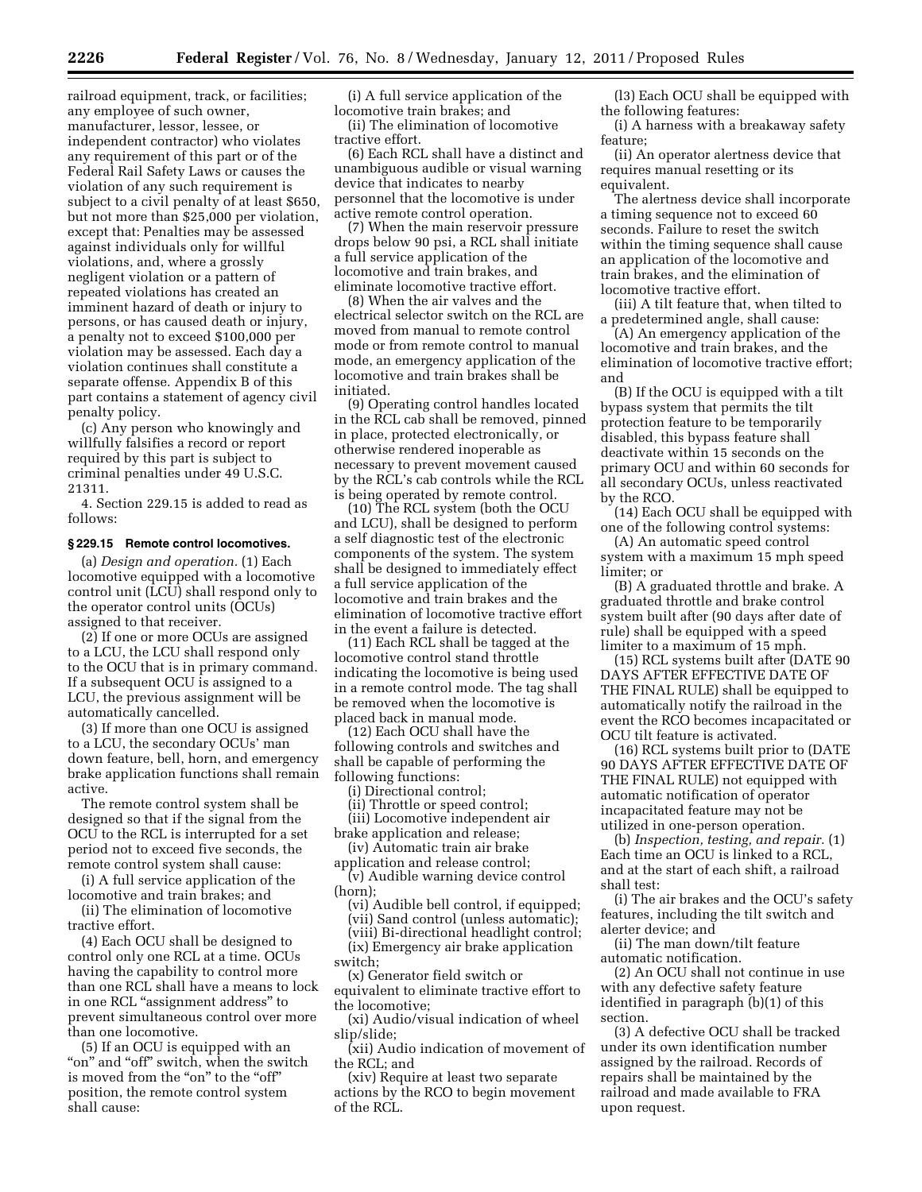railroad equipment, track, or facilities; any employee of such owner, manufacturer, lessor, lessee, or independent contractor) who violates any requirement of this part or of the Federal Rail Safety Laws or causes the violation of any such requirement is subject to a civil penalty of at least $650, but not more than $25,000 per violation, except that: Penalties may be assessed against individuals only for willful violations, and, where a grossly negligent violation or a pattern of repeated violations has created an imminent hazard of death or injury to persons, or has caused death or injury, a penalty not to exceed $100,000 per violation may be assessed. Each day a violation continues shall constitute a separate offense. Appendix B of this part contains a statement of agency civil penalty policy.

(c) Any person who knowingly and willfully falsifies a record or report required by this part is subject to criminal penalties under 49 U.S.C. 21311.

4. Section 229.15 is added to read as follows:

### § 229.15 Remote control locomotives.

(a) *Design and operation.* (1) Each locomotive equipped with a locomotive control unit (LCU) shall respond only to the operator control units (OCUs) assigned to that receiver.

(2) If one or more OCUs are assigned to a LCU, the LCU shall respond only to the OCU that is in primary command. If a subsequent OCU is assigned to a LCU, the previous assignment will be automatically cancelled.

(3) If more than one OCU is assigned to a LCU, the secondary OCUs' man down feature, bell, horn, and emergency brake application functions shall remain active.

The remote control system shall be designed so that if the signal from the OCU to the RCL is interrupted for a set period not to exceed five seconds, the remote control system shall cause:

(i) A full service application of the locomotive and train brakes; and

(ii) The elimination of locomotive tractive effort.

(4) Each OCU shall be designed to control only one RCL at a time. OCUs having the capability to control more than one RCL shall have a means to lock in one RCL "assignment address" to prevent simultaneous control over more than one locomotive.

(5) If an OCU is equipped with an "on" and "off" switch, when the switch is moved from the "on" to the "off" position, the remote control system shall cause:

(i) A full service application of the locomotive train brakes; and

(ii) The elimination of locomotive tractive effort.

(6) Each RCL shall have a distinct and unambiguous audible or visual warning device that indicates to nearby personnel that the locomotive is under active remote control operation.

(7) When the main reservoir pressure drops below 90 psi, a RCL shall initiate a full service application of the locomotive and train brakes, and eliminate locomotive tractive effort.

(8) When the air valves and the electrical selector switch on the RCL are moved from manual to remote control mode or from remote control to manual mode, an emergency application of the locomotive and train brakes shall be initiated.

(9) Operating control handles located in the RCL cab shall be removed, pinned in place, protected electronically, or otherwise rendered inoperable as necessary to prevent movement caused by the RCL's cab controls while the RCL is being operated by remote control.

(10) The RCL system (both the OCU and LCU), shall be designed to perform a self diagnostic test of the electronic components of the system. The system shall be designed to immediately effect a full service application of the locomotive and train brakes and the elimination of locomotive tractive effort in the event a failure is detected.

(11) Each RCL shall be tagged at the locomotive control stand throttle indicating the locomotive is being used in a remote control mode. The tag shall be removed when the locomotive is placed back in manual mode.

(12) Each OCU shall have the following controls and switches and shall be capable of performing the following functions:

(i) Directional control;

(ii) Throttle or speed control;

(iii) Locomotive independent air brake application and release;

(iv) Automatic train air brake application and release control;

(v) Audible warning device control (horn);

(vi) Audible bell control, if equipped;

(vii) Sand control (unless automatic);

(viii) Bi-directional headlight control;

(ix) Emergency air brake application switch;

(x) Generator field switch or equivalent to eliminate tractive effort to the locomotive;

(xi) Audio/visual indication of wheel slip/slide;

(xii) Audio indication of movement of the RCL; and

(xiv) Require at least two separate actions by the RCO to begin movement of the RCL.

(l3) Each OCU shall be equipped with the following features:

(i) A harness with a breakaway safety feature;

(ii) An operator alertness device that requires manual resetting or its equivalent.

The alertness device shall incorporate a timing sequence not to exceed 60 seconds. Failure to reset the switch within the timing sequence shall cause an application of the locomotive and train brakes, and the elimination of locomotive tractive effort.

(iii) A tilt feature that, when tilted to a predetermined angle, shall cause:

(A) An emergency application of the locomotive and train brakes, and the elimination of locomotive tractive effort; and

(B) If the OCU is equipped with a tilt bypass system that permits the tilt protection feature to be temporarily disabled, this bypass feature shall deactivate within 15 seconds on the primary OCU and within 60 seconds for all secondary OCUs, unless reactivated by the RCO.

(14) Each OCU shall be equipped with one of the following control systems:

(A) An automatic speed control system with a maximum 15 mph speed limiter; or

(B) A graduated throttle and brake. A graduated throttle and brake control system built after (90 days after date of rule) shall be equipped with a speed limiter to a maximum of 15 mph.

(15) RCL systems built after (DATE 90 DAYS AFTER EFFECTIVE DATE OF THE FINAL RULE) shall be equipped to automatically notify the railroad in the event the RCO becomes incapacitated or OCU tilt feature is activated.

(16) RCL systems built prior to (DATE 90 DAYS AFTER EFFECTIVE DATE OF THE FINAL RULE) not equipped with automatic notification of operator incapacitated feature may not be utilized in one-person operation.

(b) *Inspection, testing, and repair.* (1) Each time an OCU is linked to a RCL, and at the start of each shift, a railroad shall test:

(i) The air brakes and the OCU's safety features, including the tilt switch and alerter device; and

(ii) The man down/tilt feature automatic notification.

(2) An OCU shall not continue in use with any defective safety feature identified in paragraph (b)(1) of this section.

(3) A defective OCU shall be tracked under its own identification number assigned by the railroad. Records of repairs shall be maintained by the railroad and made available to FRA upon request.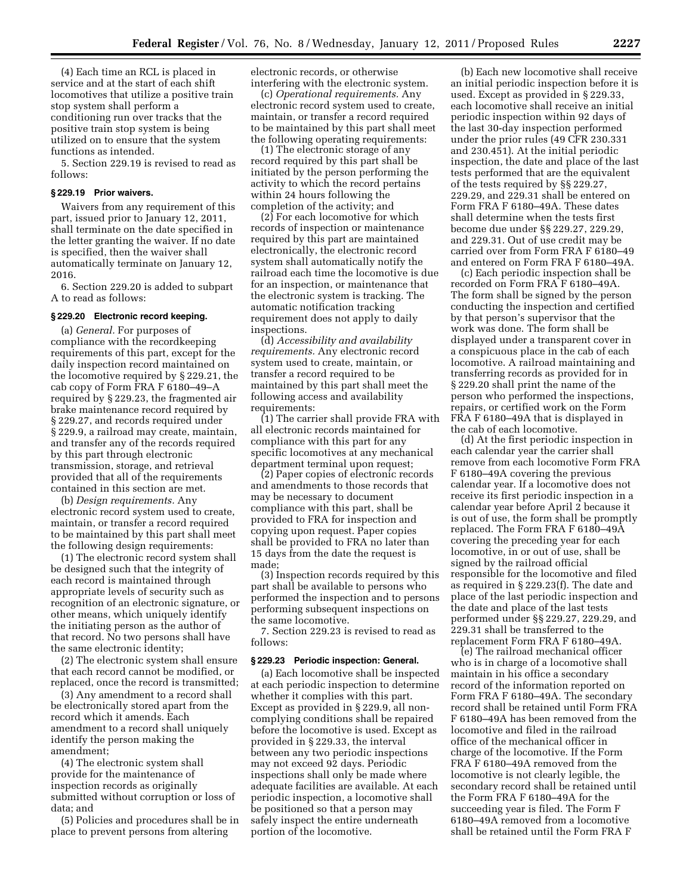(4) Each time an RCL is placed in service and at the start of each shift locomotives that utilize a positive train stop system shall perform a conditioning run over tracks that the positive train stop system is being utilized on to ensure that the system functions as intended.

5. Section 229.19 is revised to read as follows:

### § 229.19 Prior waivers.

Waivers from any requirement of this part, issued prior to January 12, 2011, shall terminate on the date specified in the letter granting the waiver. If no date is specified, then the waiver shall automatically terminate on January 12, 2016.

6. Section 229.20 is added to subpart A to read as follows:

### § 229.20 Electronic record keeping.

(a) *General.* For purposes of compliance with the recordkeeping requirements of this part, except for the daily inspection record maintained on the locomotive required by § 229.21, the cab copy of Form FRA F 6180–49–A required by § 229.23, the fragmented air brake maintenance record required by § 229.27, and records required under § 229.9, a railroad may create, maintain, and transfer any of the records required by this part through electronic transmission, storage, and retrieval provided that all of the requirements contained in this section are met.

(b) *Design requirements.* Any electronic record system used to create, maintain, or transfer a record required to be maintained by this part shall meet the following design requirements:

(1) The electronic record system shall be designed such that the integrity of each record is maintained through appropriate levels of security such as recognition of an electronic signature, or other means, which uniquely identify the initiating person as the author of that record. No two persons shall have the same electronic identity;

(2) The electronic system shall ensure that each record cannot be modified, or replaced, once the record is transmitted;

(3) Any amendment to a record shall be electronically stored apart from the record which it amends. Each amendment to a record shall uniquely identify the person making the amendment;

(4) The electronic system shall provide for the maintenance of inspection records as originally submitted without corruption or loss of data; and

(5) Policies and procedures shall be in place to prevent persons from altering electronic records, or otherwise interfering with the electronic system.

(c) *Operational requirements.* Any electronic record system used to create, maintain, or transfer a record required to be maintained by this part shall meet the following operating requirements:

(1) The electronic storage of any record required by this part shall be initiated by the person performing the activity to which the record pertains within 24 hours following the completion of the activity; and

(2) For each locomotive for which records of inspection or maintenance required by this part are maintained electronically, the electronic record system shall automatically notify the railroad each time the locomotive is due for an inspection, or maintenance that the electronic system is tracking. The automatic notification tracking requirement does not apply to daily inspections.

(d) *Accessibility and availability requirements.* Any electronic record system used to create, maintain, or transfer a record required to be maintained by this part shall meet the following access and availability requirements:

(1) The carrier shall provide FRA with all electronic records maintained for compliance with this part for any specific locomotives at any mechanical department terminal upon request;

(2) Paper copies of electronic records and amendments to those records that may be necessary to document compliance with this part, shall be provided to FRA for inspection and copying upon request. Paper copies shall be provided to FRA no later than 15 days from the date the request is made;

(3) Inspection records required by this part shall be available to persons who performed the inspection and to persons performing subsequent inspections on the same locomotive.

7. Section 229.23 is revised to read as follows:

### § 229.23 Periodic inspection: General.

(a) Each locomotive shall be inspected at each periodic inspection to determine whether it complies with this part. Except as provided in § 229.9, all non-complying conditions shall be repaired before the locomotive is used. Except as provided in § 229.33, the interval between any two periodic inspections may not exceed 92 days. Periodic inspections shall only be made where adequate facilities are available. At each periodic inspection, a locomotive shall be positioned so that a person may safely inspect the entire underneath portion of the locomotive.

(b) Each new locomotive shall receive an initial periodic inspection before it is used. Except as provided in § 229.33, each locomotive shall receive an initial periodic inspection within 92 days of the last 30-day inspection performed under the prior rules (49 CFR 230.331 and 230.451). At the initial periodic inspection, the date and place of the last tests performed that are the equivalent of the tests required by §§ 229.27, 229.29, and 229.31 shall be entered on Form FRA F 6180–49A. These dates shall determine when the tests first become due under §§ 229.27, 229.29, and 229.31. Out of use credit may be carried over from Form FRA F 6180–49 and entered on Form FRA F 6180–49A.

(c) Each periodic inspection shall be recorded on Form FRA F 6180–49A. The form shall be signed by the person conducting the inspection and certified by that person's supervisor that the work was done. The form shall be displayed under a transparent cover in a conspicuous place in the cab of each locomotive. A railroad maintaining and transferring records as provided for in § 229.20 shall print the name of the person who performed the inspections, repairs, or certified work on the Form FRA F 6180–49A that is displayed in the cab of each locomotive.

(d) At the first periodic inspection in each calendar year the carrier shall remove from each locomotive Form FRA F 6180–49A covering the previous calendar year. If a locomotive does not receive its first periodic inspection in a calendar year before April 2 because it is out of use, the form shall be promptly replaced. The Form FRA F 6180–49A covering the preceding year for each locomotive, in or out of use, shall be signed by the railroad official responsible for the locomotive and filed as required in § 229.23(f). The date and place of the last periodic inspection and the date and place of the last tests performed under §§ 229.27, 229.29, and 229.31 shall be transferred to the replacement Form FRA F 6180–49A.

(e) The railroad mechanical officer who is in charge of a locomotive shall maintain in his office a secondary record of the information reported on Form FRA F 6180–49A. The secondary record shall be retained until Form FRA F 6180–49A has been removed from the locomotive and filed in the railroad office of the mechanical officer in charge of the locomotive. If the Form FRA F 6180–49A removed from the locomotive is not clearly legible, the secondary record shall be retained until the Form FRA F 6180–49A for the succeeding year is filed. The Form F 6180–49A removed from a locomotive shall be retained until the Form FRA F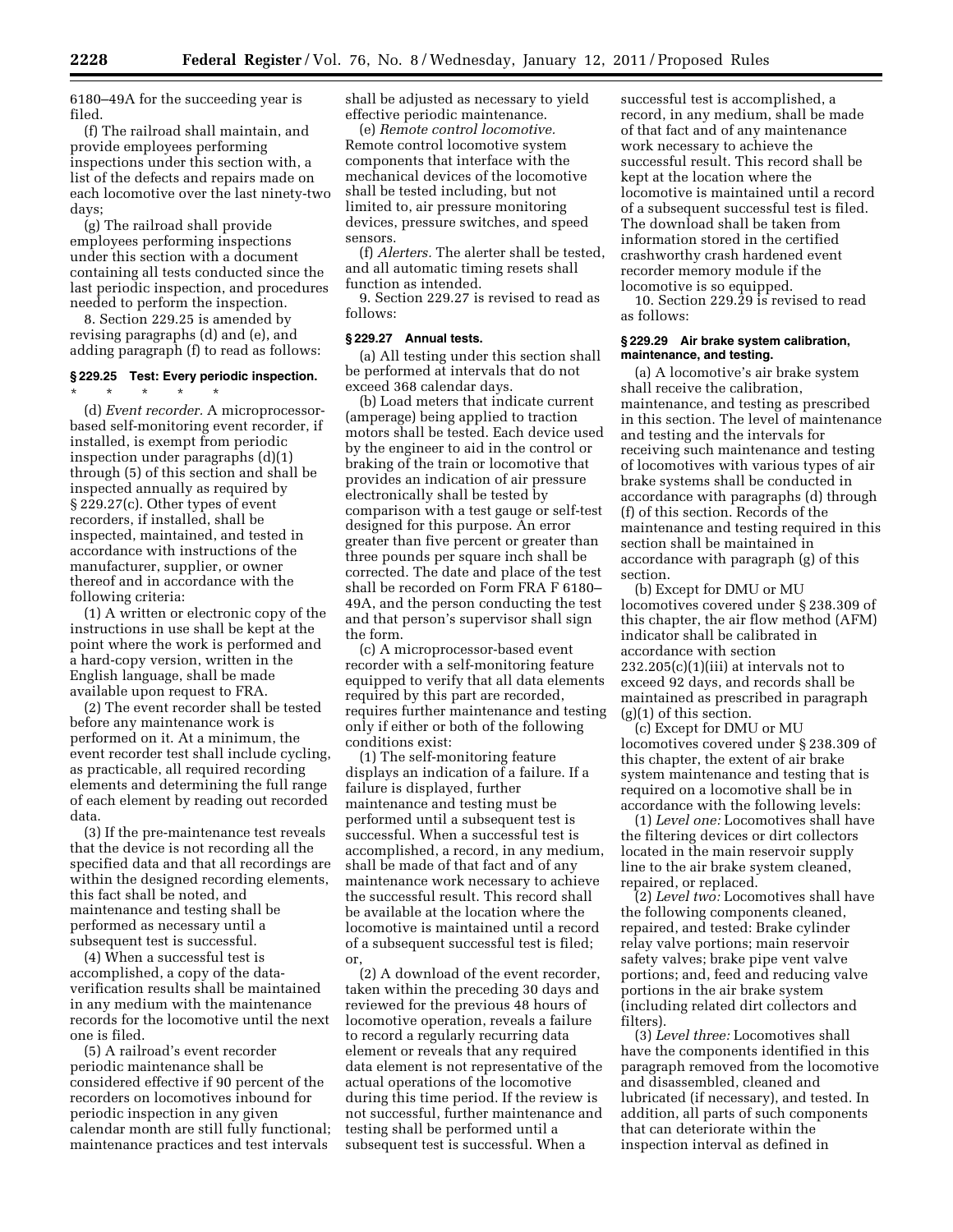6180–49A for the succeeding year is filed.

(f) The railroad shall maintain, and provide employees performing inspections under this section with, a list of the defects and repairs made on each locomotive over the last ninety-two days;

(g) The railroad shall provide employees performing inspections under this section with a document containing all tests conducted since the last periodic inspection, and procedures needed to perform the inspection.

8. Section 229.25 is amended by revising paragraphs (d) and (e), and adding paragraph (f) to read as follows:

### § 229.25 Test: Every periodic inspection.

\* \* \* \* \*

(d) *Event recorder.* A microprocessor-based self-monitoring event recorder, if installed, is exempt from periodic inspection under paragraphs (d)(1) through (5) of this section and shall be inspected annually as required by § 229.27(c). Other types of event recorders, if installed, shall be inspected, maintained, and tested in accordance with instructions of the manufacturer, supplier, or owner thereof and in accordance with the following criteria:

(1) A written or electronic copy of the instructions in use shall be kept at the point where the work is performed and a hard-copy version, written in the English language, shall be made available upon request to FRA.

(2) The event recorder shall be tested before any maintenance work is performed on it. At a minimum, the event recorder test shall include cycling, as practicable, all required recording elements and determining the full range of each element by reading out recorded data.

(3) If the pre-maintenance test reveals that the device is not recording all the specified data and that all recordings are within the designed recording elements, this fact shall be noted, and maintenance and testing shall be performed as necessary until a subsequent test is successful.

(4) When a successful test is accomplished, a copy of the data-verification results shall be maintained in any medium with the maintenance records for the locomotive until the next one is filed.

(5) A railroad's event recorder periodic maintenance shall be considered effective if 90 percent of the recorders on locomotives inbound for periodic inspection in any given calendar month are still fully functional; maintenance practices and test intervals shall be adjusted as necessary to yield effective periodic maintenance.

(e) *Remote control locomotive.* Remote control locomotive system components that interface with the mechanical devices of the locomotive shall be tested including, but not limited to, air pressure monitoring devices, pressure switches, and speed sensors.

(f) *Alerters.* The alerter shall be tested, and all automatic timing resets shall function as intended.

9. Section 229.27 is revised to read as follows:

### § 229.27 Annual tests.

(a) All testing under this section shall be performed at intervals that do not exceed 368 calendar days.

(b) Load meters that indicate current (amperage) being applied to traction motors shall be tested. Each device used by the engineer to aid in the control or braking of the train or locomotive that provides an indication of air pressure electronically shall be tested by comparison with a test gauge or self-test designed for this purpose. An error greater than five percent or greater than three pounds per square inch shall be corrected. The date and place of the test shall be recorded on Form FRA F 6180–49A, and the person conducting the test and that person's supervisor shall sign the form.

(c) A microprocessor-based event recorder with a self-monitoring feature equipped to verify that all data elements required by this part are recorded, requires further maintenance and testing only if either or both of the following conditions exist:

(1) The self-monitoring feature displays an indication of a failure. If a failure is displayed, further maintenance and testing must be performed until a subsequent test is successful. When a successful test is accomplished, a record, in any medium, shall be made of that fact and of any maintenance work necessary to achieve the successful result. This record shall be available at the location where the locomotive is maintained until a record of a subsequent successful test is filed; or,

(2) A download of the event recorder, taken within the preceding 30 days and reviewed for the previous 48 hours of locomotive operation, reveals a failure to record a regularly recurring data element or reveals that any required data element is not representative of the actual operations of the locomotive during this time period. If the review is not successful, further maintenance and testing shall be performed until a subsequent test is successful. When a successful test is accomplished, a record, in any medium, shall be made of that fact and of any maintenance work necessary to achieve the successful result. This record shall be kept at the location where the locomotive is maintained until a record of a subsequent successful test is filed. The download shall be taken from information stored in the certified crashworthy crash hardened event recorder memory module if the locomotive is so equipped.

10. Section 229.29 is revised to read as follows:

### § 229.29 Air brake system calibration, maintenance, and testing.

(a) A locomotive's air brake system shall receive the calibration, maintenance, and testing as prescribed in this section. The level of maintenance and testing and the intervals for receiving such maintenance and testing of locomotives with various types of air brake systems shall be conducted in accordance with paragraphs (d) through (f) of this section. Records of the maintenance and testing required in this section shall be maintained in accordance with paragraph (g) of this section.

(b) Except for DMU or MU locomotives covered under § 238.309 of this chapter, the air flow method (AFM) indicator shall be calibrated in accordance with section 232.205(c)(1)(iii) at intervals not to exceed 92 days, and records shall be maintained as prescribed in paragraph (g)(1) of this section.

(c) Except for DMU or MU locomotives covered under § 238.309 of this chapter, the extent of air brake system maintenance and testing that is required on a locomotive shall be in accordance with the following levels:

(1) *Level one:* Locomotives shall have the filtering devices or dirt collectors located in the main reservoir supply line to the air brake system cleaned, repaired, or replaced.

(2) *Level two:* Locomotives shall have the following components cleaned, repaired, and tested: Brake cylinder relay valve portions; main reservoir safety valves; brake pipe vent valve portions; and, feed and reducing valve portions in the air brake system (including related dirt collectors and filters).

(3) *Level three:* Locomotives shall have the components identified in this paragraph removed from the locomotive and disassembled, cleaned and lubricated (if necessary), and tested. In addition, all parts of such components that can deteriorate within the inspection interval as defined in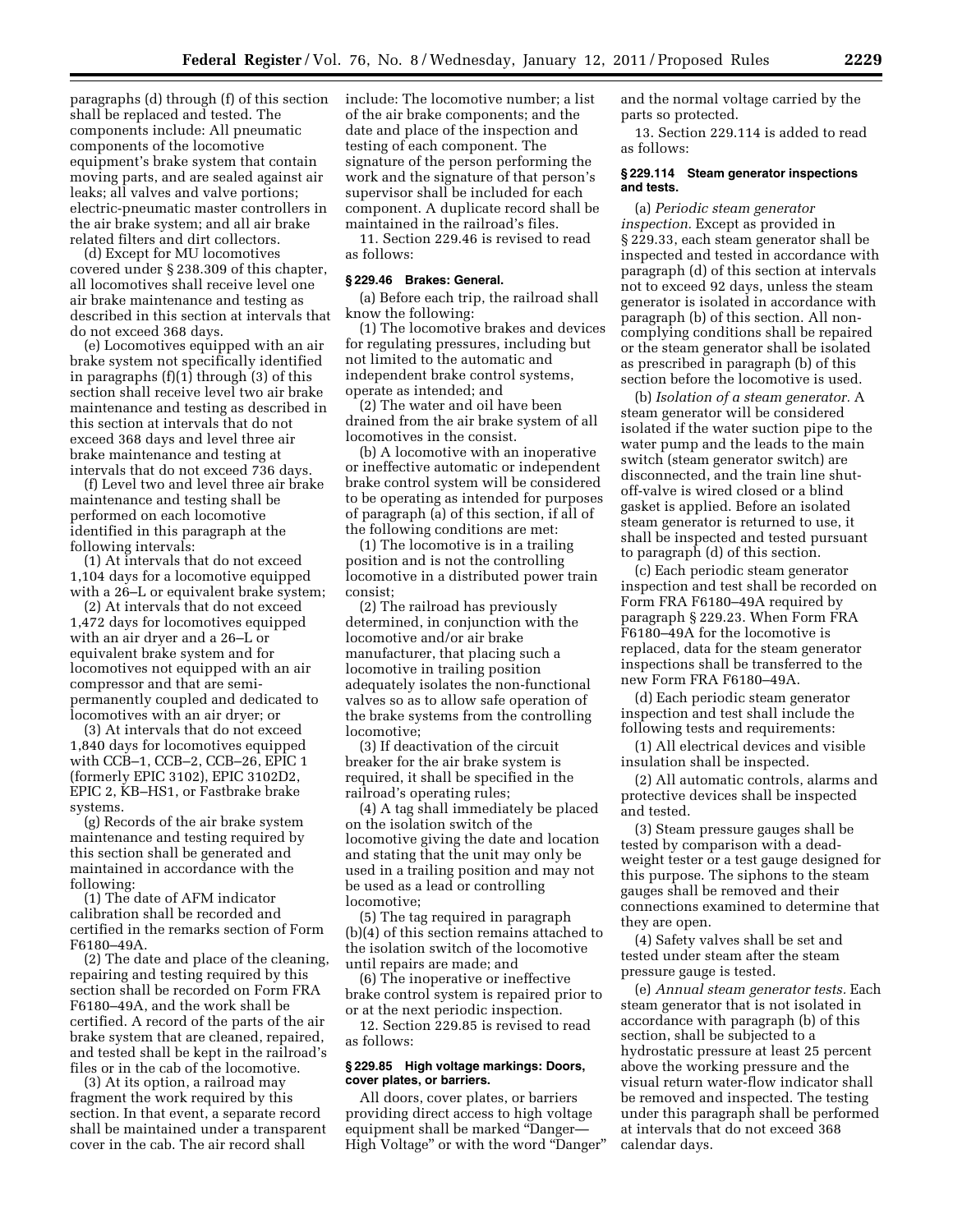paragraphs (d) through (f) of this section shall be replaced and tested. The components include: All pneumatic components of the locomotive equipment's brake system that contain moving parts, and are sealed against air leaks; all valves and valve portions; electric-pneumatic master controllers in the air brake system; and all air brake related filters and dirt collectors.

(d) Except for MU locomotives covered under § 238.309 of this chapter, all locomotives shall receive level one air brake maintenance and testing as described in this section at intervals that do not exceed 368 days.

(e) Locomotives equipped with an air brake system not specifically identified in paragraphs (f)(1) through (3) of this section shall receive level two air brake maintenance and testing as described in this section at intervals that do not exceed 368 days and level three air brake maintenance and testing at intervals that do not exceed 736 days.

(f) Level two and level three air brake maintenance and testing shall be performed on each locomotive identified in this paragraph at the following intervals:

(1) At intervals that do not exceed 1,104 days for a locomotive equipped with a 26–L or equivalent brake system;

(2) At intervals that do not exceed 1,472 days for locomotives equipped with an air dryer and a 26–L or equivalent brake system and for locomotives not equipped with an air compressor and that are semi-permanently coupled and dedicated to locomotives with an air dryer; or

(3) At intervals that do not exceed 1,840 days for locomotives equipped with CCB–1, CCB–2, CCB–26, EPIC 1 (formerly EPIC 3102), EPIC 3102D2, EPIC 2, KB–HS1, or Fastbrake brake systems.

(g) Records of the air brake system maintenance and testing required by this section shall be generated and maintained in accordance with the following:

(1) The date of AFM indicator calibration shall be recorded and certified in the remarks section of Form F6180–49A.

(2) The date and place of the cleaning, repairing and testing required by this section shall be recorded on Form FRA F6180–49A, and the work shall be certified. A record of the parts of the air brake system that are cleaned, repaired, and tested shall be kept in the railroad's files or in the cab of the locomotive.

(3) At its option, a railroad may fragment the work required by this section. In that event, a separate record shall be maintained under a transparent cover in the cab. The air record shall include: The locomotive number; a list of the air brake components; and the date and place of the inspection and testing of each component. The signature of the person performing the work and the signature of that person's supervisor shall be included for each component. A duplicate record shall be maintained in the railroad's files.

11. Section 229.46 is revised to read as follows:

### § 229.46 Brakes: General.

(a) Before each trip, the railroad shall know the following:

(1) The locomotive brakes and devices for regulating pressures, including but not limited to the automatic and independent brake control systems, operate as intended; and

(2) The water and oil have been drained from the air brake system of all locomotives in the consist.

(b) A locomotive with an inoperative or ineffective automatic or independent brake control system will be considered to be operating as intended for purposes of paragraph (a) of this section, if all of the following conditions are met:

(1) The locomotive is in a trailing position and is not the controlling locomotive in a distributed power train consist;

(2) The railroad has previously determined, in conjunction with the locomotive and/or air brake manufacturer, that placing such a locomotive in trailing position adequately isolates the non-functional valves so as to allow safe operation of the brake systems from the controlling locomotive;

(3) If deactivation of the circuit breaker for the air brake system is required, it shall be specified in the railroad's operating rules;

(4) A tag shall immediately be placed on the isolation switch of the locomotive giving the date and location and stating that the unit may only be used in a trailing position and may not be used as a lead or controlling locomotive;

(5) The tag required in paragraph (b)(4) of this section remains attached to the isolation switch of the locomotive until repairs are made; and

(6) The inoperative or ineffective brake control system is repaired prior to or at the next periodic inspection.

12. Section 229.85 is revised to read as follows:

### § 229.85 High voltage markings: Doors, cover plates, or barriers.

All doors, cover plates, or barriers providing direct access to high voltage equipment shall be marked "Danger—High Voltage" or with the word "Danger" and the normal voltage carried by the parts so protected.

13. Section 229.114 is added to read as follows:

### § 229.114 Steam generator inspections and tests.

(a) *Periodic steam generator inspection.* Except as provided in § 229.33, each steam generator shall be inspected and tested in accordance with paragraph (d) of this section at intervals not to exceed 92 days, unless the steam generator is isolated in accordance with paragraph (b) of this section. All non-complying conditions shall be repaired or the steam generator shall be isolated as prescribed in paragraph (b) of this section before the locomotive is used.

(b) *Isolation of a steam generator.* A steam generator will be considered isolated if the water suction pipe to the water pump and the leads to the main switch (steam generator switch) are disconnected, and the train line shut-off-valve is wired closed or a blind gasket is applied. Before an isolated steam generator is returned to use, it shall be inspected and tested pursuant to paragraph (d) of this section.

(c) Each periodic steam generator inspection and test shall be recorded on Form FRA F6180–49A required by paragraph § 229.23. When Form FRA F6180–49A for the locomotive is replaced, data for the steam generator inspections shall be transferred to the new Form FRA F6180–49A.

(d) Each periodic steam generator inspection and test shall include the following tests and requirements:

(1) All electrical devices and visible insulation shall be inspected.

(2) All automatic controls, alarms and protective devices shall be inspected and tested.

(3) Steam pressure gauges shall be tested by comparison with a dead-weight tester or a test gauge designed for this purpose. The siphons to the steam gauges shall be removed and their connections examined to determine that they are open.

(4) Safety valves shall be set and tested under steam after the steam pressure gauge is tested.

(e) *Annual steam generator tests.* Each steam generator that is not isolated in accordance with paragraph (b) of this section, shall be subjected to a hydrostatic pressure at least 25 percent above the working pressure and the visual return water-flow indicator shall be removed and inspected. The testing under this paragraph shall be performed at intervals that do not exceed 368 calendar days.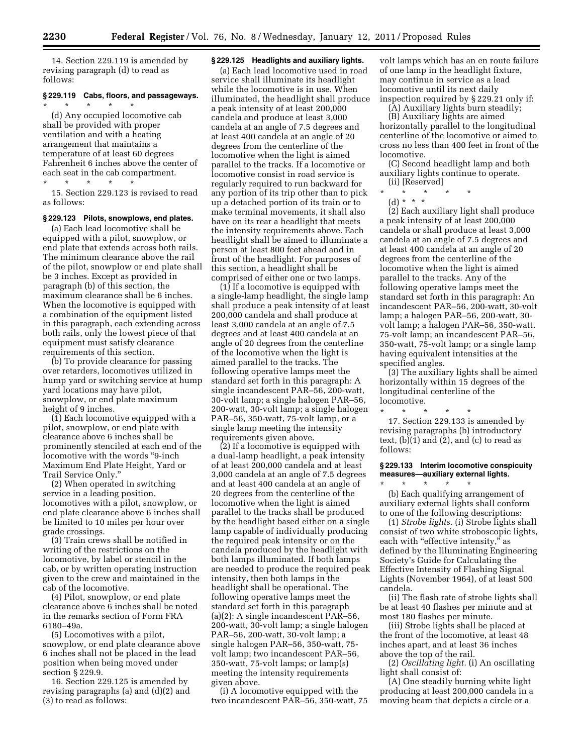14. Section 229.119 is amended by revising paragraph (d) to read as follows:

### § 229.119 Cabs, floors, and passageways.

\* \* \* \* \*

(d) Any occupied locomotive cab shall be provided with proper ventilation and with a heating arrangement that maintains a temperature of at least 60 degrees Fahrenheit 6 inches above the center of each seat in the cab compartment.

\* \* \* \* \*

15. Section 229.123 is revised to read as follows:

### § 229.123 Pilots, snowplows, end plates.

(a) Each lead locomotive shall be equipped with a pilot, snowplow, or end plate that extends across both rails. The minimum clearance above the rail of the pilot, snowplow or end plate shall be 3 inches. Except as provided in paragraph (b) of this section, the maximum clearance shall be 6 inches. When the locomotive is equipped with a combination of the equipment listed in this paragraph, each extending across both rails, only the lowest piece of that equipment must satisfy clearance requirements of this section.

(b) To provide clearance for passing over retarders, locomotives utilized in hump yard or switching service at hump yard locations may have pilot, snowplow, or end plate maximum height of 9 inches.

(1) Each locomotive equipped with a pilot, snowplow, or end plate with clearance above 6 inches shall be prominently stenciled at each end of the locomotive with the words "9-inch Maximum End Plate Height, Yard or Trail Service Only."

(2) When operated in switching service in a leading position, locomotives with a pilot, snowplow, or end plate clearance above 6 inches shall be limited to 10 miles per hour over grade crossings.

(3) Train crews shall be notified in writing of the restrictions on the locomotive, by label or stencil in the cab, or by written operating instruction given to the crew and maintained in the cab of the locomotive.

(4) Pilot, snowplow, or end plate clearance above 6 inches shall be noted in the remarks section of Form FRA 6180–49a.

(5) Locomotives with a pilot, snowplow, or end plate clearance above 6 inches shall not be placed in the lead position when being moved under section § 229.9.

16. Section 229.125 is amended by revising paragraphs (a) and (d)(2) and (3) to read as follows:

### § 229.125 Headlights and auxiliary lights.

(a) Each lead locomotive used in road service shall illuminate its headlight while the locomotive is in use. When illuminated, the headlight shall produce a peak intensity of at least 200,000 candela and produce at least 3,000 candela at an angle of 7.5 degrees and at least 400 candela at an angle of 20 degrees from the centerline of the locomotive when the light is aimed parallel to the tracks. If a locomotive or locomotive consist in road service is regularly required to run backward for any portion of its trip other than to pick up a detached portion of its train or to make terminal movements, it shall also have on its rear a headlight that meets the intensity requirements above. Each headlight shall be aimed to illuminate a person at least 800 feet ahead and in front of the headlight. For purposes of this section, a headlight shall be comprised of either one or two lamps.

(1) If a locomotive is equipped with a single-lamp headlight, the single lamp shall produce a peak intensity of at least 200,000 candela and shall produce at least 3,000 candela at an angle of 7.5 degrees and at least 400 candela at an angle of 20 degrees from the centerline of the locomotive when the light is aimed parallel to the tracks. The following operative lamps meet the standard set forth in this paragraph: A single incandescent PAR–56, 200-watt, 30-volt lamp; a single halogen PAR–56, 200-watt, 30-volt lamp; a single halogen PAR–56, 350-watt, 75-volt lamp, or a single lamp meeting the intensity requirements given above.

(2) If a locomotive is equipped with a dual-lamp headlight, a peak intensity of at least 200,000 candela and at least 3,000 candela at an angle of 7.5 degrees and at least 400 candela at an angle of 20 degrees from the centerline of the locomotive when the light is aimed parallel to the tracks shall be produced by the headlight based either on a single lamp capable of individually producing the required peak intensity or on the candela produced by the headlight with both lamps illuminated. If both lamps are needed to produce the required peak intensity, then both lamps in the headlight shall be operational. The following operative lamps meet the standard set forth in this paragraph (a)(2): A single incandescent PAR–56, 200-watt, 30-volt lamp; a single halogen PAR–56, 200-watt, 30-volt lamp; a single halogen PAR–56, 350-watt, 75-volt lamp; two incandescent PAR–56, 350-watt, 75-volt lamps; or lamp(s) meeting the intensity requirements given above.

(i) A locomotive equipped with the two incandescent PAR–56, 350-watt, 75 volt lamps which has an en route failure of one lamp in the headlight fixture, may continue in service as a lead locomotive until its next daily inspection required by § 229.21 only if:

(A) Auxiliary lights burn steadily;

(B) Auxiliary lights are aimed horizontally parallel to the longitudinal centerline of the locomotive or aimed to cross no less than 400 feet in front of the locomotive.

(C) Second headlight lamp and both auxiliary lights continue to operate.

(ii) [Reserved]

\* \* \* \* \*

(d) \* \* \*

(2) Each auxiliary light shall produce a peak intensity of at least 200,000 candela or shall produce at least 3,000 candela at an angle of 7.5 degrees and at least 400 candela at an angle of 20 degrees from the centerline of the locomotive when the light is aimed parallel to the tracks. Any of the following operative lamps meet the standard set forth in this paragraph: An incandescent PAR–56, 200-watt, 30-volt lamp; a halogen PAR–56, 200-watt, 30-volt lamp; a halogen PAR–56, 350-watt, 75-volt lamp; an incandescent PAR–56, 350-watt, 75-volt lamp; or a single lamp having equivalent intensities at the specified angles.

(3) The auxiliary lights shall be aimed horizontally within 15 degrees of the longitudinal centerline of the locomotive.

\* \* \* \* \*

17. Section 229.133 is amended by revising paragraphs (b) introductory text, (b)(1) and (2), and (c) to read as follows:

### § 229.133 Interim locomotive conspicuity measures—auxiliary external lights.

\* \* \* \* \*

(b) Each qualifying arrangement of auxiliary external lights shall conform to one of the following descriptions:

(1) *Strobe lights.* (i) Strobe lights shall consist of two white stroboscopic lights, each with "effective intensity," as defined by the Illuminating Engineering Society's Guide for Calculating the Effective Intensity of Flashing Signal Lights (November 1964), of at least 500 candela.

(ii) The flash rate of strobe lights shall be at least 40 flashes per minute and at most 180 flashes per minute.

(iii) Strobe lights shall be placed at the front of the locomotive, at least 48 inches apart, and at least 36 inches above the top of the rail.

(2) *Oscillating light.* (i) An oscillating light shall consist of:

(A) One steadily burning white light producing at least 200,000 candela in a moving beam that depicts a circle or a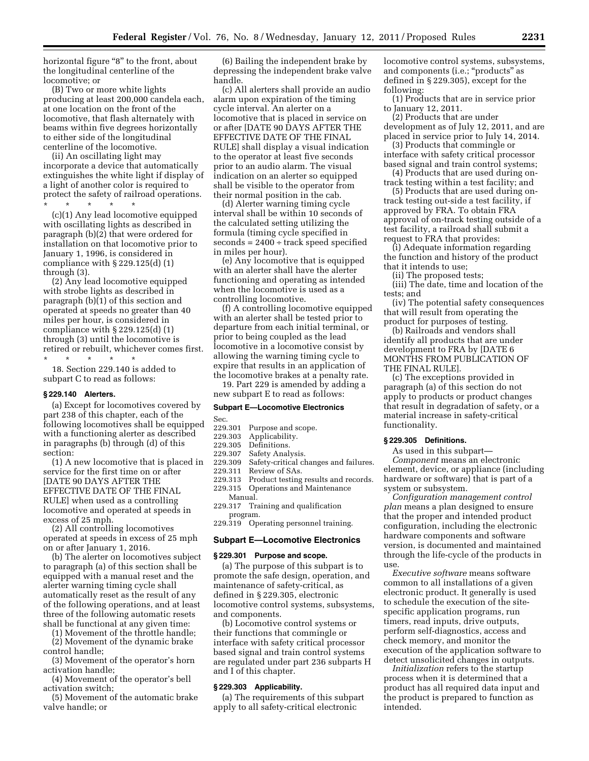horizontal figure "8" to the front, about the longitudinal centerline of the locomotive; or

(B) Two or more white lights producing at least 200,000 candela each, at one location on the front of the locomotive, that flash alternately with beams within five degrees horizontally to either side of the longitudinal centerline of the locomotive.

(ii) An oscillating light may incorporate a device that automatically extinguishes the white light if display of a light of another color is required to protect the safety of railroad operations.

\* \* \* \* \*

(c)(1) Any lead locomotive equipped with oscillating lights as described in paragraph (b)(2) that were ordered for installation on that locomotive prior to January 1, 1996, is considered in compliance with § 229.125(d) (1) through (3).

(2) Any lead locomotive equipped with strobe lights as described in paragraph (b)(1) of this section and operated at speeds no greater than 40 miles per hour, is considered in compliance with § 229.125(d) (1) through (3) until the locomotive is retired or rebuilt, whichever comes first.

\* \* \* \* \*

18. Section 229.140 is added to subpart C to read as follows:

### § 229.140 Alerters.

(a) Except for locomotives covered by part 238 of this chapter, each of the following locomotives shall be equipped with a functioning alerter as described in paragraphs (b) through (d) of this section:

(1) A new locomotive that is placed in service for the first time on or after [DATE 90 DAYS AFTER THE EFFECTIVE DATE OF THE FINAL RULE] when used as a controlling locomotive and operated at speeds in excess of 25 mph.

(2) All controlling locomotives operated at speeds in excess of 25 mph on or after January 1, 2016.

(b) The alerter on locomotives subject to paragraph (a) of this section shall be equipped with a manual reset and the alerter warning timing cycle shall automatically reset as the result of any of the following operations, and at least three of the following automatic resets shall be functional at any given time:

(1) Movement of the throttle handle;

(2) Movement of the dynamic brake control handle;

(3) Movement of the operator's horn activation handle;

(4) Movement of the operator's bell activation switch;

(5) Movement of the automatic brake valve handle; or

(6) Bailing the independent brake by depressing the independent brake valve handle.

(c) All alerters shall provide an audio alarm upon expiration of the timing cycle interval. An alerter on a locomotive that is placed in service on or after [DATE 90 DAYS AFTER THE EFFECTIVE DATE OF THE FINAL RULE] shall display a visual indication to the operator at least five seconds prior to an audio alarm. The visual indication on an alerter so equipped shall be visible to the operator from their normal position in the cab.

(d) Alerter warning timing cycle interval shall be within 10 seconds of the calculated setting utilizing the formula (timing cycle specified in seconds = 2400 ÷ track speed specified in miles per hour).

(e) Any locomotive that is equipped with an alerter shall have the alerter functioning and operating as intended when the locomotive is used as a controlling locomotive.

(f) A controlling locomotive equipped with an alerter shall be tested prior to departure from each initial terminal, or prior to being coupled as the lead locomotive in a locomotive consist by allowing the warning timing cycle to expire that results in an application of the locomotive brakes at a penalty rate.

19. Part 229 is amended by adding a new subpart E to read as follows:

## Subpart E—Locomotive Electronics

Sec.
229.301 Purpose and scope.
229.303 Applicability.
229.305 Definitions.
229.307 Safety Analysis.
229.309 Safety-critical changes and failures.
229.311 Review of SAs.
229.313 Product testing results and records.
229.315 Operations and Maintenance Manual.
229.317 Training and qualification program.
229.319 Operating personnel training.

## Subpart E—Locomotive Electronics

### § 229.301 Purpose and scope.

(a) The purpose of this subpart is to promote the safe design, operation, and maintenance of safety-critical, as defined in § 229.305, electronic locomotive control systems, subsystems, and components.

(b) Locomotive control systems or their functions that commingle or interface with safety critical processor based signal and train control systems are regulated under part 236 subparts H and I of this chapter.

### § 229.303 Applicability.

(a) The requirements of this subpart apply to all safety-critical electronic locomotive control systems, subsystems, and components (i.e.; "products" as defined in § 229.305), except for the following:

(1) Products that are in service prior to January 12, 2011.

(2) Products that are under development as of July 12, 2011, and are placed in service prior to July 14, 2014.

(3) Products that commingle or interface with safety critical processor based signal and train control systems;

(4) Products that are used during on-track testing within a test facility; and

(5) Products that are used during on-track testing out-side a test facility, if approved by FRA. To obtain FRA approval of on-track testing outside of a test facility, a railroad shall submit a request to FRA that provides:

(i) Adequate information regarding the function and history of the product that it intends to use;

(ii) The proposed tests;

(iii) The date, time and location of the tests; and

(iv) The potential safety consequences that will result from operating the product for purposes of testing.

(b) Railroads and vendors shall identify all products that are under development to FRA by [DATE 6 MONTHS FROM PUBLICATION OF THE FINAL RULE].

(c) The exceptions provided in paragraph (a) of this section do not apply to products or product changes that result in degradation of safety, or a material increase in safety-critical functionality.

### § 229.305 Definitions.

As used in this subpart—

*Component* means an electronic element, device, or appliance (including hardware or software) that is part of a system or subsystem.

*Configuration management control plan* means a plan designed to ensure that the proper and intended product configuration, including the electronic hardware components and software version, is documented and maintained through the life-cycle of the products in use.

*Executive software* means software common to all installations of a given electronic product. It generally is used to schedule the execution of the site-specific application programs, run timers, read inputs, drive outputs, perform self-diagnostics, access and check memory, and monitor the execution of the application software to detect unsolicited changes in outputs.

*Initialization* refers to the startup process when it is determined that a product has all required data input and the product is prepared to function as intended.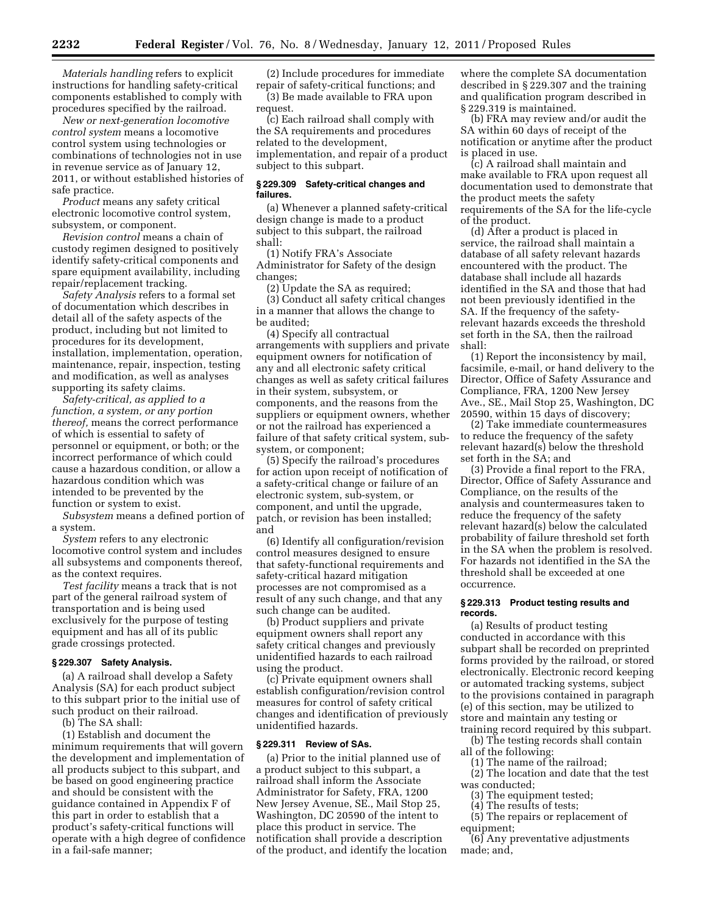*Materials handling* refers to explicit instructions for handling safety-critical components established to comply with procedures specified by the railroad.

*New or next-generation locomotive control system* means a locomotive control system using technologies or combinations of technologies not in use in revenue service as of January 12, 2011, or without established histories of safe practice.

*Product* means any safety critical electronic locomotive control system, subsystem, or component.

*Revision control* means a chain of custody regimen designed to positively identify safety-critical components and spare equipment availability, including repair/replacement tracking.

*Safety Analysis* refers to a formal set of documentation which describes in detail all of the safety aspects of the product, including but not limited to procedures for its development, installation, implementation, operation, maintenance, repair, inspection, testing and modification, as well as analyses supporting its safety claims.

*Safety-critical, as applied to a function, a system, or any portion thereof,* means the correct performance of which is essential to safety of personnel or equipment, or both; or the incorrect performance of which could cause a hazardous condition, or allow a hazardous condition which was intended to be prevented by the function or system to exist.

*Subsystem* means a defined portion of a system.

*System* refers to any electronic locomotive control system and includes all subsystems and components thereof, as the context requires.

*Test facility* means a track that is not part of the general railroad system of transportation and is being used exclusively for the purpose of testing equipment and has all of its public grade crossings protected.

### § 229.307 Safety Analysis.

(a) A railroad shall develop a Safety Analysis (SA) for each product subject to this subpart prior to the initial use of such product on their railroad.

(b) The SA shall:

(1) Establish and document the minimum requirements that will govern the development and implementation of all products subject to this subpart, and be based on good engineering practice and should be consistent with the guidance contained in Appendix F of this part in order to establish that a product's safety-critical functions will operate with a high degree of confidence in a fail-safe manner;

(2) Include procedures for immediate repair of safety-critical functions; and

(3) Be made available to FRA upon request.

(c) Each railroad shall comply with the SA requirements and procedures related to the development, implementation, and repair of a product subject to this subpart.

### § 229.309 Safety-critical changes and failures.

(a) Whenever a planned safety-critical design change is made to a product subject to this subpart, the railroad shall:

(1) Notify FRA's Associate Administrator for Safety of the design changes;

(2) Update the SA as required;

(3) Conduct all safety critical changes in a manner that allows the change to be audited;

(4) Specify all contractual arrangements with suppliers and private equipment owners for notification of any and all electronic safety critical changes as well as safety critical failures in their system, subsystem, or components, and the reasons from the suppliers or equipment owners, whether or not the railroad has experienced a failure of that safety critical system, sub-system, or component;

(5) Specify the railroad's procedures for action upon receipt of notification of a safety-critical change or failure of an electronic system, sub-system, or component, and until the upgrade, patch, or revision has been installed; and

(6) Identify all configuration/revision control measures designed to ensure that safety-functional requirements and safety-critical hazard mitigation processes are not compromised as a result of any such change, and that any such change can be audited.

(b) Product suppliers and private equipment owners shall report any safety critical changes and previously unidentified hazards to each railroad using the product.

(c) Private equipment owners shall establish configuration/revision control measures for control of safety critical changes and identification of previously unidentified hazards.

### § 229.311 Review of SAs.

(a) Prior to the initial planned use of a product subject to this subpart, a railroad shall inform the Associate Administrator for Safety, FRA, 1200 New Jersey Avenue, SE., Mail Stop 25, Washington, DC 20590 of the intent to place this product in service. The notification shall provide a description of the product, and identify the location where the complete SA documentation described in § 229.307 and the training and qualification program described in § 229.319 is maintained.

(b) FRA may review and/or audit the SA within 60 days of receipt of the notification or anytime after the product is placed in use.

(c) A railroad shall maintain and make available to FRA upon request all documentation used to demonstrate that the product meets the safety requirements of the SA for the life-cycle of the product.

(d) After a product is placed in service, the railroad shall maintain a database of all safety relevant hazards encountered with the product. The database shall include all hazards identified in the SA and those that had not been previously identified in the SA. If the frequency of the safety-relevant hazards exceeds the threshold set forth in the SA, then the railroad shall:

(1) Report the inconsistency by mail, facsimile, e-mail, or hand delivery to the Director, Office of Safety Assurance and Compliance, FRA, 1200 New Jersey Ave., SE., Mail Stop 25, Washington, DC 20590, within 15 days of discovery;

(2) Take immediate countermeasures to reduce the frequency of the safety relevant hazard(s) below the threshold set forth in the SA; and

(3) Provide a final report to the FRA, Director, Office of Safety Assurance and Compliance, on the results of the analysis and countermeasures taken to reduce the frequency of the safety relevant hazard(s) below the calculated probability of failure threshold set forth in the SA when the problem is resolved. For hazards not identified in the SA the threshold shall be exceeded at one occurrence.

### § 229.313 Product testing results and records.

(a) Results of product testing conducted in accordance with this subpart shall be recorded on preprinted forms provided by the railroad, or stored electronically. Electronic record keeping or automated tracking systems, subject to the provisions contained in paragraph (e) of this section, may be utilized to store and maintain any testing or training record required by this subpart.

(b) The testing records shall contain all of the following:

(1) The name of the railroad;

(2) The location and date that the test was conducted;

(3) The equipment tested;

(4) The results of tests;

(5) The repairs or replacement of equipment;

(6) Any preventative adjustments made; and,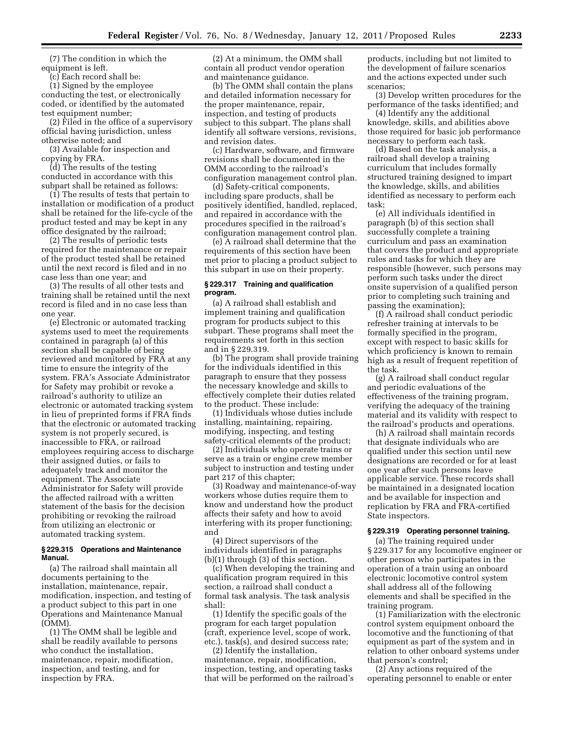(7) The condition in which the equipment is left.

(c) Each record shall be:

(1) Signed by the employee conducting the test, or electronically coded, or identified by the automated test equipment number;

(2) Filed in the office of a supervisory official having jurisdiction, unless otherwise noted; and

(3) Available for inspection and copying by FRA.

(d) The results of the testing conducted in accordance with this subpart shall be retained as follows:

(1) The results of tests that pertain to installation or modification of a product shall be retained for the life-cycle of the product tested and may be kept in any office designated by the railroad;

(2) The results of periodic tests required for the maintenance or repair of the product tested shall be retained until the next record is filed and in no case less than one year; and

(3) The results of all other tests and training shall be retained until the next record is filed and in no case less than one year.

(e) Electronic or automated tracking systems used to meet the requirements contained in paragraph (a) of this section shall be capable of being reviewed and monitored by FRA at any time to ensure the integrity of the system. FRA's Associate Administrator for Safety may prohibit or revoke a railroad's authority to utilize an electronic or automated tracking system in lieu of preprinted forms if FRA finds that the electronic or automated tracking system is not properly secured, is inaccessible to FRA, or railroad employees requiring access to discharge their assigned duties, or fails to adequately track and monitor the equipment. The Associate Administrator for Safety will provide the affected railroad with a written statement of the basis for the decision prohibiting or revoking the railroad from utilizing an electronic or automated tracking system.

### § 229.315 Operations and Maintenance Manual.

(a) The railroad shall maintain all documents pertaining to the installation, maintenance, repair, modification, inspection, and testing of a product subject to this part in one Operations and Maintenance Manual (OMM).

(1) The OMM shall be legible and shall be readily available to persons who conduct the installation, maintenance, repair, modification, inspection, and testing, and for inspection by FRA.

(2) At a minimum, the OMM shall contain all product vendor operation and maintenance guidance.

(b) The OMM shall contain the plans and detailed information necessary for the proper maintenance, repair, inspection, and testing of products subject to this subpart. The plans shall identify all software versions, revisions, and revision dates.

(c) Hardware, software, and firmware revisions shall be documented in the OMM according to the railroad's configuration management control plan.

(d) Safety-critical components, including spare products, shall be positively identified, handled, replaced, and repaired in accordance with the procedures specified in the railroad's configuration management control plan.

(e) A railroad shall determine that the requirements of this section have been met prior to placing a product subject to this subpart in use on their property.

### § 229.317 Training and qualification program.

(a) A railroad shall establish and implement training and qualification program for products subject to this subpart. These programs shall meet the requirements set forth in this section and in § 229.319.

(b) The program shall provide training for the individuals identified in this paragraph to ensure that they possess the necessary knowledge and skills to effectively complete their duties related to the product. These include:

(1) Individuals whose duties include installing, maintaining, repairing, modifying, inspecting, and testing safety-critical elements of the product;

(2) Individuals who operate trains or serve as a train or engine crew member subject to instruction and testing under part 217 of this chapter;

(3) Roadway and maintenance-of-way workers whose duties require them to know and understand how the product affects their safety and how to avoid interfering with its proper functioning; and

(4) Direct supervisors of the individuals identified in paragraphs (b)(1) through (3) of this section.

(c) When developing the training and qualification program required in this section, a railroad shall conduct a formal task analysis. The task analysis shall:

(1) Identify the specific goals of the program for each target population (craft, experience level, scope of work, etc.), task(s), and desired success rate;

(2) Identify the installation, maintenance, repair, modification, inspection, testing, and operating tasks that will be performed on the railroad's products, including but not limited to the development of failure scenarios and the actions expected under such scenarios;

(3) Develop written procedures for the performance of the tasks identified; and

(4) Identify any the additional knowledge, skills, and abilities above those required for basic job performance necessary to perform each task.

(d) Based on the task analysis, a railroad shall develop a training curriculum that includes formally structured training designed to impart the knowledge, skills, and abilities identified as necessary to perform each task;

(e) All individuals identified in paragraph (b) of this section shall successfully complete a training curriculum and pass an examination that covers the product and appropriate rules and tasks for which they are responsible (however, such persons may perform such tasks under the direct onsite supervision of a qualified person prior to completing such training and passing the examination);

(f) A railroad shall conduct periodic refresher training at intervals to be formally specified in the program, except with respect to basic skills for which proficiency is known to remain high as a result of frequent repetition of the task.

(g) A railroad shall conduct regular and periodic evaluations of the effectiveness of the training program, verifying the adequacy of the training material and its validity with respect to the railroad's products and operations.

(h) A railroad shall maintain records that designate individuals who are qualified under this section until new designations are recorded or for at least one year after such persons leave applicable service. These records shall be maintained in a designated location and be available for inspection and replication by FRA and FRA-certified State inspectors.

### § 229.319 Operating personnel training.

(a) The training required under § 229.317 for any locomotive engineer or other person who participates in the operation of a train using an onboard electronic locomotive control system shall address all of the following elements and shall be specified in the training program.

(1) Familiarization with the electronic control system equipment onboard the locomotive and the functioning of that equipment as part of the system and in relation to other onboard systems under that person's control;

(2) Any actions required of the operating personnel to enable or enter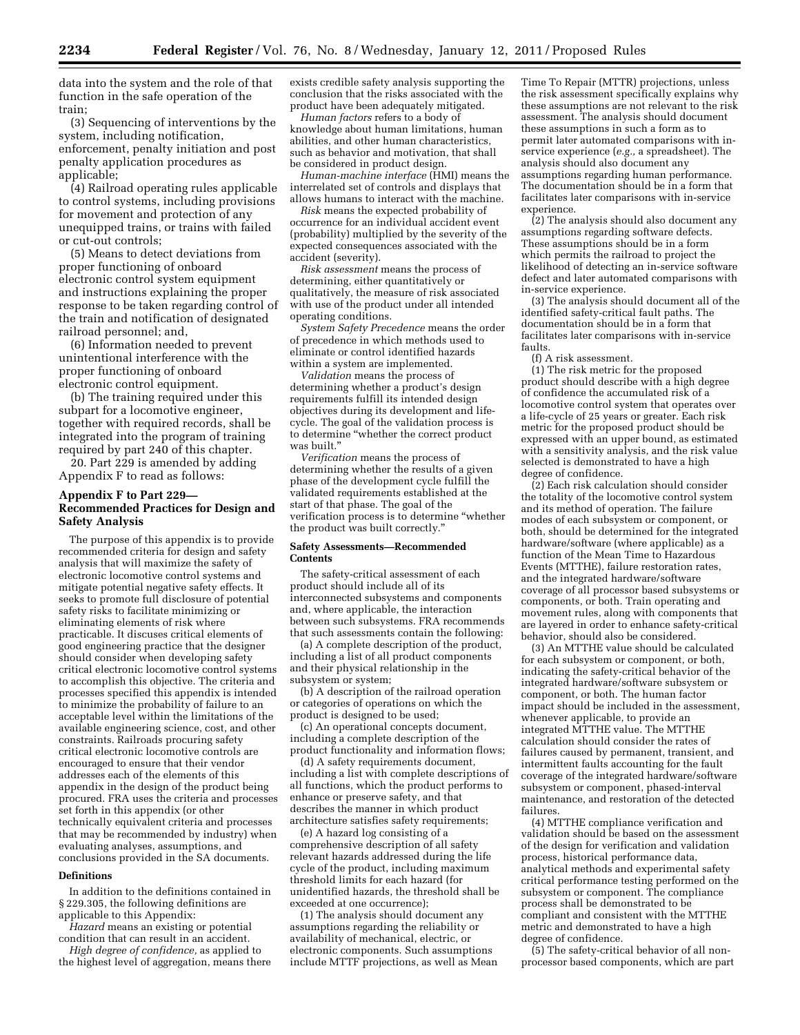data into the system and the role of that function in the safe operation of the train;

(3) Sequencing of interventions by the system, including notification, enforcement, penalty initiation and post penalty application procedures as applicable;

(4) Railroad operating rules applicable to control systems, including provisions for movement and protection of any unequipped trains, or trains with failed or cut-out controls;

(5) Means to detect deviations from proper functioning of onboard electronic control system equipment and instructions explaining the proper response to be taken regarding control of the train and notification of designated railroad personnel; and,

(6) Information needed to prevent unintentional interference with the proper functioning of onboard electronic control equipment.

(b) The training required under this subpart for a locomotive engineer, together with required records, shall be integrated into the program of training required by part 240 of this chapter.

20. Part 229 is amended by adding Appendix F to read as follows:

## Appendix F to Part 229—Recommended Practices for Design and Safety Analysis

The purpose of this appendix is to provide recommended criteria for design and safety analysis that will maximize the safety of electronic locomotive control systems and mitigate potential negative safety effects. It seeks to promote full disclosure of potential safety risks to facilitate minimizing or eliminating elements of risk where practicable. It discuses critical elements of good engineering practice that the designer should consider when developing safety critical electronic locomotive control systems to accomplish this objective. The criteria and processes specified this appendix is intended to minimize the probability of failure to an acceptable level within the limitations of the available engineering science, cost, and other constraints. Railroads procuring safety critical electronic locomotive controls are encouraged to ensure that their vendor addresses each of the elements of this appendix in the design of the product being procured. FRA uses the criteria and processes set forth in this appendix (or other technically equivalent criteria and processes that may be recommended by industry) when evaluating analyses, assumptions, and conclusions provided in the SA documents.

### Definitions

In addition to the definitions contained in § 229.305, the following definitions are applicable to this Appendix:

*Hazard* means an existing or potential condition that can result in an accident.

*High degree of confidence,* as applied to the highest level of aggregation, means there exists credible safety analysis supporting the conclusion that the risks associated with the product have been adequately mitigated.

*Human factors* refers to a body of knowledge about human limitations, human abilities, and other human characteristics, such as behavior and motivation, that shall be considered in product design.

*Human-machine interface* (HMI) means the interrelated set of controls and displays that allows humans to interact with the machine.

*Risk* means the expected probability of occurrence for an individual accident event (probability) multiplied by the severity of the expected consequences associated with the accident (severity).

*Risk assessment* means the process of determining, either quantitatively or qualitatively, the measure of risk associated with use of the product under all intended operating conditions.

*System Safety Precedence* means the order of precedence in which methods used to eliminate or control identified hazards within a system are implemented.

*Validation* means the process of determining whether a product's design requirements fulfill its intended design objectives during its development and life-cycle. The goal of the validation process is to determine "whether the correct product was built."

*Verification* means the process of determining whether the results of a given phase of the development cycle fulfill the validated requirements established at the start of that phase. The goal of the verification process is to determine "whether the product was built correctly."

### Safety Assessments—Recommended Contents

The safety-critical assessment of each product should include all of its interconnected subsystems and components and, where applicable, the interaction between such subsystems. FRA recommends that such assessments contain the following:

(a) A complete description of the product, including a list of all product components and their physical relationship in the subsystem or system;

(b) A description of the railroad operation or categories of operations on which the product is designed to be used;

(c) An operational concepts document, including a complete description of the product functionality and information flows;

(d) A safety requirements document, including a list with complete descriptions of all functions, which the product performs to enhance or preserve safety, and that describes the manner in which product architecture satisfies safety requirements;

(e) A hazard log consisting of a comprehensive description of all safety relevant hazards addressed during the life cycle of the product, including maximum threshold limits for each hazard (for unidentified hazards, the threshold shall be exceeded at one occurrence);

(1) The analysis should document any assumptions regarding the reliability or availability of mechanical, electric, or electronic components. Such assumptions include MTTF projections, as well as Mean Time To Repair (MTTR) projections, unless the risk assessment specifically explains why these assumptions are not relevant to the risk assessment. The analysis should document these assumptions in such a form as to permit later automated comparisons with in-service experience (*e.g.,* a spreadsheet). The analysis should also document any assumptions regarding human performance. The documentation should be in a form that facilitates later comparisons with in-service experience.

(2) The analysis should also document any assumptions regarding software defects. These assumptions should be in a form which permits the railroad to project the likelihood of detecting an in-service software defect and later automated comparisons with in-service experience.

(3) The analysis should document all of the identified safety-critical fault paths. The documentation should be in a form that facilitates later comparisons with in-service faults.

(f) A risk assessment.

(1) The risk metric for the proposed product should describe with a high degree of confidence the accumulated risk of a locomotive control system that operates over a life-cycle of 25 years or greater. Each risk metric for the proposed product should be expressed with an upper bound, as estimated with a sensitivity analysis, and the risk value selected is demonstrated to have a high degree of confidence.

(2) Each risk calculation should consider the totality of the locomotive control system and its method of operation. The failure modes of each subsystem or component, or both, should be determined for the integrated hardware/software (where applicable) as a function of the Mean Time to Hazardous Events (MTTHE), failure restoration rates, and the integrated hardware/software coverage of all processor based subsystems or components, or both. Train operating and movement rules, along with components that are layered in order to enhance safety-critical behavior, should also be considered.

(3) An MTTHE value should be calculated for each subsystem or component, or both, indicating the safety-critical behavior of the integrated hardware/software subsystem or component, or both. The human factor impact should be included in the assessment, whenever applicable, to provide an integrated MTTHE value. The MTTHE calculation should consider the rates of failures caused by permanent, transient, and intermittent faults accounting for the fault coverage of the integrated hardware/software subsystem or component, phased-interval maintenance, and restoration of the detected failures.

(4) MTTHE compliance verification and validation should be based on the assessment of the design for verification and validation process, historical performance data, analytical methods and experimental safety critical performance testing performed on the subsystem or component. The compliance process shall be demonstrated to be compliant and consistent with the MTTHE metric and demonstrated to have a high degree of confidence.

(5) The safety-critical behavior of all non-processor based components, which are part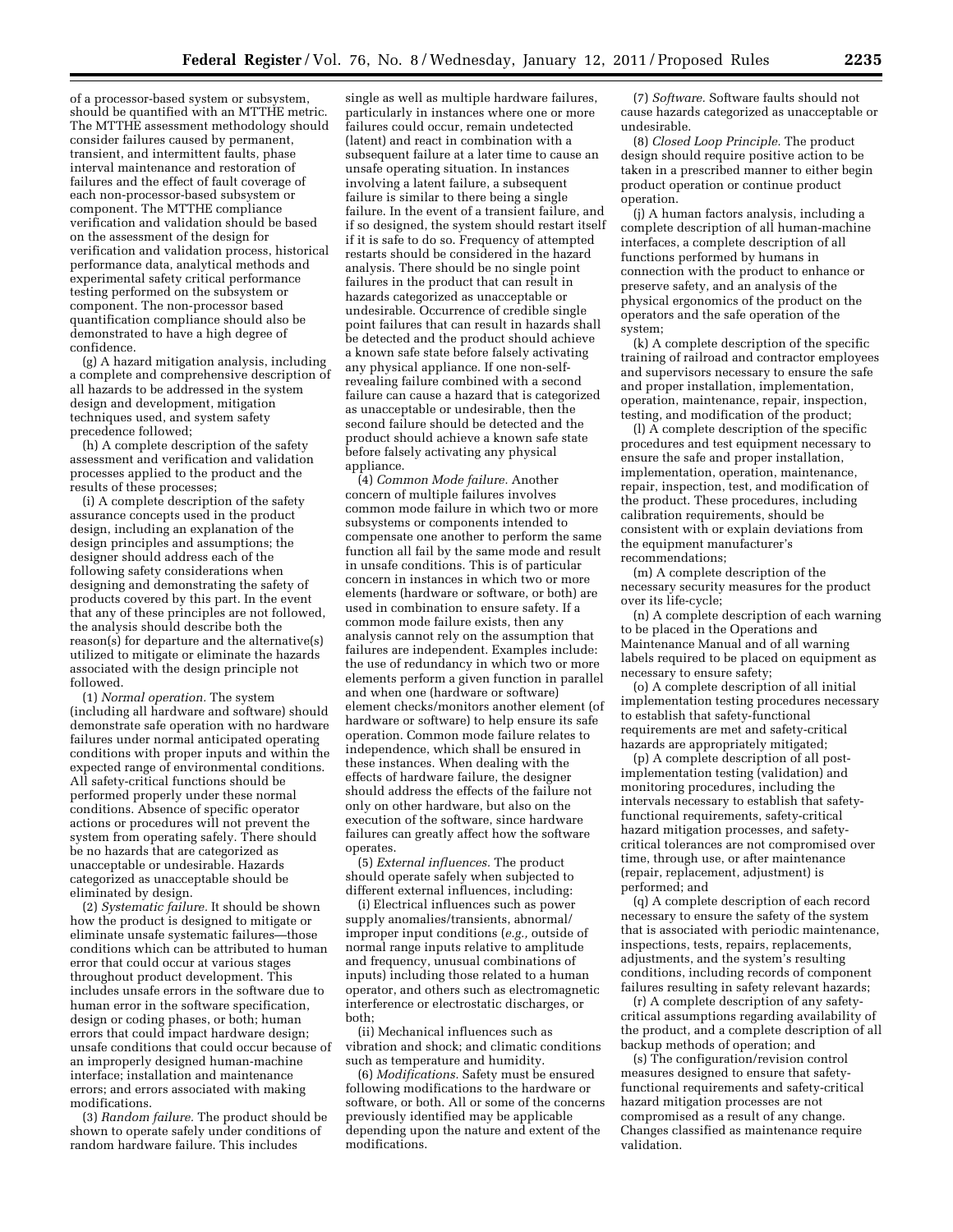of a processor-based system or subsystem, should be quantified with an MTTHE metric. The MTTHE assessment methodology should consider failures caused by permanent, transient, and intermittent faults, phase interval maintenance and restoration of failures and the effect of fault coverage of each non-processor-based subsystem or component. The MTTHE compliance verification and validation should be based on the assessment of the design for verification and validation process, historical performance data, analytical methods and experimental safety critical performance testing performed on the subsystem or component. The non-processor based quantification compliance should also be demonstrated to have a high degree of confidence.

(g) A hazard mitigation analysis, including a complete and comprehensive description of all hazards to be addressed in the system design and development, mitigation techniques used, and system safety precedence followed;

(h) A complete description of the safety assessment and verification and validation processes applied to the product and the results of these processes;

(i) A complete description of the safety assurance concepts used in the product design, including an explanation of the design principles and assumptions; the designer should address each of the following safety considerations when designing and demonstrating the safety of products covered by this part. In the event that any of these principles are not followed, the analysis should describe both the reason(s) for departure and the alternative(s) utilized to mitigate or eliminate the hazards associated with the design principle not followed.

(1) *Normal operation.* The system (including all hardware and software) should demonstrate safe operation with no hardware failures under normal anticipated operating conditions with proper inputs and within the expected range of environmental conditions. All safety-critical functions should be performed properly under these normal conditions. Absence of specific operator actions or procedures will not prevent the system from operating safely. There should be no hazards that are categorized as unacceptable or undesirable. Hazards categorized as unacceptable should be eliminated by design.

(2) *Systematic failure.* It should be shown how the product is designed to mitigate or eliminate unsafe systematic failures—those conditions which can be attributed to human error that could occur at various stages throughout product development. This includes unsafe errors in the software due to human error in the software specification, design or coding phases, or both; human errors that could impact hardware design; unsafe conditions that could occur because of an improperly designed human-machine interface; installation and maintenance errors; and errors associated with making modifications.

(3) *Random failure.* The product should be shown to operate safely under conditions of random hardware failure. This includes single as well as multiple hardware failures, particularly in instances where one or more failures could occur, remain undetected (latent) and react in combination with a subsequent failure at a later time to cause an unsafe operating situation. In instances involving a latent failure, a subsequent failure is similar to there being a single failure. In the event of a transient failure, and if so designed, the system should restart itself if it is safe to do so. Frequency of attempted restarts should be considered in the hazard analysis. There should be no single point failures in the product that can result in hazards categorized as unacceptable or undesirable. Occurrence of credible single point failures that can result in hazards shall be detected and the product should achieve a known safe state before falsely activating any physical appliance. If one non-self-revealing failure combined with a second failure can cause a hazard that is categorized as unacceptable or undesirable, then the second failure should be detected and the product should achieve a known safe state before falsely activating any physical appliance.

(4) *Common Mode failure.* Another concern of multiple failures involves common mode failure in which two or more subsystems or components intended to compensate one another to perform the same function all fail by the same mode and result in unsafe conditions. This is of particular concern in instances in which two or more elements (hardware or software, or both) are used in combination to ensure safety. If a common mode failure exists, then any analysis cannot rely on the assumption that failures are independent. Examples include: the use of redundancy in which two or more elements perform a given function in parallel and when one (hardware or software) element checks/monitors another element (of hardware or software) to help ensure its safe operation. Common mode failure relates to independence, which shall be ensured in these instances. When dealing with the effects of hardware failure, the designer should address the effects of the failure not only on other hardware, but also on the execution of the software, since hardware failures can greatly affect how the software operates.

(5) *External influences.* The product should operate safely when subjected to different external influences, including:

(i) Electrical influences such as power supply anomalies/transients, abnormal/improper input conditions (*e.g.,* outside of normal range inputs relative to amplitude and frequency, unusual combinations of inputs) including those related to a human operator, and others such as electromagnetic interference or electrostatic discharges, or both;

(ii) Mechanical influences such as vibration and shock; and climatic conditions such as temperature and humidity.

(6) *Modifications.* Safety must be ensured following modifications to the hardware or software, or both. All or some of the concerns previously identified may be applicable depending upon the nature and extent of the modifications.

(7) *Software.* Software faults should not cause hazards categorized as unacceptable or undesirable.

(8) *Closed Loop Principle.* The product design should require positive action to be taken in a prescribed manner to either begin product operation or continue product operation.

(j) A human factors analysis, including a complete description of all human-machine interfaces, a complete description of all functions performed by humans in connection with the product to enhance or preserve safety, and an analysis of the physical ergonomics of the product on the operators and the safe operation of the system;

(k) A complete description of the specific training of railroad and contractor employees and supervisors necessary to ensure the safe and proper installation, implementation, operation, maintenance, repair, inspection, testing, and modification of the product;

(l) A complete description of the specific procedures and test equipment necessary to ensure the safe and proper installation, implementation, operation, maintenance, repair, inspection, test, and modification of the product. These procedures, including calibration requirements, should be consistent with or explain deviations from the equipment manufacturer's recommendations;

(m) A complete description of the necessary security measures for the product over its life-cycle;

(n) A complete description of each warning to be placed in the Operations and Maintenance Manual and of all warning labels required to be placed on equipment as necessary to ensure safety;

(o) A complete description of all initial implementation testing procedures necessary to establish that safety-functional requirements are met and safety-critical hazards are appropriately mitigated;

(p) A complete description of all post-implementation testing (validation) and monitoring procedures, including the intervals necessary to establish that safety-functional requirements, safety-critical hazard mitigation processes, and safety-critical tolerances are not compromised over time, through use, or after maintenance (repair, replacement, adjustment) is performed; and

(q) A complete description of each record necessary to ensure the safety of the system that is associated with periodic maintenance, inspections, tests, repairs, replacements, adjustments, and the system's resulting conditions, including records of component failures resulting in safety relevant hazards;

(r) A complete description of any safety-critical assumptions regarding availability of the product, and a complete description of all backup methods of operation; and

(s) The configuration/revision control measures designed to ensure that safety-functional requirements and safety-critical hazard mitigation processes are not compromised as a result of any change. Changes classified as maintenance require validation.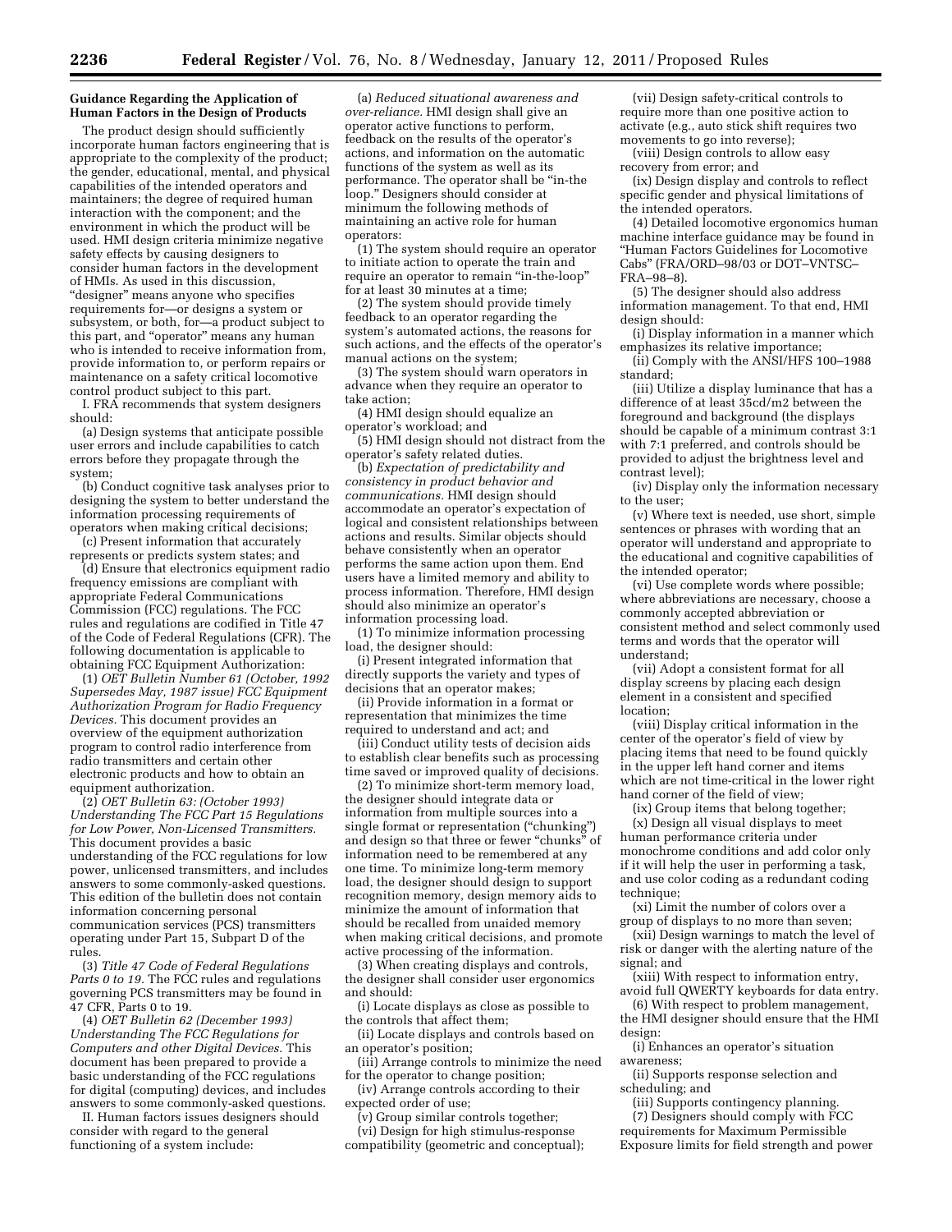**Guidance Regarding the Application of Human Factors in the Design of Products**

The product design should sufficiently incorporate human factors engineering that is appropriate to the complexity of the product; the gender, educational, mental, and physical capabilities of the intended operators and maintainers; the degree of required human interaction with the component; and the environment in which the product will be used. HMI design criteria minimize negative safety effects by causing designers to consider human factors in the development of HMIs. As used in this discussion, "designer" means anyone who specifies requirements for—or designs a system or subsystem, or both, for—a product subject to this part, and "operator" means any human who is intended to receive information from, provide information to, or perform repairs or maintenance on a safety critical locomotive control product subject to this part.

I. FRA recommends that system designers should:

(a) Design systems that anticipate possible user errors and include capabilities to catch errors before they propagate through the system;

(b) Conduct cognitive task analyses prior to designing the system to better understand the information processing requirements of operators when making critical decisions;

(c) Present information that accurately represents or predicts system states; and

(d) Ensure that electronics equipment radio frequency emissions are compliant with appropriate Federal Communications Commission (FCC) regulations. The FCC rules and regulations are codified in Title 47 of the Code of Federal Regulations (CFR). The following documentation is applicable to obtaining FCC Equipment Authorization:

(1) *OET Bulletin Number 61 (October, 1992 Supersedes May, 1987 issue) FCC Equipment Authorization Program for Radio Frequency Devices.* This document provides an overview of the equipment authorization program to control radio interference from radio transmitters and certain other electronic products and how to obtain an equipment authorization.

(2) *OET Bulletin 63: (October 1993) Understanding The FCC Part 15 Regulations for Low Power, Non-Licensed Transmitters.* This document provides a basic understanding of the FCC regulations for low power, unlicensed transmitters, and includes answers to some commonly-asked questions. This edition of the bulletin does not contain information concerning personal communication services (PCS) transmitters operating under Part 15, Subpart D of the rules.

(3) *Title 47 Code of Federal Regulations Parts 0 to 19.* The FCC rules and regulations governing PCS transmitters may be found in 47 CFR, Parts 0 to 19.

(4) *OET Bulletin 62 (December 1993) Understanding The FCC Regulations for Computers and other Digital Devices.* This document has been prepared to provide a basic understanding of the FCC regulations for digital (computing) devices, and includes answers to some commonly-asked questions.

II. Human factors issues designers should consider with regard to the general functioning of a system include:

(a) *Reduced situational awareness and over-reliance.* HMI design shall give an operator active functions to perform, feedback on the results of the operator's actions, and information on the automatic functions of the system as well as its performance. The operator shall be "in-the loop." Designers should consider at minimum the following methods of maintaining an active role for human operators:

(1) The system should require an operator to initiate action to operate the train and require an operator to remain "in-the-loop" for at least 30 minutes at a time;

(2) The system should provide timely feedback to an operator regarding the system's automated actions, the reasons for such actions, and the effects of the operator's manual actions on the system;

(3) The system should warn operators in advance when they require an operator to take action;

(4) HMI design should equalize an operator's workload; and

(5) HMI design should not distract from the operator's safety related duties.

(b) *Expectation of predictability and consistency in product behavior and communications.* HMI design should accommodate an operator's expectation of logical and consistent relationships between actions and results. Similar objects should behave consistently when an operator performs the same action upon them. End users have a limited memory and ability to process information. Therefore, HMI design should also minimize an operator's information processing load.

(1) To minimize information processing load, the designer should:

(i) Present integrated information that directly supports the variety and types of decisions that an operator makes;

(ii) Provide information in a format or representation that minimizes the time required to understand and act; and

(iii) Conduct utility tests of decision aids to establish clear benefits such as processing time saved or improved quality of decisions.

(2) To minimize short-term memory load, the designer should integrate data or information from multiple sources into a single format or representation ("chunking") and design so that three or fewer "chunks" of information need to be remembered at any one time. To minimize long-term memory load, the designer should design to support recognition memory, design memory aids to minimize the amount of information that should be recalled from unaided memory when making critical decisions, and promote active processing of the information.

(3) When creating displays and controls, the designer shall consider user ergonomics and should:

(i) Locate displays as close as possible to the controls that affect them;

(ii) Locate displays and controls based on an operator's position;

(iii) Arrange controls to minimize the need for the operator to change position;

(iv) Arrange controls according to their expected order of use;

(v) Group similar controls together;

(vi) Design for high stimulus-response compatibility (geometric and conceptual);

(vii) Design safety-critical controls to require more than one positive action to activate (e.g., auto stick shift requires two movements to go into reverse);

(viii) Design controls to allow easy recovery from error; and

(ix) Design display and controls to reflect specific gender and physical limitations of the intended operators.

(4) Detailed locomotive ergonomics human machine interface guidance may be found in "Human Factors Guidelines for Locomotive Cabs" (FRA/ORD–98/03 or DOT–VNTSC–FRA–98–8).

(5) The designer should also address information management. To that end, HMI design should:

(i) Display information in a manner which emphasizes its relative importance;

(ii) Comply with the ANSI/HFS 100–1988 standard;

(iii) Utilize a display luminance that has a difference of at least 35cd/m2 between the foreground and background (the displays should be capable of a minimum contrast 3:1 with 7:1 preferred, and controls should be provided to adjust the brightness level and contrast level);

(iv) Display only the information necessary to the user;

(v) Where text is needed, use short, simple sentences or phrases with wording that an operator will understand and appropriate to the educational and cognitive capabilities of the intended operator;

(vi) Use complete words where possible; where abbreviations are necessary, choose a commonly accepted abbreviation or consistent method and select commonly used terms and words that the operator will understand;

(vii) Adopt a consistent format for all display screens by placing each design element in a consistent and specified location;

(viii) Display critical information in the center of the operator's field of view by placing items that need to be found quickly in the upper left hand corner and items which are not time-critical in the lower right hand corner of the field of view;

(ix) Group items that belong together;

(x) Design all visual displays to meet human performance criteria under monochrome conditions and add color only if it will help the user in performing a task, and use color coding as a redundant coding technique;

(xi) Limit the number of colors over a group of displays to no more than seven;

(xii) Design warnings to match the level of risk or danger with the alerting nature of the signal; and

(xiii) With respect to information entry, avoid full QWERTY keyboards for data entry.

(6) With respect to problem management, the HMI designer should ensure that the HMI design:

(i) Enhances an operator's situation awareness;

(ii) Supports response selection and scheduling; and

(iii) Supports contingency planning.

(7) Designers should comply with FCC requirements for Maximum Permissible Exposure limits for field strength and power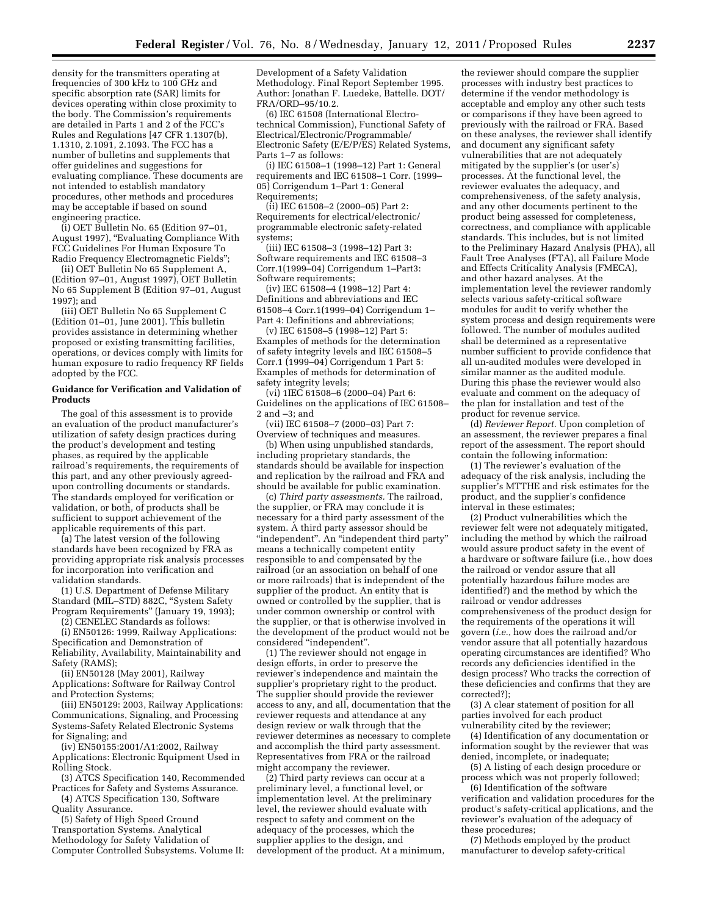density for the transmitters operating at frequencies of 300 kHz to 100 GHz and specific absorption rate (SAR) limits for devices operating within close proximity to the body. The Commission's requirements are detailed in Parts 1 and 2 of the FCC's Rules and Regulations [47 CFR 1.1307(b), 1.1310, 2.1091, 2.1093. The FCC has a number of bulletins and supplements that offer guidelines and suggestions for evaluating compliance. These documents are not intended to establish mandatory procedures, other methods and procedures may be acceptable if based on sound engineering practice.

(i) OET Bulletin No. 65 (Edition 97–01, August 1997), "Evaluating Compliance With FCC Guidelines For Human Exposure To Radio Frequency Electromagnetic Fields";

(ii) OET Bulletin No 65 Supplement A, (Edition 97–01, August 1997), OET Bulletin No 65 Supplement B (Edition 97–01, August 1997); and

(iii) OET Bulletin No 65 Supplement C (Edition 01–01, June 2001). This bulletin provides assistance in determining whether proposed or existing transmitting facilities, operations, or devices comply with limits for human exposure to radio frequency RF fields adopted by the FCC.

**Guidance for Verification and Validation of Products**

The goal of this assessment is to provide an evaluation of the product manufacturer's utilization of safety design practices during the product's development and testing phases, as required by the applicable railroad's requirements, the requirements of this part, and any other previously agreed-upon controlling documents or standards. The standards employed for verification or validation, or both, of products shall be sufficient to support achievement of the applicable requirements of this part.

(a) The latest version of the following standards have been recognized by FRA as providing appropriate risk analysis processes for incorporation into verification and validation standards.

(1) U.S. Department of Defense Military Standard (MIL–STD) 882C, "System Safety Program Requirements" (January 19, 1993);

(2) CENELEC Standards as follows:

(i) EN50126: 1999, Railway Applications: Specification and Demonstration of Reliability, Availability, Maintainability and Safety (RAMS);

(ii) EN50128 (May 2001), Railway Applications: Software for Railway Control and Protection Systems;

(iii) EN50129: 2003, Railway Applications: Communications, Signaling, and Processing Systems-Safety Related Electronic Systems for Signaling; and

(iv) EN50155:2001/A1:2002, Railway Applications: Electronic Equipment Used in Rolling Stock.

(3) ATCS Specification 140, Recommended Practices for Safety and Systems Assurance.

(4) ATCS Specification 130, Software Quality Assurance.

(5) Safety of High Speed Ground Transportation Systems. Analytical Methodology for Safety Validation of Computer Controlled Subsystems. Volume II: Development of a Safety Validation Methodology. Final Report September 1995. Author: Jonathan F. Luedeke, Battelle. DOT/FRA/ORD–95/10.2.

(6) IEC 61508 (International Electrotechnical Commission), Functional Safety of Electrical/Electronic/Programmable/Electronic Safety (E/E/P/ES) Related Systems, Parts 1–7 as follows:

(i) IEC 61508–1 (1998–12) Part 1: General requirements and IEC 61508–1 Corr. (1999–05) Corrigendum 1–Part 1: General Requirements;

(ii) IEC 61508–2 (2000–05) Part 2: Requirements for electrical/electronic/programmable electronic safety-related systems;

(iii) IEC 61508–3 (1998–12) Part 3: Software requirements and IEC 61508–3 Corr.1(1999–04) Corrigendum 1–Part3: Software requirements;

(iv) IEC 61508–4 (1998–12) Part 4: Definitions and abbreviations and IEC 61508–4 Corr.1(1999–04) Corrigendum 1–Part 4: Definitions and abbreviations;

(v) IEC 61508–5 (1998–12) Part 5: Examples of methods for the determination of safety integrity levels and IEC 61508–5 Corr.1 (1999–04) Corrigendum 1 Part 5: Examples of methods for determination of safety integrity levels;

(vi) 1IEC 61508–6 (2000–04) Part 6: Guidelines on the applications of IEC 61508–2 and –3; and

(vii) IEC 61508–7 (2000–03) Part 7: Overview of techniques and measures.

(b) When using unpublished standards, including proprietary standards, the standards should be available for inspection and replication by the railroad and FRA and should be available for public examination.

(c) *Third party assessments.* The railroad, the supplier, or FRA may conclude it is necessary for a third party assessment of the system. A third party assessor should be "independent". An "independent third party" means a technically competent entity responsible to and compensated by the railroad (or an association on behalf of one or more railroads) that is independent of the supplier of the product. An entity that is owned or controlled by the supplier, that is under common ownership or control with the supplier, or that is otherwise involved in the development of the product would not be considered "independent".

(1) The reviewer should not engage in design efforts, in order to preserve the reviewer's independence and maintain the supplier's proprietary right to the product. The supplier should provide the reviewer access to any, and all, documentation that the reviewer requests and attendance at any design review or walk through that the reviewer determines as necessary to complete and accomplish the third party assessment. Representatives from FRA or the railroad might accompany the reviewer.

(2) Third party reviews can occur at a preliminary level, a functional level, or implementation level. At the preliminary level, the reviewer should evaluate with respect to safety and comment on the adequacy of the processes, which the supplier applies to the design, and development of the product. At a minimum, the reviewer should compare the supplier processes with industry best practices to determine if the vendor methodology is acceptable and employ any other such tests or comparisons if they have been agreed to previously with the railroad or FRA. Based on these analyses, the reviewer shall identify and document any significant safety vulnerabilities that are not adequately mitigated by the supplier's (or user's) processes. At the functional level, the reviewer evaluates the adequacy, and comprehensiveness, of the safety analysis, and any other documents pertinent to the product being assessed for completeness, correctness, and compliance with applicable standards. This includes, but is not limited to the Preliminary Hazard Analysis (PHA), all Fault Tree Analyses (FTA), all Failure Mode and Effects Criticality Analysis (FMECA), and other hazard analyses. At the implementation level the reviewer randomly selects various safety-critical software modules for audit to verify whether the system process and design requirements were followed. The number of modules audited shall be determined as a representative number sufficient to provide confidence that all un-audited modules were developed in similar manner as the audited module. During this phase the reviewer would also evaluate and comment on the adequacy of the plan for installation and test of the product for revenue service.

(d) *Reviewer Report.* Upon completion of an assessment, the reviewer prepares a final report of the assessment. The report should contain the following information:

(1) The reviewer's evaluation of the adequacy of the risk analysis, including the supplier's MTTHE and risk estimates for the product, and the supplier's confidence interval in these estimates;

(2) Product vulnerabilities which the reviewer felt were not adequately mitigated, including the method by which the railroad would assure product safety in the event of a hardware or software failure (i.e., how does the railroad or vendor assure that all potentially hazardous failure modes are identified?) and the method by which the railroad or vendor addresses comprehensiveness of the product design for the requirements of the operations it will govern (*i.e.,* how does the railroad and/or vendor assure that all potentially hazardous operating circumstances are identified? Who records any deficiencies identified in the design process? Who tracks the correction of these deficiencies and confirms that they are corrected?);

(3) A clear statement of position for all parties involved for each product vulnerability cited by the reviewer;

(4) Identification of any documentation or information sought by the reviewer that was denied, incomplete, or inadequate;

(5) A listing of each design procedure or process which was not properly followed;

(6) Identification of the software verification and validation procedures for the product's safety-critical applications, and the reviewer's evaluation of the adequacy of these procedures;

(7) Methods employed by the product manufacturer to develop safety-critical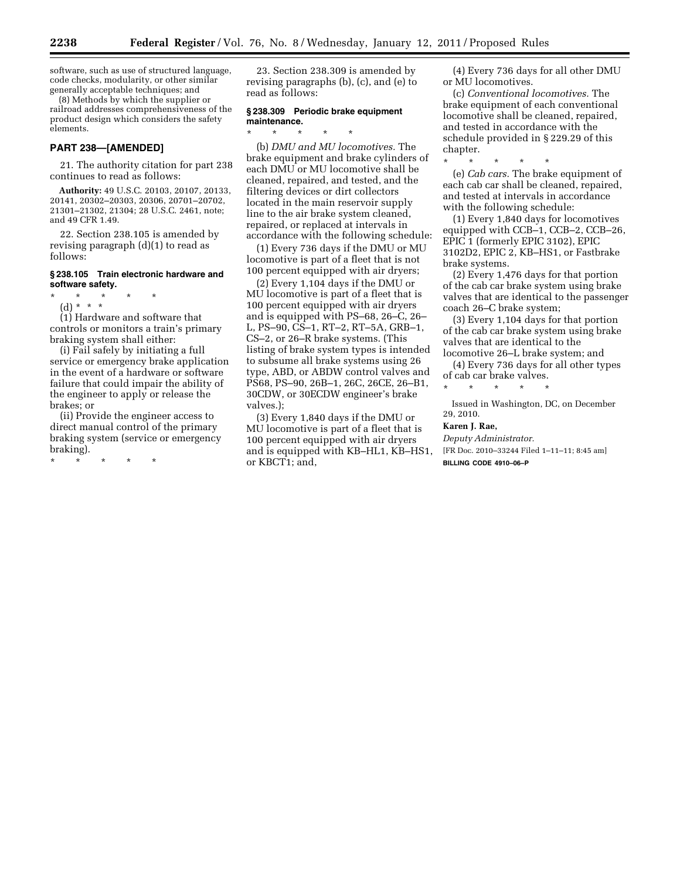software, such as use of structured language, code checks, modularity, or other similar generally acceptable techniques; and

(8) Methods by which the supplier or railroad addresses comprehensiveness of the product design which considers the safety elements.

## PART 238—[AMENDED]

21. The authority citation for part 238 continues to read as follows:

**Authority:** 49 U.S.C. 20103, 20107, 20133, 20141, 20302–20303, 20306, 20701–20702, 21301–21302, 21304; 28 U.S.C. 2461, note; and 49 CFR 1.49.

22. Section 238.105 is amended by revising paragraph (d)(1) to read as follows:

### § 238.105 Train electronic hardware and software safety.

\* \* \* \* \*

(d) \* \* \*

(1) Hardware and software that controls or monitors a train's primary braking system shall either:

(i) Fail safely by initiating a full service or emergency brake application in the event of a hardware or software failure that could impair the ability of the engineer to apply or release the brakes; or

(ii) Provide the engineer access to direct manual control of the primary braking system (service or emergency braking).

\* \* \* \* \*

23. Section 238.309 is amended by revising paragraphs (b), (c), and (e) to read as follows:

### § 238.309 Periodic brake equipment maintenance.

\* \* \* \* \*

(b) *DMU and MU locomotives.* The brake equipment and brake cylinders of each DMU or MU locomotive shall be cleaned, repaired, and tested, and the filtering devices or dirt collectors located in the main reservoir supply line to the air brake system cleaned, repaired, or replaced at intervals in accordance with the following schedule:

(1) Every 736 days if the DMU or MU locomotive is part of a fleet that is not 100 percent equipped with air dryers;

(2) Every 1,104 days if the DMU or MU locomotive is part of a fleet that is 100 percent equipped with air dryers and is equipped with PS–68, 26–C, 26–L, PS–90, CS–1, RT–2, RT–5A, GRB–1, CS–2, or 26–R brake systems. (This listing of brake system types is intended to subsume all brake systems using 26 type, ABD, or ABDW control valves and PS68, PS–90, 26B–1, 26C, 26CE, 26–B1, 30CDW, or 30ECDW engineer's brake valves.);

(3) Every 1,840 days if the DMU or MU locomotive is part of a fleet that is 100 percent equipped with air dryers and is equipped with KB–HL1, KB–HS1, or KBCT1; and,

(4) Every 736 days for all other DMU or MU locomotives.

(c) *Conventional locomotives.* The brake equipment of each conventional locomotive shall be cleaned, repaired, and tested in accordance with the schedule provided in § 229.29 of this chapter.

\* \* \* \* \*

(e) *Cab cars.* The brake equipment of each cab car shall be cleaned, repaired, and tested at intervals in accordance with the following schedule:

(1) Every 1,840 days for locomotives equipped with CCB–1, CCB–2, CCB–26, EPIC 1 (formerly EPIC 3102), EPIC 3102D2, EPIC 2, KB–HS1, or Fastbrake brake systems.

(2) Every 1,476 days for that portion of the cab car brake system using brake valves that are identical to the passenger coach 26–C brake system;

(3) Every 1,104 days for that portion of the cab car brake system using brake valves that are identical to the locomotive 26–L brake system; and

(4) Every 736 days for all other types of cab car brake valves.

\* \* \* \* \*

Issued in Washington, DC, on December 29, 2010.

**Karen J. Rae,**

*Deputy Administrator.*

[FR Doc. 2010–33244 Filed 1–11–11; 8:45 am]

**BILLING CODE 4910–06–P**